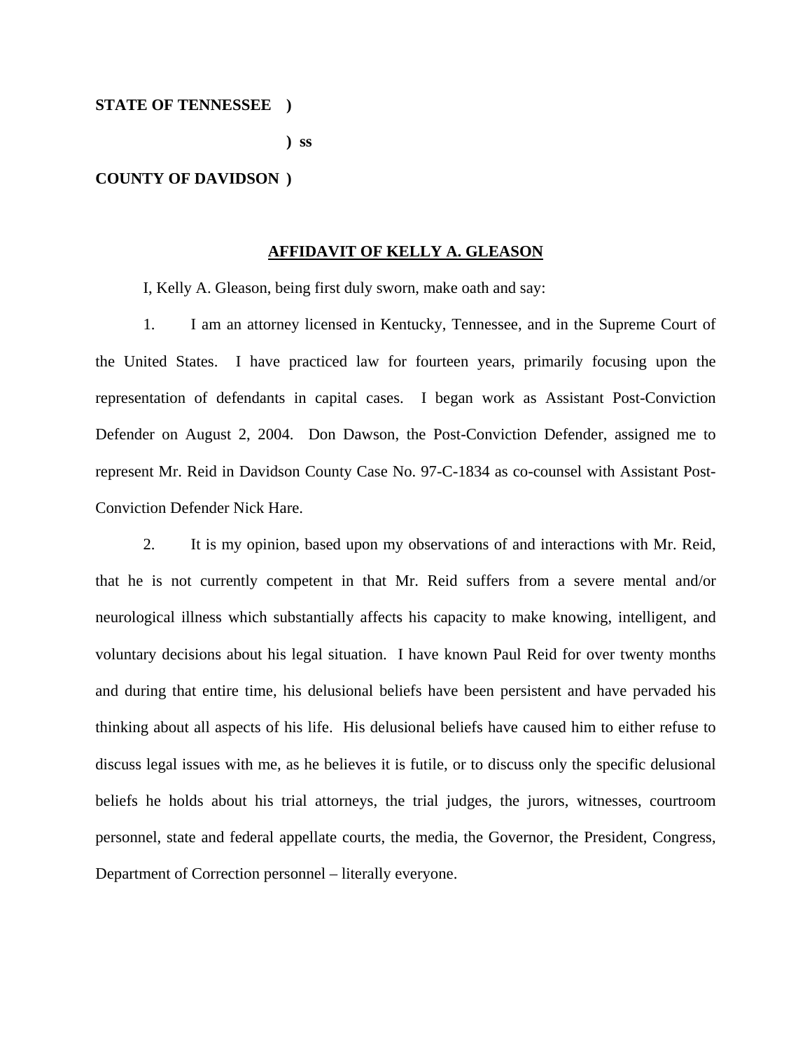**STATE OF TENNESSEE )**

**) ss**

**COUNTY OF DAVIDSON )**

**AFFIDAVIT OF KELLY A. GLEASON**

I, Kelly A. Gleason, being first duly sworn, make oath and say:

1. I am an attorney licensed in Kentucky, Tennessee, and in the Supreme Court of the United States. I have practiced law for fourteen years, primarily focusing upon the representation of defendants in capital cases. I began work as Assistant Post-Conviction Defender on August 2, 2004. Don Dawson, the Post-Conviction Defender, assigned me to represent Mr. Reid in Davidson County Case No. 97-C-1834 as co-counsel with Assistant Post-Conviction Defender Nick Hare.

2. It is my opinion, based upon my observations of and interactions with Mr. Reid, that he is not currently competent in that Mr. Reid suffers from a severe mental and/or neurological illness which substantially affects his capacity to make knowing, intelligent, and voluntary decisions about his legal situation. I have known Paul Reid for over twenty months and during that entire time, his delusional beliefs have been persistent and have pervaded his thinking about all aspects of his life. His delusional beliefs have caused him to either refuse to discuss legal issues with me, as he believes it is futile, or to discuss only the specific delusional beliefs he holds about his trial attorneys, the trial judges, the jurors, witnesses, courtroom personnel, state and federal appellate courts, the media, the Governor, the President, Congress, Department of Correction personnel – literally everyone.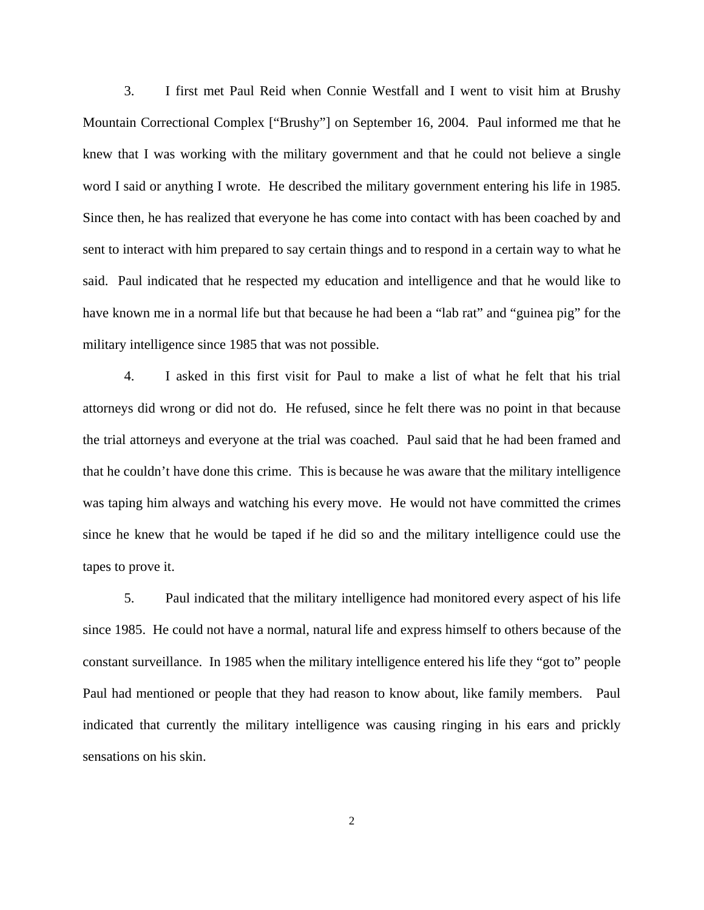3. I first met Paul Reid when Connie Westfall and I went to visit him at Brushy Mountain Correctional Complex ["Brushy"] on September 16, 2004. Paul informed me that he knew that I was working with the military government and that he could not believe a single word I said or anything I wrote. He described the military government entering his life in 1985. Since then, he has realized that everyone he has come into contact with has been coached by and sent to interact with him prepared to say certain things and to respond in a certain way to what he said. Paul indicated that he respected my education and intelligence and that he would like to have known me in a normal life but that because he had been a "lab rat" and "guinea pig" for the military intelligence since 1985 that was not possible.

4. I asked in this first visit for Paul to make a list of what he felt that his trial attorneys did wrong or did not do. He refused, since he felt there was no point in that because the trial attorneys and everyone at the trial was coached. Paul said that he had been framed and that he couldn't have done this crime. This is because he was aware that the military intelligence was taping him always and watching his every move. He would not have committed the crimes since he knew that he would be taped if he did so and the military intelligence could use the tapes to prove it.

5. Paul indicated that the military intelligence had monitored every aspect of his life since 1985. He could not have a normal, natural life and express himself to others because of the constant surveillance. In 1985 when the military intelligence entered his life they "got to" people Paul had mentioned or people that they had reason to know about, like family members. Paul indicated that currently the military intelligence was causing ringing in his ears and prickly sensations on his skin.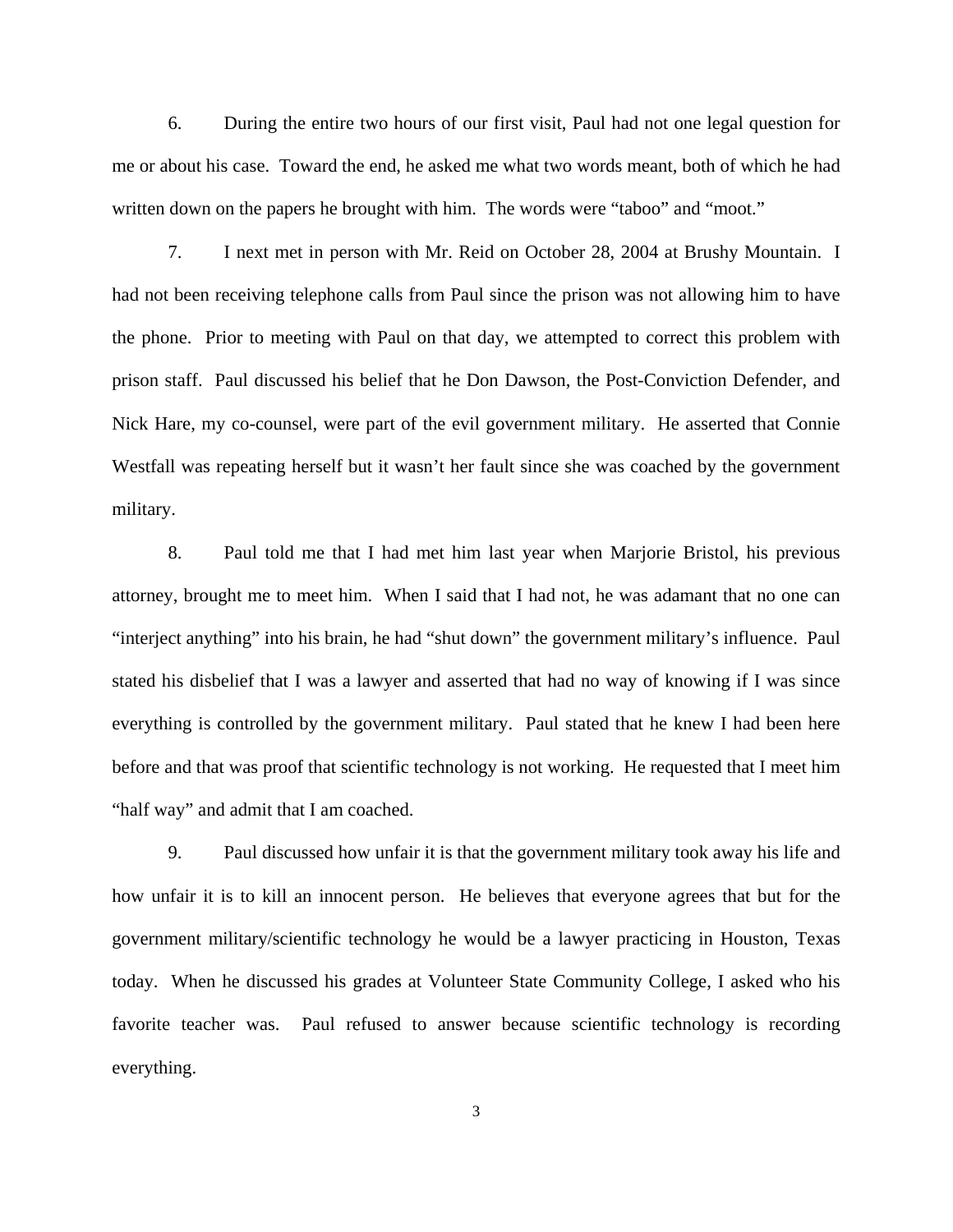6. During the entire two hours of our first visit, Paul had not one legal question for me or about his case. Toward the end, he asked me what two words meant, both of which he had written down on the papers he brought with him. The words were "taboo" and "moot."

7. I next met in person with Mr. Reid on October 28, 2004 at Brushy Mountain. I had not been receiving telephone calls from Paul since the prison was not allowing him to have the phone. Prior to meeting with Paul on that day, we attempted to correct this problem with prison staff. Paul discussed his belief that he Don Dawson, the Post-Conviction Defender, and Nick Hare, my co-counsel, were part of the evil government military. He asserted that Connie Westfall was repeating herself but it wasn't her fault since she was coached by the government military.

8. Paul told me that I had met him last year when Marjorie Bristol, his previous attorney, brought me to meet him. When I said that I had not, he was adamant that no one can "interject anything" into his brain, he had "shut down" the government military's influence. Paul stated his disbelief that I was a lawyer and asserted that had no way of knowing if I was since everything is controlled by the government military. Paul stated that he knew I had been here before and that was proof that scientific technology is not working. He requested that I meet him "half way" and admit that I am coached.

9. Paul discussed how unfair it is that the government military took away his life and how unfair it is to kill an innocent person. He believes that everyone agrees that but for the government military/scientific technology he would be a lawyer practicing in Houston, Texas today. When he discussed his grades at Volunteer State Community College, I asked who his favorite teacher was. Paul refused to answer because scientific technology is recording everything.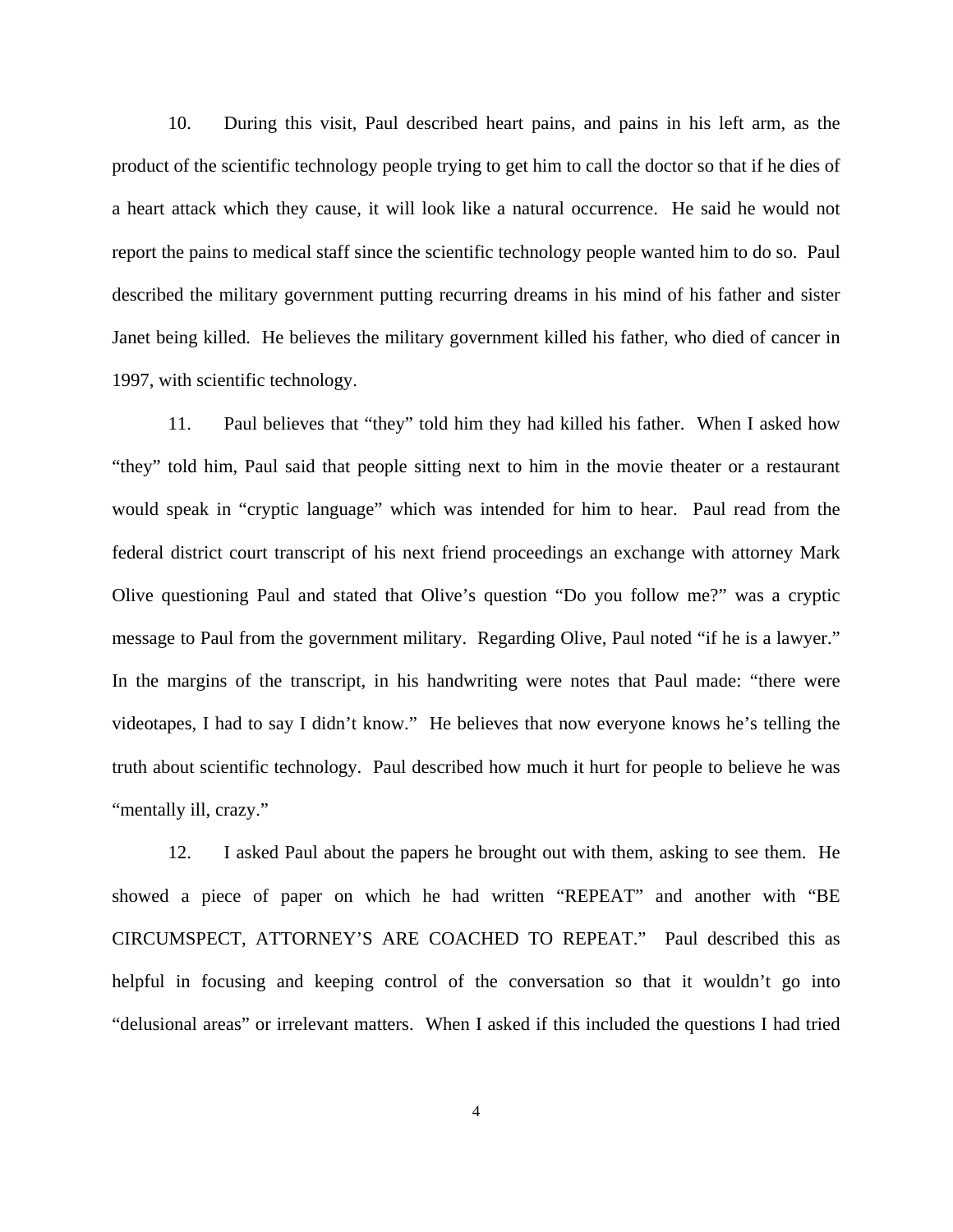10. During this visit, Paul described heart pains, and pains in his left arm, as the product of the scientific technology people trying to get him to call the doctor so that if he dies of a heart attack which they cause, it will look like a natural occurrence. He said he would not report the pains to medical staff since the scientific technology people wanted him to do so. Paul described the military government putting recurring dreams in his mind of his father and sister Janet being killed. He believes the military government killed his father, who died of cancer in 1997, with scientific technology.

11. Paul believes that "they" told him they had killed his father. When I asked how "they" told him, Paul said that people sitting next to him in the movie theater or a restaurant would speak in "cryptic language" which was intended for him to hear. Paul read from the federal district court transcript of his next friend proceedings an exchange with attorney Mark Olive questioning Paul and stated that Olive's question "Do you follow me?" was a cryptic message to Paul from the government military. Regarding Olive, Paul noted "if he is a lawyer." In the margins of the transcript, in his handwriting were notes that Paul made: "there were videotapes, I had to say I didn't know." He believes that now everyone knows he's telling the truth about scientific technology. Paul described how much it hurt for people to believe he was "mentally ill, crazy."

12. I asked Paul about the papers he brought out with them, asking to see them. He showed a piece of paper on which he had written "REPEAT" and another with "BE CIRCUMSPECT, ATTORNEY'S ARE COACHED TO REPEAT." Paul described this as helpful in focusing and keeping control of the conversation so that it wouldn't go into "delusional areas" or irrelevant matters. When I asked if this included the questions I had tried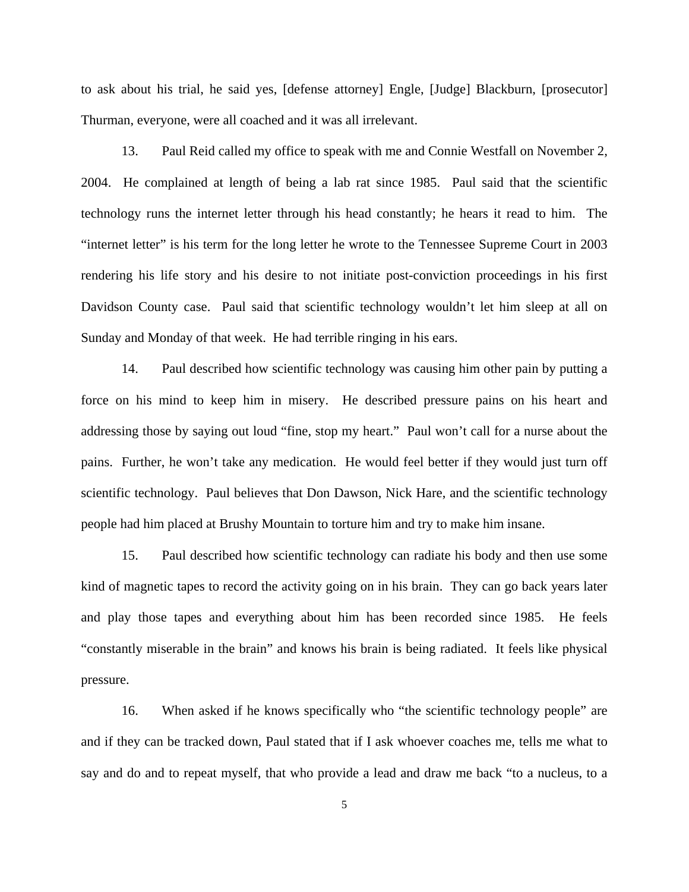to ask about his trial, he said yes, [defense attorney] Engle, [Judge] Blackburn, [prosecutor] Thurman, everyone, were all coached and it was all irrelevant.

13. Paul Reid called my office to speak with me and Connie Westfall on November 2, 2004. He complained at length of being a lab rat since 1985. Paul said that the scientific technology runs the internet letter through his head constantly; he hears it read to him. The "internet letter" is his term for the long letter he wrote to the Tennessee Supreme Court in 2003 rendering his life story and his desire to not initiate post-conviction proceedings in his first Davidson County case. Paul said that scientific technology wouldn't let him sleep at all on Sunday and Monday of that week. He had terrible ringing in his ears.

14. Paul described how scientific technology was causing him other pain by putting a force on his mind to keep him in misery. He described pressure pains on his heart and addressing those by saying out loud "fine, stop my heart." Paul won't call for a nurse about the pains. Further, he won't take any medication. He would feel better if they would just turn off scientific technology. Paul believes that Don Dawson, Nick Hare, and the scientific technology people had him placed at Brushy Mountain to torture him and try to make him insane.

15. Paul described how scientific technology can radiate his body and then use some kind of magnetic tapes to record the activity going on in his brain. They can go back years later and play those tapes and everything about him has been recorded since 1985. He feels "constantly miserable in the brain" and knows his brain is being radiated. It feels like physical pressure.

16. When asked if he knows specifically who "the scientific technology people" are and if they can be tracked down, Paul stated that if I ask whoever coaches me, tells me what to say and do and to repeat myself, that who provide a lead and draw me back "to a nucleus, to a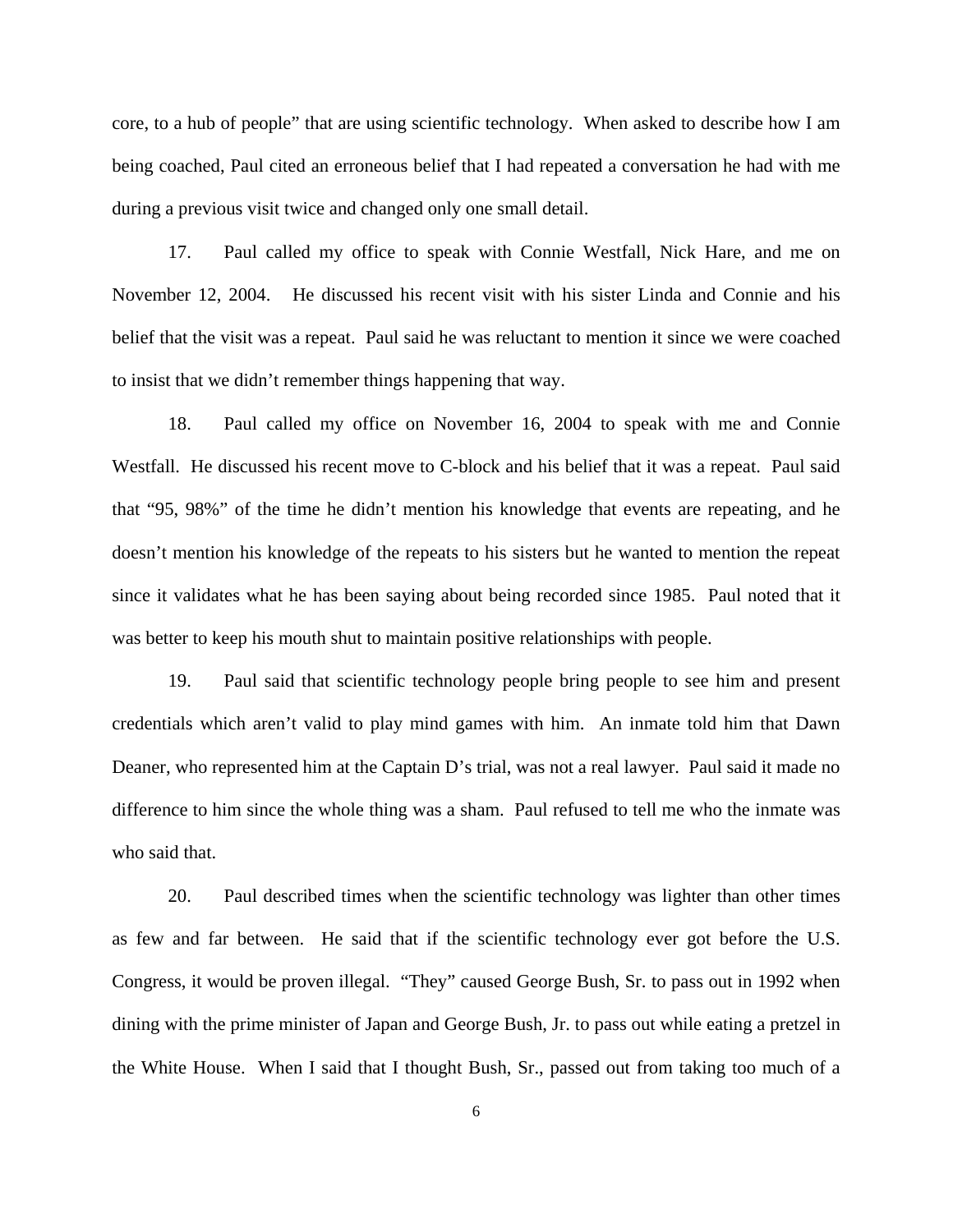core, to a hub of people" that are using scientific technology. When asked to describe how I am being coached, Paul cited an erroneous belief that I had repeated a conversation he had with me during a previous visit twice and changed only one small detail.

17. Paul called my office to speak with Connie Westfall, Nick Hare, and me on November 12, 2004. He discussed his recent visit with his sister Linda and Connie and his belief that the visit was a repeat. Paul said he was reluctant to mention it since we were coached to insist that we didn't remember things happening that way.

18. Paul called my office on November 16, 2004 to speak with me and Connie Westfall. He discussed his recent move to C-block and his belief that it was a repeat. Paul said that "95, 98%" of the time he didn't mention his knowledge that events are repeating, and he doesn't mention his knowledge of the repeats to his sisters but he wanted to mention the repeat since it validates what he has been saying about being recorded since 1985. Paul noted that it was better to keep his mouth shut to maintain positive relationships with people.

19. Paul said that scientific technology people bring people to see him and present credentials which aren't valid to play mind games with him. An inmate told him that Dawn Deaner, who represented him at the Captain D's trial, was not a real lawyer. Paul said it made no difference to him since the whole thing was a sham. Paul refused to tell me who the inmate was who said that.

20. Paul described times when the scientific technology was lighter than other times as few and far between. He said that if the scientific technology ever got before the U.S. Congress, it would be proven illegal. "They" caused George Bush, Sr. to pass out in 1992 when dining with the prime minister of Japan and George Bush, Jr. to pass out while eating a pretzel in the White House. When I said that I thought Bush, Sr., passed out from taking too much of a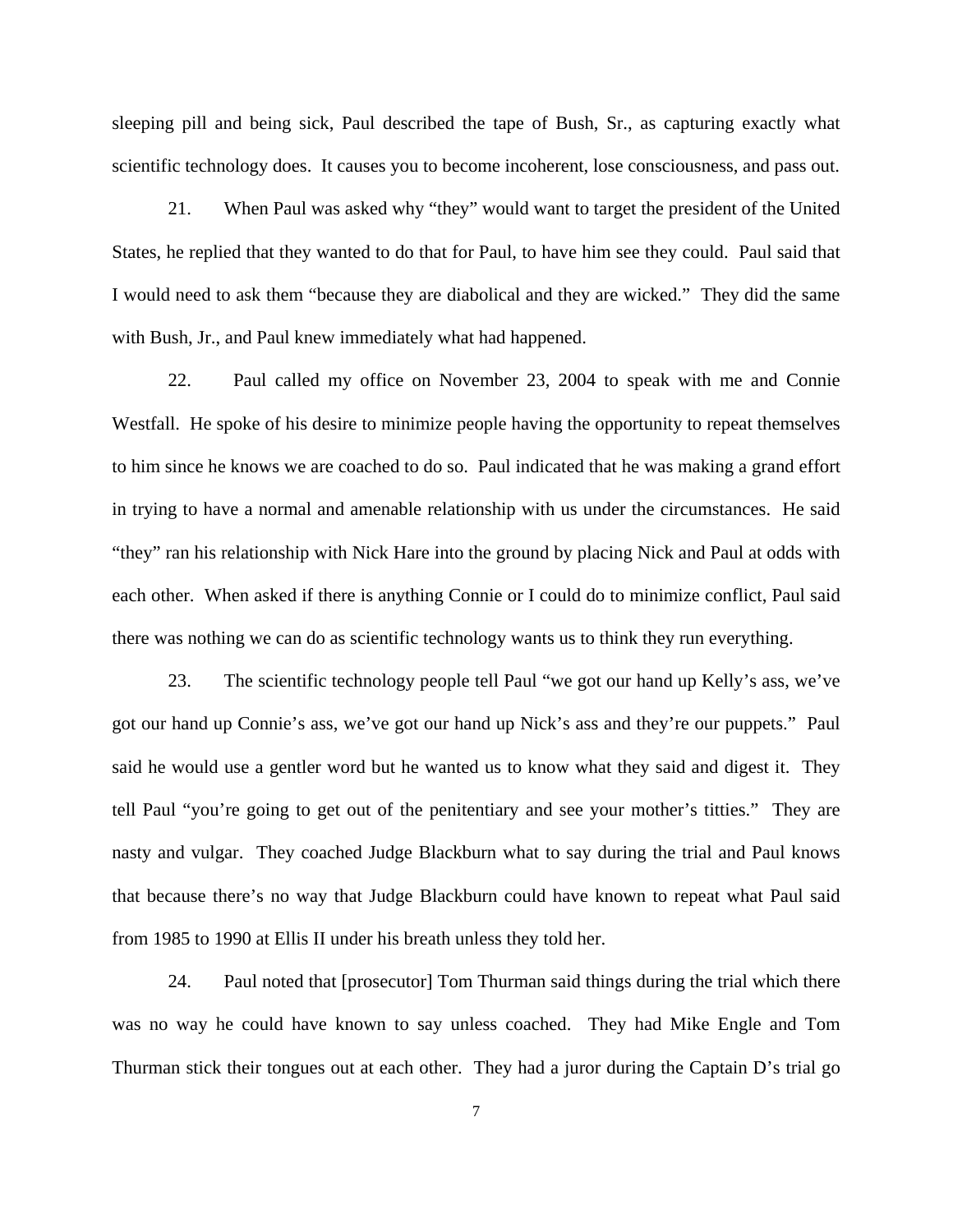sleeping pill and being sick, Paul described the tape of Bush, Sr., as capturing exactly what scientific technology does. It causes you to become incoherent, lose consciousness, and pass out.

21. When Paul was asked why "they" would want to target the president of the United States, he replied that they wanted to do that for Paul, to have him see they could. Paul said that I would need to ask them "because they are diabolical and they are wicked." They did the same with Bush, Jr., and Paul knew immediately what had happened.

22. Paul called my office on November 23, 2004 to speak with me and Connie Westfall. He spoke of his desire to minimize people having the opportunity to repeat themselves to him since he knows we are coached to do so. Paul indicated that he was making a grand effort in trying to have a normal and amenable relationship with us under the circumstances. He said "they" ran his relationship with Nick Hare into the ground by placing Nick and Paul at odds with each other. When asked if there is anything Connie or I could do to minimize conflict, Paul said there was nothing we can do as scientific technology wants us to think they run everything.

23. The scientific technology people tell Paul "we got our hand up Kelly's ass, we've got our hand up Connie's ass, we've got our hand up Nick's ass and they're our puppets." Paul said he would use a gentler word but he wanted us to know what they said and digest it. They tell Paul "you're going to get out of the penitentiary and see your mother's titties." They are nasty and vulgar. They coached Judge Blackburn what to say during the trial and Paul knows that because there's no way that Judge Blackburn could have known to repeat what Paul said from 1985 to 1990 at Ellis II under his breath unless they told her.

24. Paul noted that [prosecutor] Tom Thurman said things during the trial which there was no way he could have known to say unless coached. They had Mike Engle and Tom Thurman stick their tongues out at each other. They had a juror during the Captain D's trial go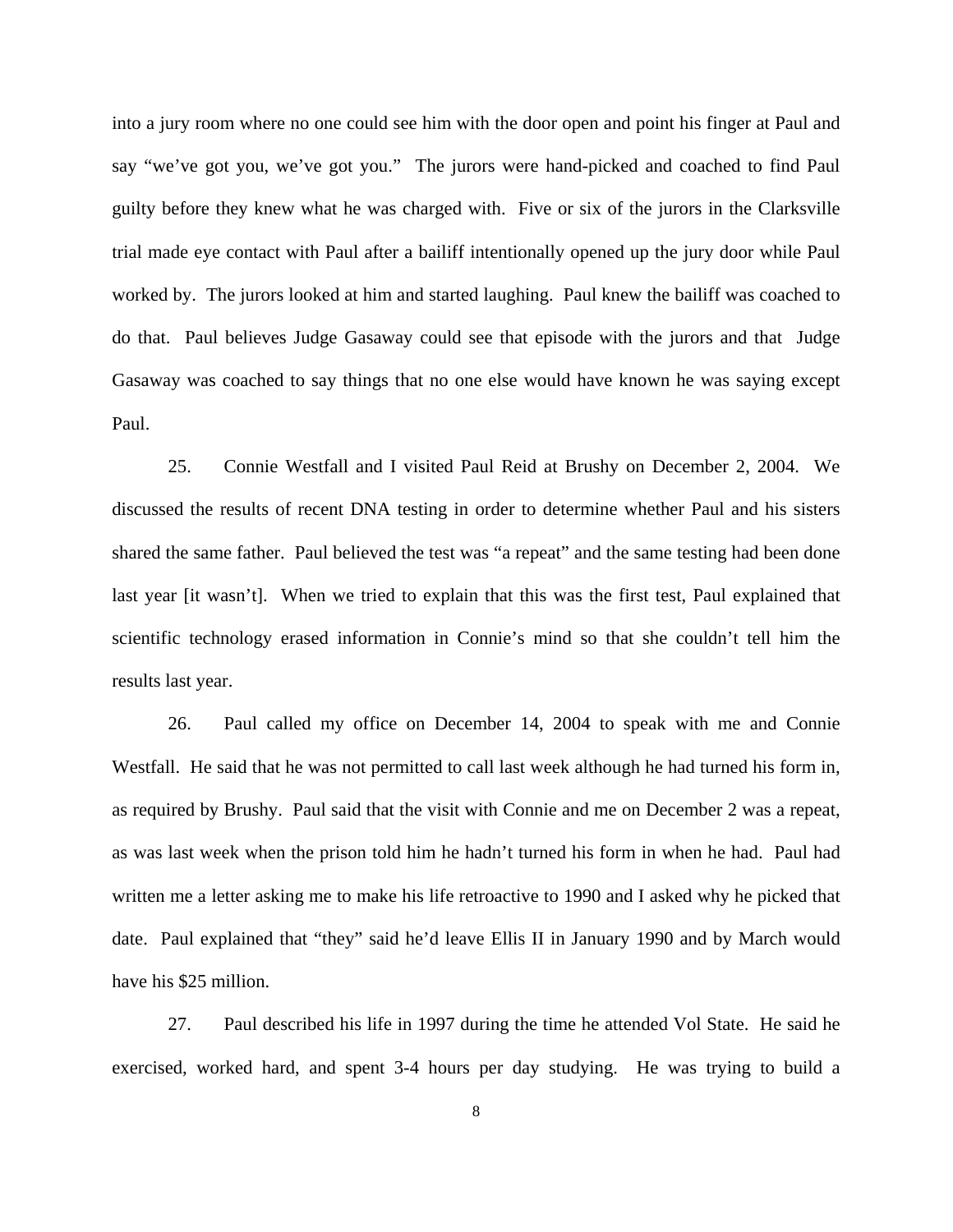into a jury room where no one could see him with the door open and point his finger at Paul and say "we've got you, we've got you." The jurors were hand-picked and coached to find Paul guilty before they knew what he was charged with. Five or six of the jurors in the Clarksville trial made eye contact with Paul after a bailiff intentionally opened up the jury door while Paul worked by. The jurors looked at him and started laughing. Paul knew the bailiff was coached to do that. Paul believes Judge Gasaway could see that episode with the jurors and that Judge Gasaway was coached to say things that no one else would have known he was saying except Paul.

25. Connie Westfall and I visited Paul Reid at Brushy on December 2, 2004. We discussed the results of recent DNA testing in order to determine whether Paul and his sisters shared the same father. Paul believed the test was "a repeat" and the same testing had been done last year [it wasn't]. When we tried to explain that this was the first test, Paul explained that scientific technology erased information in Connie's mind so that she couldn't tell him the results last year.

26. Paul called my office on December 14, 2004 to speak with me and Connie Westfall. He said that he was not permitted to call last week although he had turned his form in, as required by Brushy. Paul said that the visit with Connie and me on December 2 was a repeat, as was last week when the prison told him he hadn't turned his form in when he had. Paul had written me a letter asking me to make his life retroactive to 1990 and I asked why he picked that date. Paul explained that "they" said he'd leave Ellis II in January 1990 and by March would have his $25 million.

27. Paul described his life in 1997 during the time he attended Vol State. He said he exercised, worked hard, and spent 3-4 hours per day studying. He was trying to build a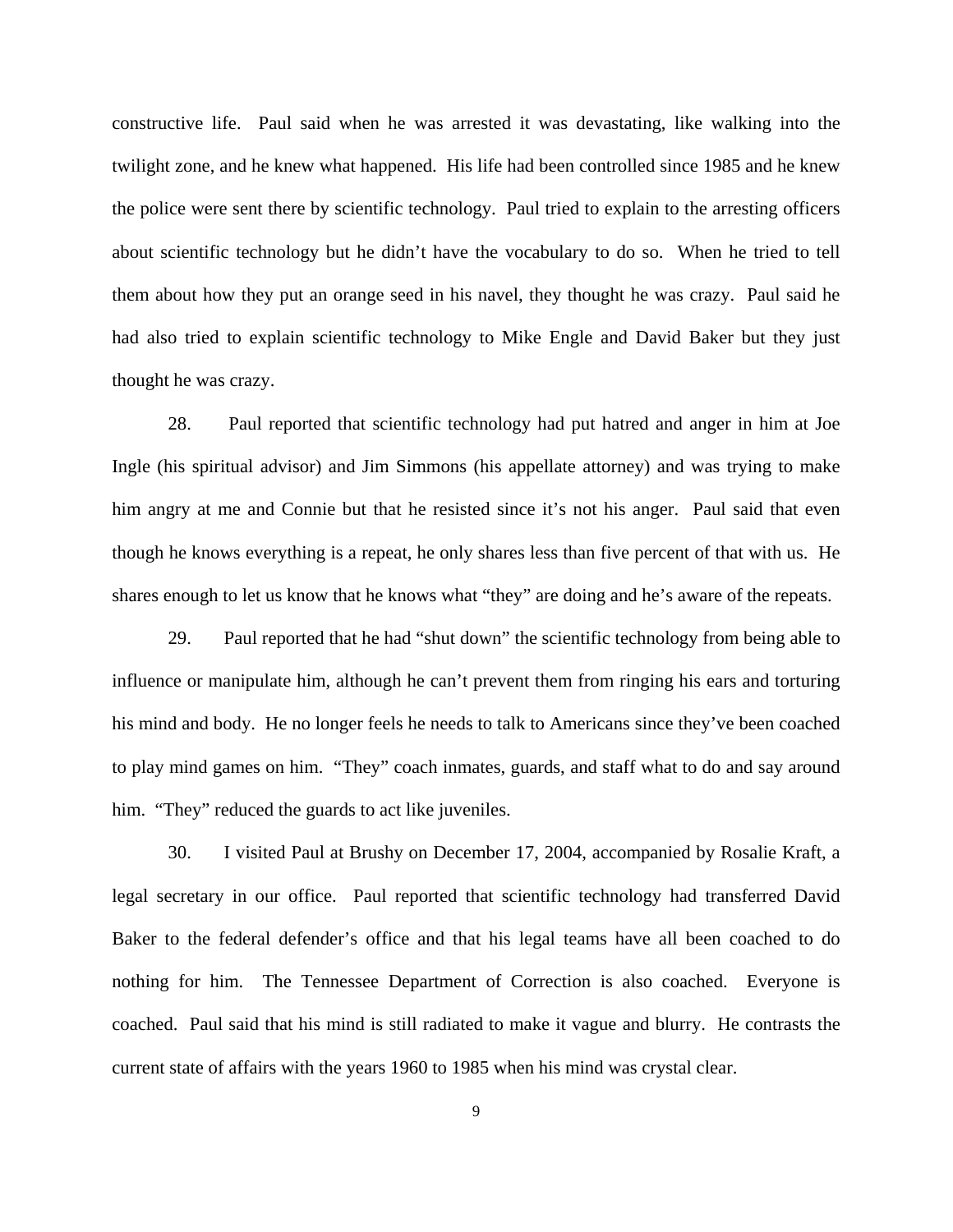constructive life. Paul said when he was arrested it was devastating, like walking into the twilight zone, and he knew what happened. His life had been controlled since 1985 and he knew the police were sent there by scientific technology. Paul tried to explain to the arresting officers about scientific technology but he didn't have the vocabulary to do so. When he tried to tell them about how they put an orange seed in his navel, they thought he was crazy. Paul said he had also tried to explain scientific technology to Mike Engle and David Baker but they just thought he was crazy.

28. Paul reported that scientific technology had put hatred and anger in him at Joe Ingle (his spiritual advisor) and Jim Simmons (his appellate attorney) and was trying to make him angry at me and Connie but that he resisted since it's not his anger. Paul said that even though he knows everything is a repeat, he only shares less than five percent of that with us. He shares enough to let us know that he knows what "they" are doing and he's aware of the repeats.

29. Paul reported that he had "shut down" the scientific technology from being able to influence or manipulate him, although he can't prevent them from ringing his ears and torturing his mind and body. He no longer feels he needs to talk to Americans since they've been coached to play mind games on him. "They" coach inmates, guards, and staff what to do and say around him. "They" reduced the guards to act like juveniles.

30. I visited Paul at Brushy on December 17, 2004, accompanied by Rosalie Kraft, a legal secretary in our office. Paul reported that scientific technology had transferred David Baker to the federal defender's office and that his legal teams have all been coached to do nothing for him. The Tennessee Department of Correction is also coached. Everyone is coached. Paul said that his mind is still radiated to make it vague and blurry. He contrasts the current state of affairs with the years 1960 to 1985 when his mind was crystal clear.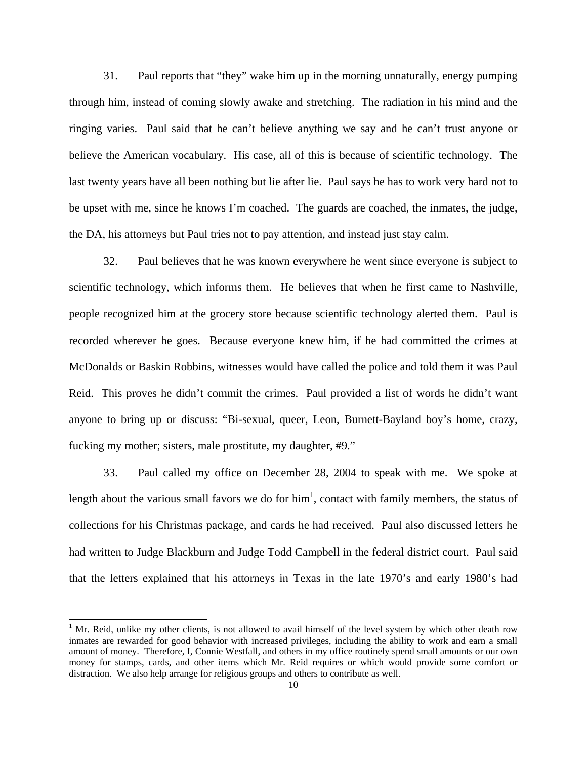31. Paul reports that "they" wake him up in the morning unnaturally, energy pumping through him, instead of coming slowly awake and stretching. The radiation in his mind and the ringing varies. Paul said that he can't believe anything we say and he can't trust anyone or believe the American vocabulary. His case, all of this is because of scientific technology. The last twenty years have all been nothing but lie after lie. Paul says he has to work very hard not to be upset with me, since he knows I'm coached. The guards are coached, the inmates, the judge, the DA, his attorneys but Paul tries not to pay attention, and instead just stay calm.

32. Paul believes that he was known everywhere he went since everyone is subject to scientific technology, which informs them. He believes that when he first came to Nashville, people recognized him at the grocery store because scientific technology alerted them. Paul is recorded wherever he goes. Because everyone knew him, if he had committed the crimes at McDonalds or Baskin Robbins, witnesses would have called the police and told them it was Paul Reid. This proves he didn't commit the crimes. Paul provided a list of words he didn't want anyone to bring up or discuss: "Bi-sexual, queer, Leon, Burnett-Bayland boy's home, crazy, fucking my mother; sisters, male prostitute, my daughter, #9."

33. Paul called my office on December 28, 2004 to speak with me. We spoke at length about the various small favors we do for him[1], contact with family members, the status of collections for his Christmas package, and cards he had received. Paul also discussed letters he had written to Judge Blackburn and Judge Todd Campbell in the federal district court. Paul said that the letters explained that his attorneys in Texas in the late 1970's and early 1980's had

[1] Mr. Reid, unlike my other clients, is not allowed to avail himself of the level system by which other death row inmates are rewarded for good behavior with increased privileges, including the ability to work and earn a small amount of money. Therefore, I, Connie Westfall, and others in my office routinely spend small amounts or our own money for stamps, cards, and other items which Mr. Reid requires or which would provide some comfort or distraction. We also help arrange for religious groups and others to contribute as well.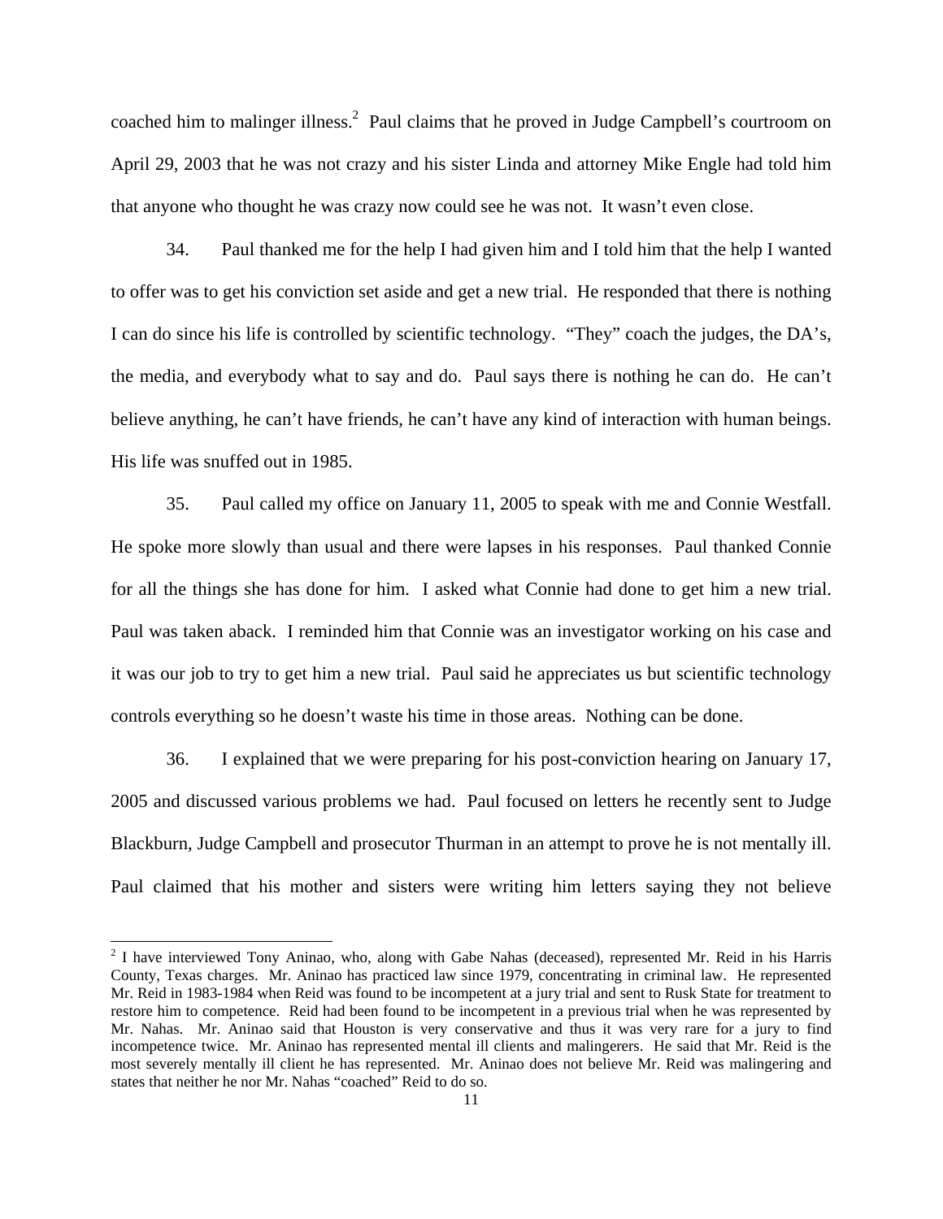coached him to malinger illness.[2] Paul claims that he proved in Judge Campbell's courtroom on April 29, 2003 that he was not crazy and his sister Linda and attorney Mike Engle had told him that anyone who thought he was crazy now could see he was not. It wasn't even close.

34. Paul thanked me for the help I had given him and I told him that the help I wanted to offer was to get his conviction set aside and get a new trial. He responded that there is nothing I can do since his life is controlled by scientific technology. "They" coach the judges, the DA's, the media, and everybody what to say and do. Paul says there is nothing he can do. He can't believe anything, he can't have friends, he can't have any kind of interaction with human beings. His life was snuffed out in 1985.

35. Paul called my office on January 11, 2005 to speak with me and Connie Westfall. He spoke more slowly than usual and there were lapses in his responses. Paul thanked Connie for all the things she has done for him. I asked what Connie had done to get him a new trial. Paul was taken aback. I reminded him that Connie was an investigator working on his case and it was our job to try to get him a new trial. Paul said he appreciates us but scientific technology controls everything so he doesn't waste his time in those areas. Nothing can be done.

36. I explained that we were preparing for his post-conviction hearing on January 17, 2005 and discussed various problems we had. Paul focused on letters he recently sent to Judge Blackburn, Judge Campbell and prosecutor Thurman in an attempt to prove he is not mentally ill. Paul claimed that his mother and sisters were writing him letters saying they not believe

---

[2] I have interviewed Tony Aninao, who, along with Gabe Nahas (deceased), represented Mr. Reid in his Harris County, Texas charges. Mr. Aninao has practiced law since 1979, concentrating in criminal law. He represented Mr. Reid in 1983-1984 when Reid was found to be incompetent at a jury trial and sent to Rusk State for treatment to restore him to competence. Reid had been found to be incompetent in a previous trial when he was represented by Mr. Nahas. Mr. Aninao said that Houston is very conservative and thus it was very rare for a jury to find incompetence twice. Mr. Aninao has represented mental ill clients and malingerers. He said that Mr. Reid is the most severely mentally ill client he has represented. Mr. Aninao does not believe Mr. Reid was malingering and states that neither he nor Mr. Nahas "coached" Reid to do so.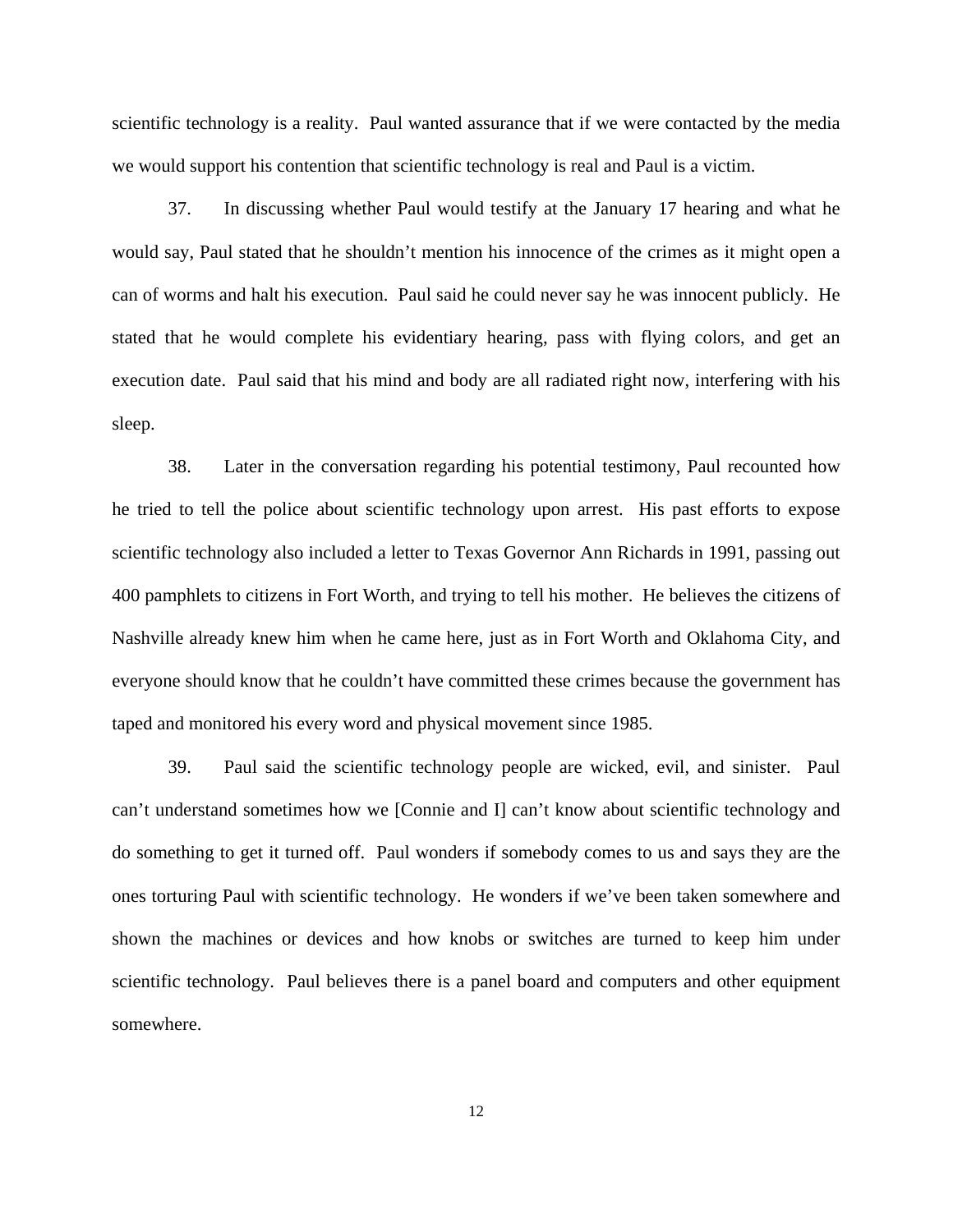scientific technology is a reality. Paul wanted assurance that if we were contacted by the media we would support his contention that scientific technology is real and Paul is a victim.

37. In discussing whether Paul would testify at the January 17 hearing and what he would say, Paul stated that he shouldn't mention his innocence of the crimes as it might open a can of worms and halt his execution. Paul said he could never say he was innocent publicly. He stated that he would complete his evidentiary hearing, pass with flying colors, and get an execution date. Paul said that his mind and body are all radiated right now, interfering with his sleep.

38. Later in the conversation regarding his potential testimony, Paul recounted how he tried to tell the police about scientific technology upon arrest. His past efforts to expose scientific technology also included a letter to Texas Governor Ann Richards in 1991, passing out 400 pamphlets to citizens in Fort Worth, and trying to tell his mother. He believes the citizens of Nashville already knew him when he came here, just as in Fort Worth and Oklahoma City, and everyone should know that he couldn't have committed these crimes because the government has taped and monitored his every word and physical movement since 1985.

39. Paul said the scientific technology people are wicked, evil, and sinister. Paul can't understand sometimes how we [Connie and I] can't know about scientific technology and do something to get it turned off. Paul wonders if somebody comes to us and says they are the ones torturing Paul with scientific technology. He wonders if we've been taken somewhere and shown the machines or devices and how knobs or switches are turned to keep him under scientific technology. Paul believes there is a panel board and computers and other equipment somewhere.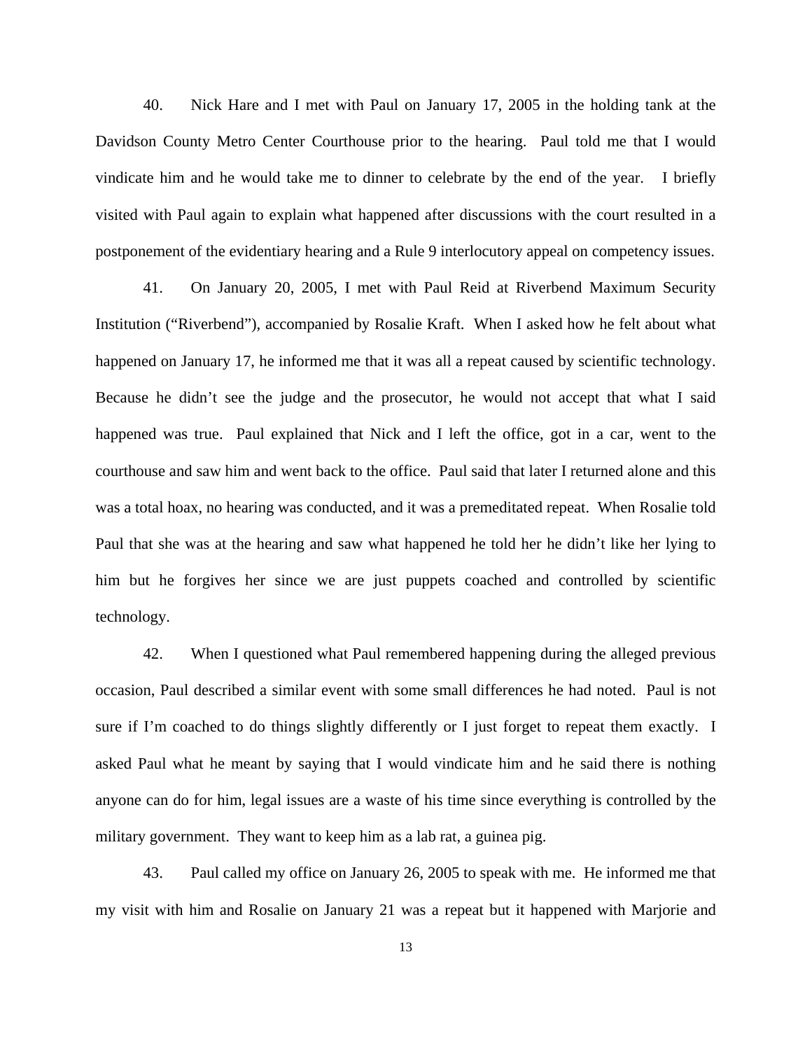40. Nick Hare and I met with Paul on January 17, 2005 in the holding tank at the Davidson County Metro Center Courthouse prior to the hearing. Paul told me that I would vindicate him and he would take me to dinner to celebrate by the end of the year. I briefly visited with Paul again to explain what happened after discussions with the court resulted in a postponement of the evidentiary hearing and a Rule 9 interlocutory appeal on competency issues.

41. On January 20, 2005, I met with Paul Reid at Riverbend Maximum Security Institution ("Riverbend"), accompanied by Rosalie Kraft. When I asked how he felt about what happened on January 17, he informed me that it was all a repeat caused by scientific technology. Because he didn't see the judge and the prosecutor, he would not accept that what I said happened was true. Paul explained that Nick and I left the office, got in a car, went to the courthouse and saw him and went back to the office. Paul said that later I returned alone and this was a total hoax, no hearing was conducted, and it was a premeditated repeat. When Rosalie told Paul that she was at the hearing and saw what happened he told her he didn't like her lying to him but he forgives her since we are just puppets coached and controlled by scientific technology.

42. When I questioned what Paul remembered happening during the alleged previous occasion, Paul described a similar event with some small differences he had noted. Paul is not sure if I'm coached to do things slightly differently or I just forget to repeat them exactly. I asked Paul what he meant by saying that I would vindicate him and he said there is nothing anyone can do for him, legal issues are a waste of his time since everything is controlled by the military government. They want to keep him as a lab rat, a guinea pig.

43. Paul called my office on January 26, 2005 to speak with me. He informed me that my visit with him and Rosalie on January 21 was a repeat but it happened with Marjorie and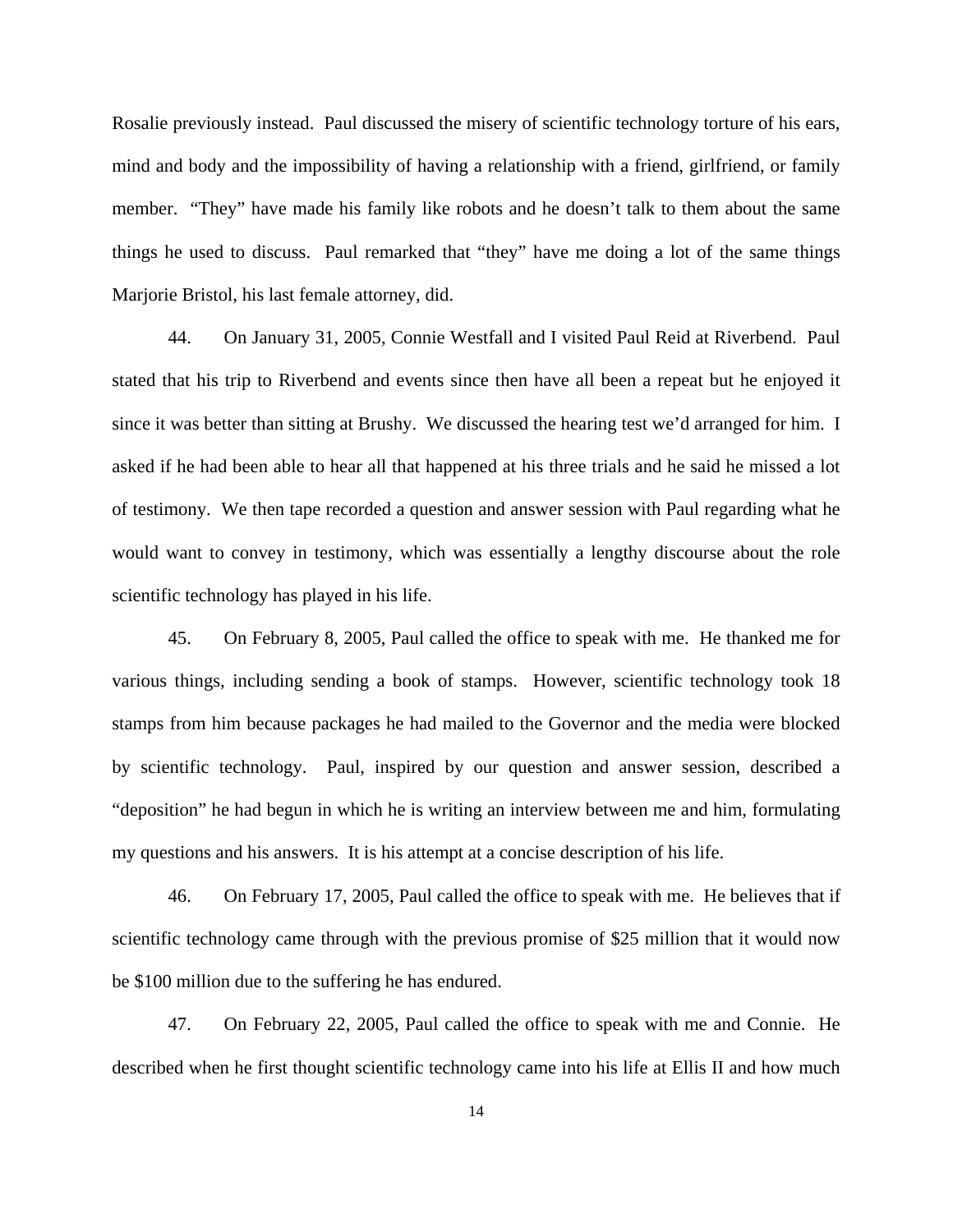Rosalie previously instead. Paul discussed the misery of scientific technology torture of his ears, mind and body and the impossibility of having a relationship with a friend, girlfriend, or family member. "They" have made his family like robots and he doesn't talk to them about the same things he used to discuss. Paul remarked that "they" have me doing a lot of the same things Marjorie Bristol, his last female attorney, did.

44. On January 31, 2005, Connie Westfall and I visited Paul Reid at Riverbend. Paul stated that his trip to Riverbend and events since then have all been a repeat but he enjoyed it since it was better than sitting at Brushy. We discussed the hearing test we'd arranged for him. I asked if he had been able to hear all that happened at his three trials and he said he missed a lot of testimony. We then tape recorded a question and answer session with Paul regarding what he would want to convey in testimony, which was essentially a lengthy discourse about the role scientific technology has played in his life.

45. On February 8, 2005, Paul called the office to speak with me. He thanked me for various things, including sending a book of stamps. However, scientific technology took 18 stamps from him because packages he had mailed to the Governor and the media were blocked by scientific technology. Paul, inspired by our question and answer session, described a "deposition" he had begun in which he is writing an interview between me and him, formulating my questions and his answers. It is his attempt at a concise description of his life.

46. On February 17, 2005, Paul called the office to speak with me. He believes that if scientific technology came through with the previous promise of $25 million that it would now be $100 million due to the suffering he has endured.

47. On February 22, 2005, Paul called the office to speak with me and Connie. He described when he first thought scientific technology came into his life at Ellis II and how much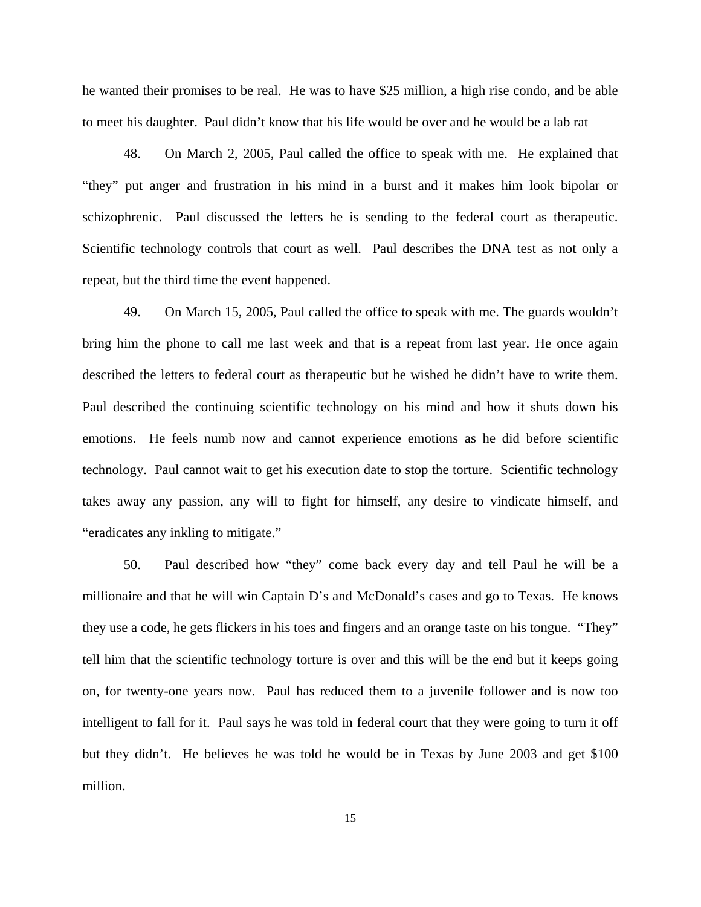he wanted their promises to be real. He was to have $25 million, a high rise condo, and be able to meet his daughter. Paul didn't know that his life would be over and he would be a lab rat

48. On March 2, 2005, Paul called the office to speak with me. He explained that "they" put anger and frustration in his mind in a burst and it makes him look bipolar or schizophrenic. Paul discussed the letters he is sending to the federal court as therapeutic. Scientific technology controls that court as well. Paul describes the DNA test as not only a repeat, but the third time the event happened.

49. On March 15, 2005, Paul called the office to speak with me. The guards wouldn't bring him the phone to call me last week and that is a repeat from last year. He once again described the letters to federal court as therapeutic but he wished he didn't have to write them. Paul described the continuing scientific technology on his mind and how it shuts down his emotions. He feels numb now and cannot experience emotions as he did before scientific technology. Paul cannot wait to get his execution date to stop the torture. Scientific technology takes away any passion, any will to fight for himself, any desire to vindicate himself, and "eradicates any inkling to mitigate."

50. Paul described how "they" come back every day and tell Paul he will be a millionaire and that he will win Captain D's and McDonald's cases and go to Texas. He knows they use a code, he gets flickers in his toes and fingers and an orange taste on his tongue. "They" tell him that the scientific technology torture is over and this will be the end but it keeps going on, for twenty-one years now. Paul has reduced them to a juvenile follower and is now too intelligent to fall for it. Paul says he was told in federal court that they were going to turn it off but they didn't. He believes he was told he would be in Texas by June 2003 and get $100 million.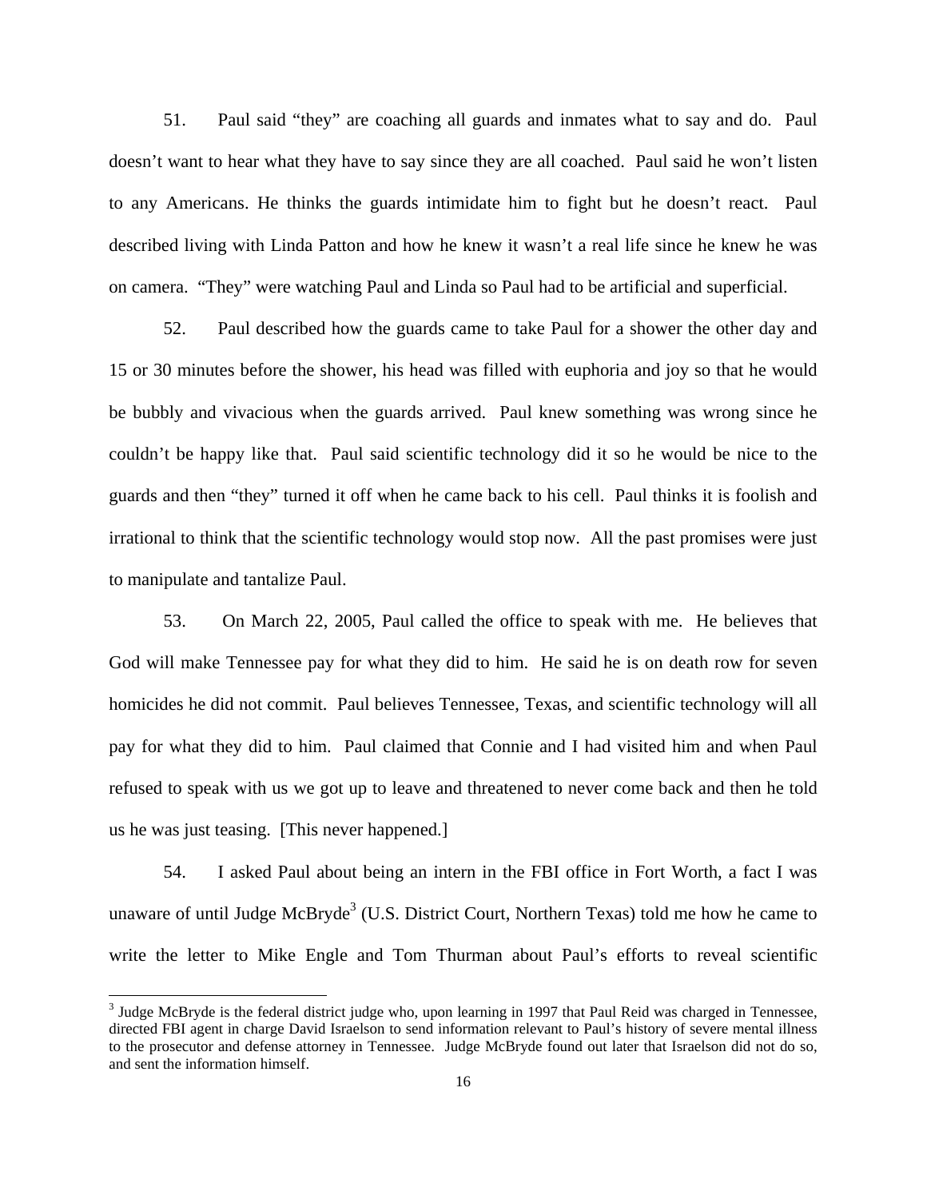51. Paul said "they" are coaching all guards and inmates what to say and do. Paul doesn't want to hear what they have to say since they are all coached. Paul said he won't listen to any Americans. He thinks the guards intimidate him to fight but he doesn't react. Paul described living with Linda Patton and how he knew it wasn't a real life since he knew he was on camera. "They" were watching Paul and Linda so Paul had to be artificial and superficial.

52. Paul described how the guards came to take Paul for a shower the other day and 15 or 30 minutes before the shower, his head was filled with euphoria and joy so that he would be bubbly and vivacious when the guards arrived. Paul knew something was wrong since he couldn't be happy like that. Paul said scientific technology did it so he would be nice to the guards and then "they" turned it off when he came back to his cell. Paul thinks it is foolish and irrational to think that the scientific technology would stop now. All the past promises were just to manipulate and tantalize Paul.

53. On March 22, 2005, Paul called the office to speak with me. He believes that God will make Tennessee pay for what they did to him. He said he is on death row for seven homicides he did not commit. Paul believes Tennessee, Texas, and scientific technology will all pay for what they did to him. Paul claimed that Connie and I had visited him and when Paul refused to speak with us we got up to leave and threatened to never come back and then he told us he was just teasing. [This never happened.]

54. I asked Paul about being an intern in the FBI office in Fort Worth, a fact I was unaware of until Judge McBryde[3] (U.S. District Court, Northern Texas) told me how he came to write the letter to Mike Engle and Tom Thurman about Paul's efforts to reveal scientific

[3] Judge McBryde is the federal district judge who, upon learning in 1997 that Paul Reid was charged in Tennessee, directed FBI agent in charge David Israelson to send information relevant to Paul's history of severe mental illness to the prosecutor and defense attorney in Tennessee. Judge McBryde found out later that Israelson did not do so, and sent the information himself.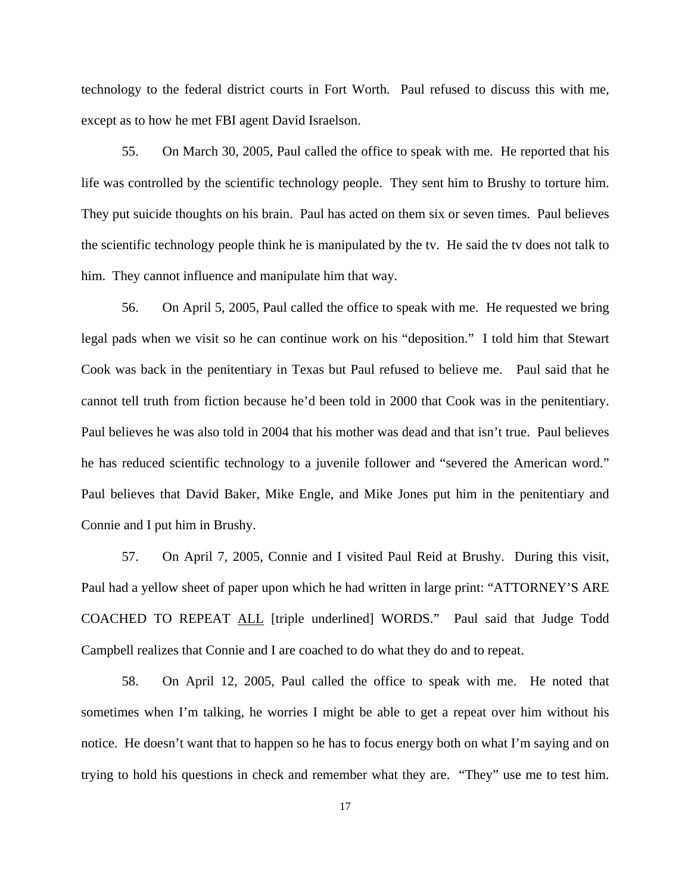technology to the federal district courts in Fort Worth. Paul refused to discuss this with me, except as to how he met FBI agent David Israelson.

55. On March 30, 2005, Paul called the office to speak with me. He reported that his life was controlled by the scientific technology people. They sent him to Brushy to torture him. They put suicide thoughts on his brain. Paul has acted on them six or seven times. Paul believes the scientific technology people think he is manipulated by the tv. He said the tv does not talk to him. They cannot influence and manipulate him that way.

56. On April 5, 2005, Paul called the office to speak with me. He requested we bring legal pads when we visit so he can continue work on his "deposition." I told him that Stewart Cook was back in the penitentiary in Texas but Paul refused to believe me. Paul said that he cannot tell truth from fiction because he'd been told in 2000 that Cook was in the penitentiary. Paul believes he was also told in 2004 that his mother was dead and that isn't true. Paul believes he has reduced scientific technology to a juvenile follower and "severed the American word." Paul believes that David Baker, Mike Engle, and Mike Jones put him in the penitentiary and Connie and I put him in Brushy.

57. On April 7, 2005, Connie and I visited Paul Reid at Brushy. During this visit, Paul had a yellow sheet of paper upon which he had written in large print: "ATTORNEY'S ARE COACHED TO REPEAT <u>ALL</u> [triple underlined] WORDS." Paul said that Judge Todd Campbell realizes that Connie and I are coached to do what they do and to repeat.

58. On April 12, 2005, Paul called the office to speak with me. He noted that sometimes when I'm talking, he worries I might be able to get a repeat over him without his notice. He doesn't want that to happen so he has to focus energy both on what I'm saying and on trying to hold his questions in check and remember what they are. "They" use me to test him.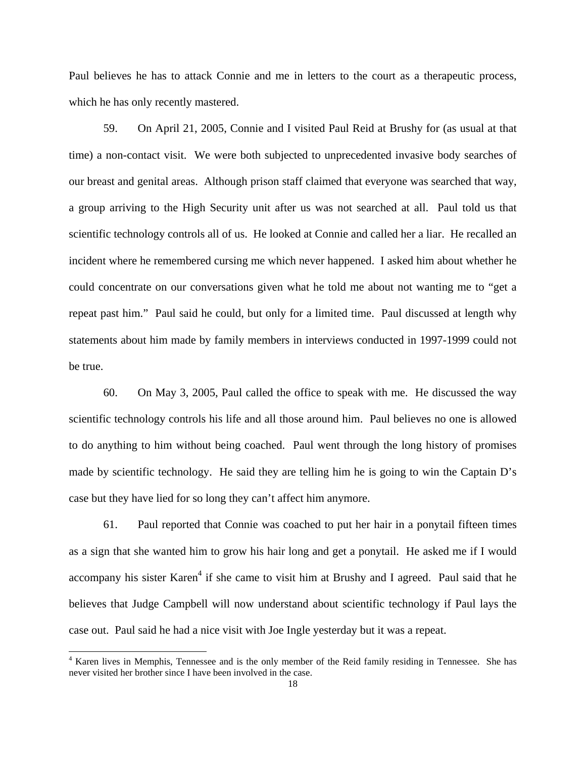Paul believes he has to attack Connie and me in letters to the court as a therapeutic process, which he has only recently mastered.

59. On April 21, 2005, Connie and I visited Paul Reid at Brushy for (as usual at that time) a non-contact visit. We were both subjected to unprecedented invasive body searches of our breast and genital areas. Although prison staff claimed that everyone was searched that way, a group arriving to the High Security unit after us was not searched at all. Paul told us that scientific technology controls all of us. He looked at Connie and called her a liar. He recalled an incident where he remembered cursing me which never happened. I asked him about whether he could concentrate on our conversations given what he told me about not wanting me to "get a repeat past him." Paul said he could, but only for a limited time. Paul discussed at length why statements about him made by family members in interviews conducted in 1997-1999 could not be true.

60. On May 3, 2005, Paul called the office to speak with me. He discussed the way scientific technology controls his life and all those around him. Paul believes no one is allowed to do anything to him without being coached. Paul went through the long history of promises made by scientific technology. He said they are telling him he is going to win the Captain D's case but they have lied for so long they can't affect him anymore.

61. Paul reported that Connie was coached to put her hair in a ponytail fifteen times as a sign that she wanted him to grow his hair long and get a ponytail. He asked me if I would accompany his sister Karen[4] if she came to visit him at Brushy and I agreed. Paul said that he believes that Judge Campbell will now understand about scientific technology if Paul lays the case out. Paul said he had a nice visit with Joe Ingle yesterday but it was a repeat.

[4] Karen lives in Memphis, Tennessee and is the only member of the Reid family residing in Tennessee. She has never visited her brother since I have been involved in the case.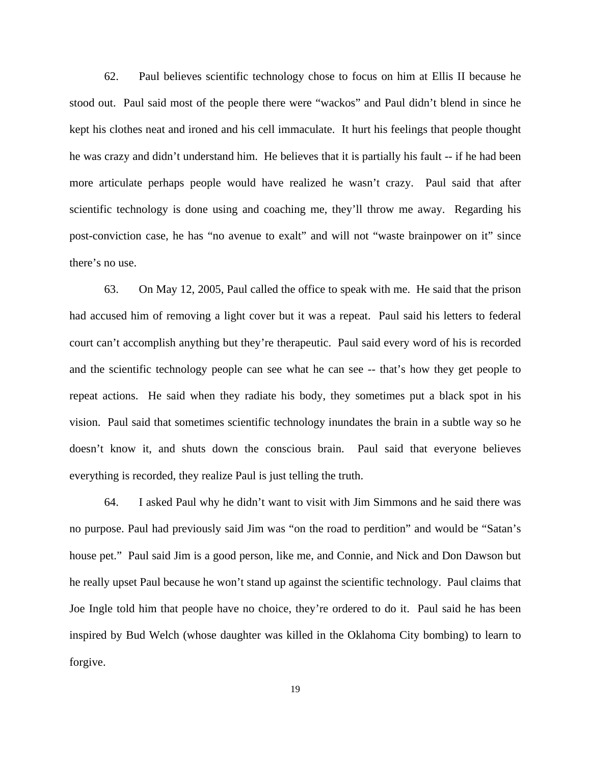62. Paul believes scientific technology chose to focus on him at Ellis II because he stood out. Paul said most of the people there were "wackos" and Paul didn't blend in since he kept his clothes neat and ironed and his cell immaculate. It hurt his feelings that people thought he was crazy and didn't understand him. He believes that it is partially his fault -- if he had been more articulate perhaps people would have realized he wasn't crazy. Paul said that after scientific technology is done using and coaching me, they'll throw me away. Regarding his post-conviction case, he has "no avenue to exalt" and will not "waste brainpower on it" since there's no use.

63. On May 12, 2005, Paul called the office to speak with me. He said that the prison had accused him of removing a light cover but it was a repeat. Paul said his letters to federal court can't accomplish anything but they're therapeutic. Paul said every word of his is recorded and the scientific technology people can see what he can see -- that's how they get people to repeat actions. He said when they radiate his body, they sometimes put a black spot in his vision. Paul said that sometimes scientific technology inundates the brain in a subtle way so he doesn't know it, and shuts down the conscious brain. Paul said that everyone believes everything is recorded, they realize Paul is just telling the truth.

64. I asked Paul why he didn't want to visit with Jim Simmons and he said there was no purpose. Paul had previously said Jim was "on the road to perdition" and would be "Satan's house pet." Paul said Jim is a good person, like me, and Connie, and Nick and Don Dawson but he really upset Paul because he won't stand up against the scientific technology. Paul claims that Joe Ingle told him that people have no choice, they're ordered to do it. Paul said he has been inspired by Bud Welch (whose daughter was killed in the Oklahoma City bombing) to learn to forgive.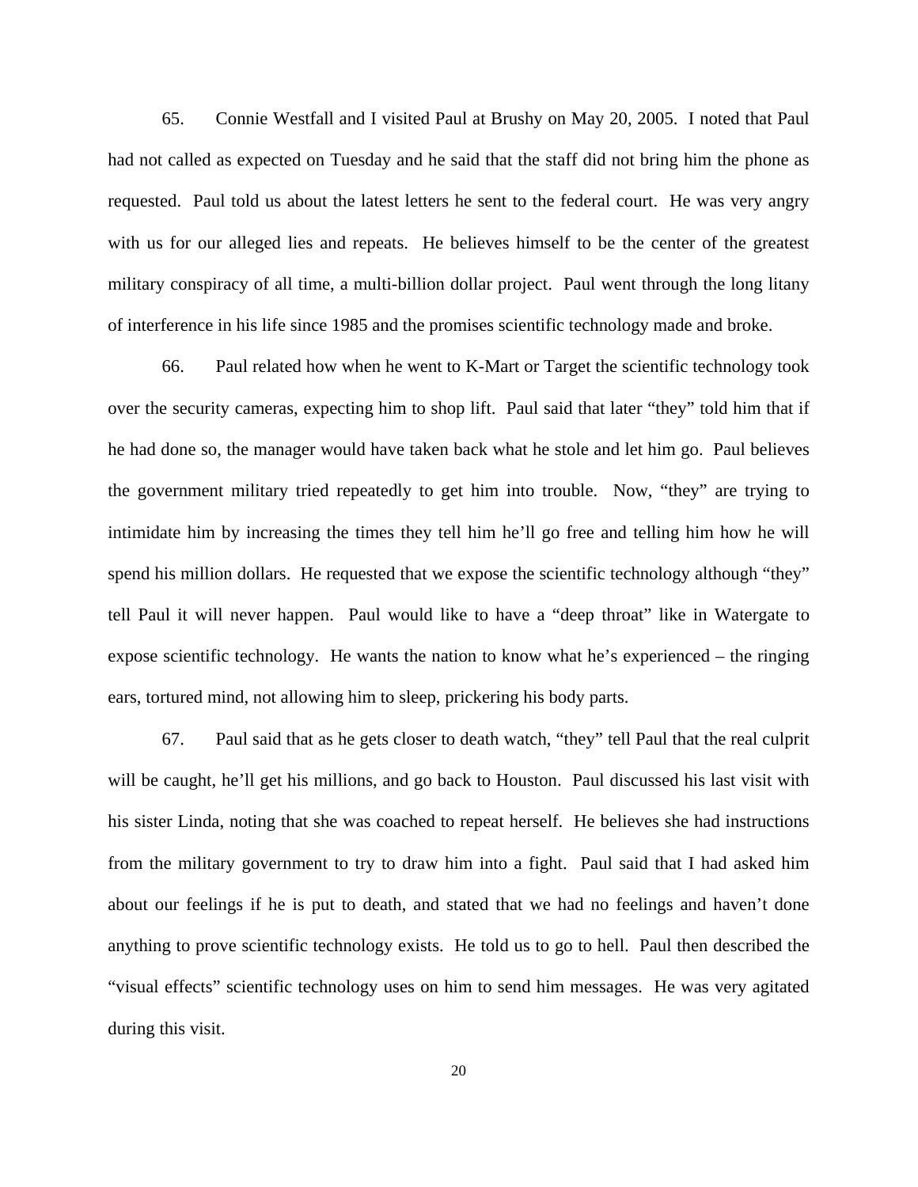65. Connie Westfall and I visited Paul at Brushy on May 20, 2005. I noted that Paul had not called as expected on Tuesday and he said that the staff did not bring him the phone as requested. Paul told us about the latest letters he sent to the federal court. He was very angry with us for our alleged lies and repeats. He believes himself to be the center of the greatest military conspiracy of all time, a multi-billion dollar project. Paul went through the long litany of interference in his life since 1985 and the promises scientific technology made and broke.

66. Paul related how when he went to K-Mart or Target the scientific technology took over the security cameras, expecting him to shop lift. Paul said that later "they" told him that if he had done so, the manager would have taken back what he stole and let him go. Paul believes the government military tried repeatedly to get him into trouble. Now, "they" are trying to intimidate him by increasing the times they tell him he'll go free and telling him how he will spend his million dollars. He requested that we expose the scientific technology although "they" tell Paul it will never happen. Paul would like to have a "deep throat" like in Watergate to expose scientific technology. He wants the nation to know what he's experienced – the ringing ears, tortured mind, not allowing him to sleep, prickering his body parts.

67. Paul said that as he gets closer to death watch, "they" tell Paul that the real culprit will be caught, he'll get his millions, and go back to Houston. Paul discussed his last visit with his sister Linda, noting that she was coached to repeat herself. He believes she had instructions from the military government to try to draw him into a fight. Paul said that I had asked him about our feelings if he is put to death, and stated that we had no feelings and haven't done anything to prove scientific technology exists. He told us to go to hell. Paul then described the "visual effects" scientific technology uses on him to send him messages. He was very agitated during this visit.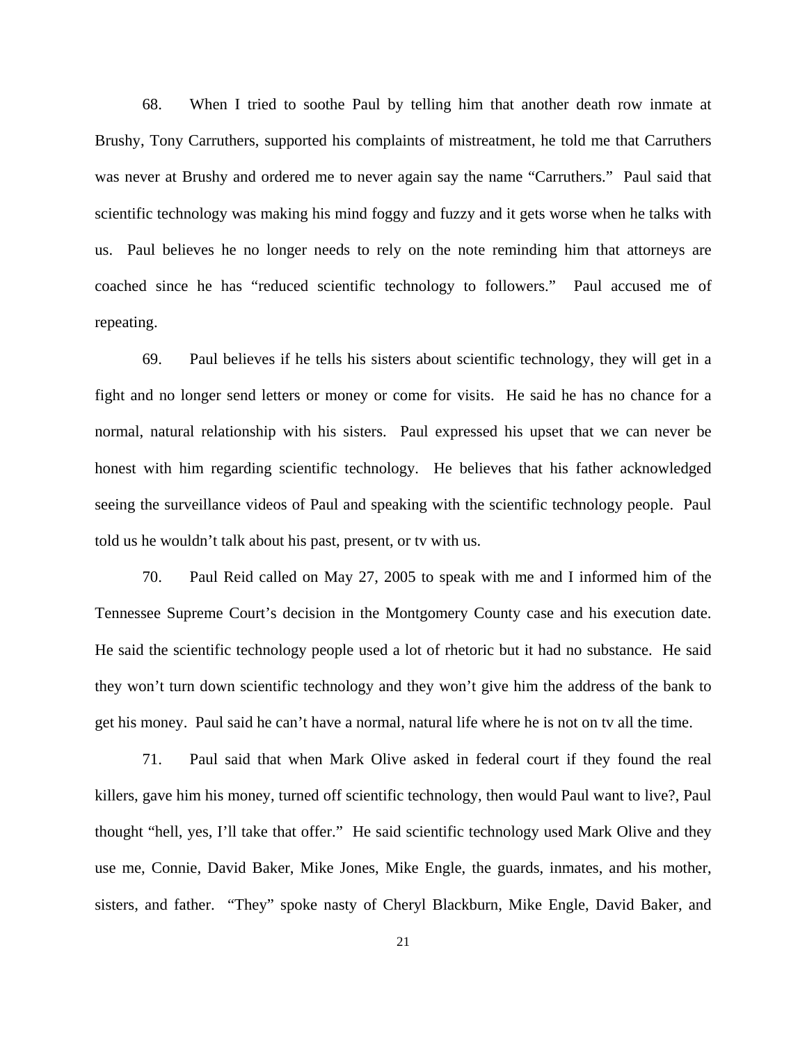68. When I tried to soothe Paul by telling him that another death row inmate at Brushy, Tony Carruthers, supported his complaints of mistreatment, he told me that Carruthers was never at Brushy and ordered me to never again say the name "Carruthers." Paul said that scientific technology was making his mind foggy and fuzzy and it gets worse when he talks with us. Paul believes he no longer needs to rely on the note reminding him that attorneys are coached since he has "reduced scientific technology to followers." Paul accused me of repeating.

69. Paul believes if he tells his sisters about scientific technology, they will get in a fight and no longer send letters or money or come for visits. He said he has no chance for a normal, natural relationship with his sisters. Paul expressed his upset that we can never be honest with him regarding scientific technology. He believes that his father acknowledged seeing the surveillance videos of Paul and speaking with the scientific technology people. Paul told us he wouldn't talk about his past, present, or tv with us.

70. Paul Reid called on May 27, 2005 to speak with me and I informed him of the Tennessee Supreme Court's decision in the Montgomery County case and his execution date. He said the scientific technology people used a lot of rhetoric but it had no substance. He said they won't turn down scientific technology and they won't give him the address of the bank to get his money. Paul said he can't have a normal, natural life where he is not on tv all the time.

71. Paul said that when Mark Olive asked in federal court if they found the real killers, gave him his money, turned off scientific technology, then would Paul want to live?, Paul thought "hell, yes, I'll take that offer." He said scientific technology used Mark Olive and they use me, Connie, David Baker, Mike Jones, Mike Engle, the guards, inmates, and his mother, sisters, and father. "They" spoke nasty of Cheryl Blackburn, Mike Engle, David Baker, and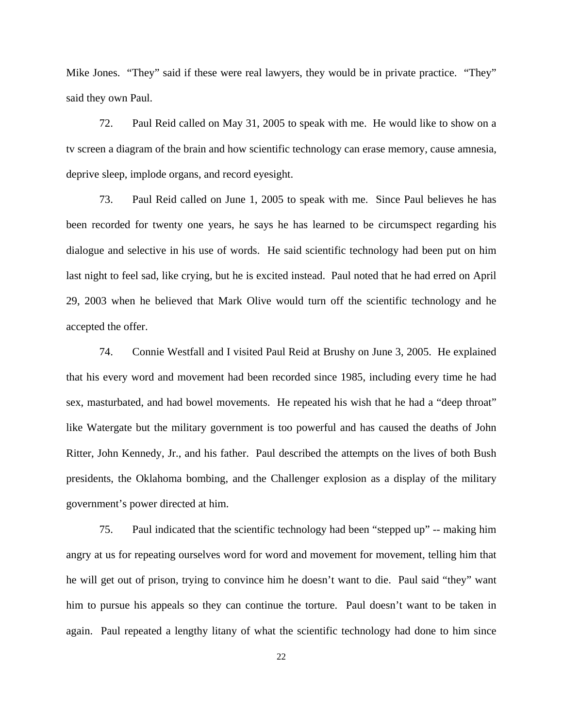Mike Jones. “They” said if these were real lawyers, they would be in private practice. “They” said they own Paul.

72. Paul Reid called on May 31, 2005 to speak with me. He would like to show on a tv screen a diagram of the brain and how scientific technology can erase memory, cause amnesia, deprive sleep, implode organs, and record eyesight.

73. Paul Reid called on June 1, 2005 to speak with me. Since Paul believes he has been recorded for twenty one years, he says he has learned to be circumspect regarding his dialogue and selective in his use of words. He said scientific technology had been put on him last night to feel sad, like crying, but he is excited instead. Paul noted that he had erred on April 29, 2003 when he believed that Mark Olive would turn off the scientific technology and he accepted the offer.

74. Connie Westfall and I visited Paul Reid at Brushy on June 3, 2005. He explained that his every word and movement had been recorded since 1985, including every time he had sex, masturbated, and had bowel movements. He repeated his wish that he had a “deep throat” like Watergate but the military government is too powerful and has caused the deaths of John Ritter, John Kennedy, Jr., and his father. Paul described the attempts on the lives of both Bush presidents, the Oklahoma bombing, and the Challenger explosion as a display of the military government’s power directed at him.

75. Paul indicated that the scientific technology had been “stepped up” -- making him angry at us for repeating ourselves word for word and movement for movement, telling him that he will get out of prison, trying to convince him he doesn’t want to die. Paul said “they” want him to pursue his appeals so they can continue the torture. Paul doesn’t want to be taken in again. Paul repeated a lengthy litany of what the scientific technology had done to him since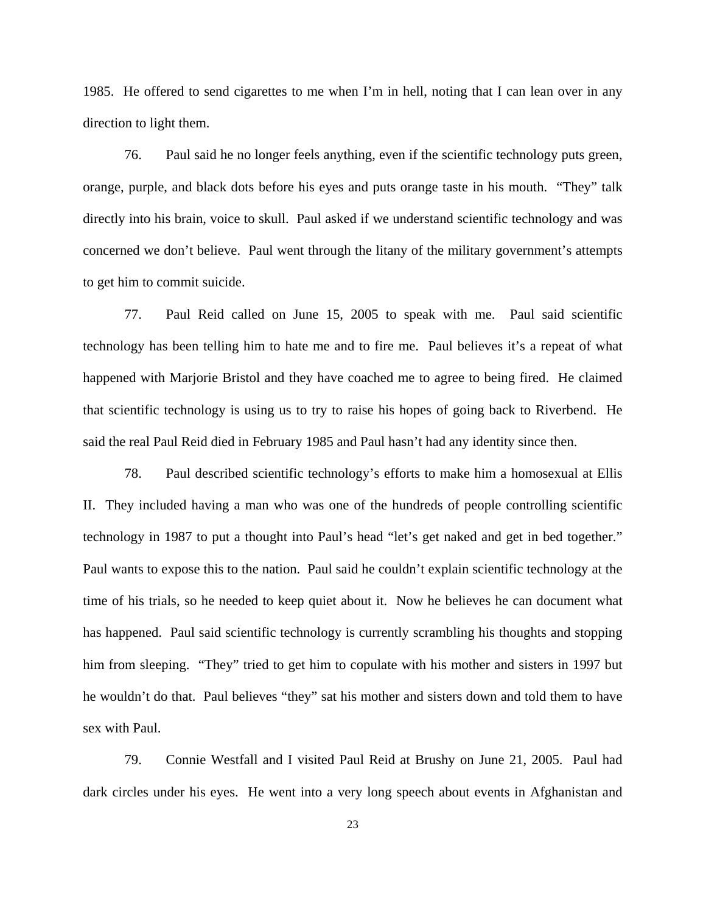1985. He offered to send cigarettes to me when I'm in hell, noting that I can lean over in any direction to light them.

76. Paul said he no longer feels anything, even if the scientific technology puts green, orange, purple, and black dots before his eyes and puts orange taste in his mouth. "They" talk directly into his brain, voice to skull. Paul asked if we understand scientific technology and was concerned we don't believe. Paul went through the litany of the military government's attempts to get him to commit suicide.

77. Paul Reid called on June 15, 2005 to speak with me. Paul said scientific technology has been telling him to hate me and to fire me. Paul believes it's a repeat of what happened with Marjorie Bristol and they have coached me to agree to being fired. He claimed that scientific technology is using us to try to raise his hopes of going back to Riverbend. He said the real Paul Reid died in February 1985 and Paul hasn't had any identity since then.

78. Paul described scientific technology's efforts to make him a homosexual at Ellis II. They included having a man who was one of the hundreds of people controlling scientific technology in 1987 to put a thought into Paul's head "let's get naked and get in bed together." Paul wants to expose this to the nation. Paul said he couldn't explain scientific technology at the time of his trials, so he needed to keep quiet about it. Now he believes he can document what has happened. Paul said scientific technology is currently scrambling his thoughts and stopping him from sleeping. "They" tried to get him to copulate with his mother and sisters in 1997 but he wouldn't do that. Paul believes "they" sat his mother and sisters down and told them to have sex with Paul.

79. Connie Westfall and I visited Paul Reid at Brushy on June 21, 2005. Paul had dark circles under his eyes. He went into a very long speech about events in Afghanistan and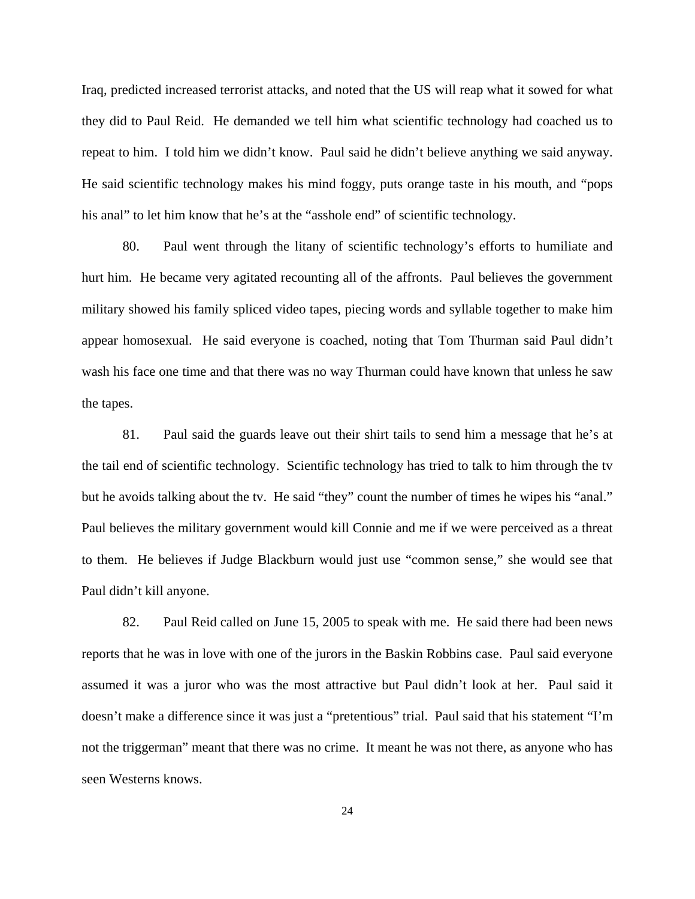Iraq, predicted increased terrorist attacks, and noted that the US will reap what it sowed for what they did to Paul Reid. He demanded we tell him what scientific technology had coached us to repeat to him. I told him we didn't know. Paul said he didn't believe anything we said anyway. He said scientific technology makes his mind foggy, puts orange taste in his mouth, and "pops his anal" to let him know that he's at the "asshole end" of scientific technology.

80. Paul went through the litany of scientific technology's efforts to humiliate and hurt him. He became very agitated recounting all of the affronts. Paul believes the government military showed his family spliced video tapes, piecing words and syllable together to make him appear homosexual. He said everyone is coached, noting that Tom Thurman said Paul didn't wash his face one time and that there was no way Thurman could have known that unless he saw the tapes.

81. Paul said the guards leave out their shirt tails to send him a message that he's at the tail end of scientific technology. Scientific technology has tried to talk to him through the tv but he avoids talking about the tv. He said "they" count the number of times he wipes his "anal." Paul believes the military government would kill Connie and me if we were perceived as a threat to them. He believes if Judge Blackburn would just use "common sense," she would see that Paul didn't kill anyone.

82. Paul Reid called on June 15, 2005 to speak with me. He said there had been news reports that he was in love with one of the jurors in the Baskin Robbins case. Paul said everyone assumed it was a juror who was the most attractive but Paul didn't look at her. Paul said it doesn't make a difference since it was just a "pretentious" trial. Paul said that his statement "I'm not the triggerman" meant that there was no crime. It meant he was not there, as anyone who has seen Westerns knows.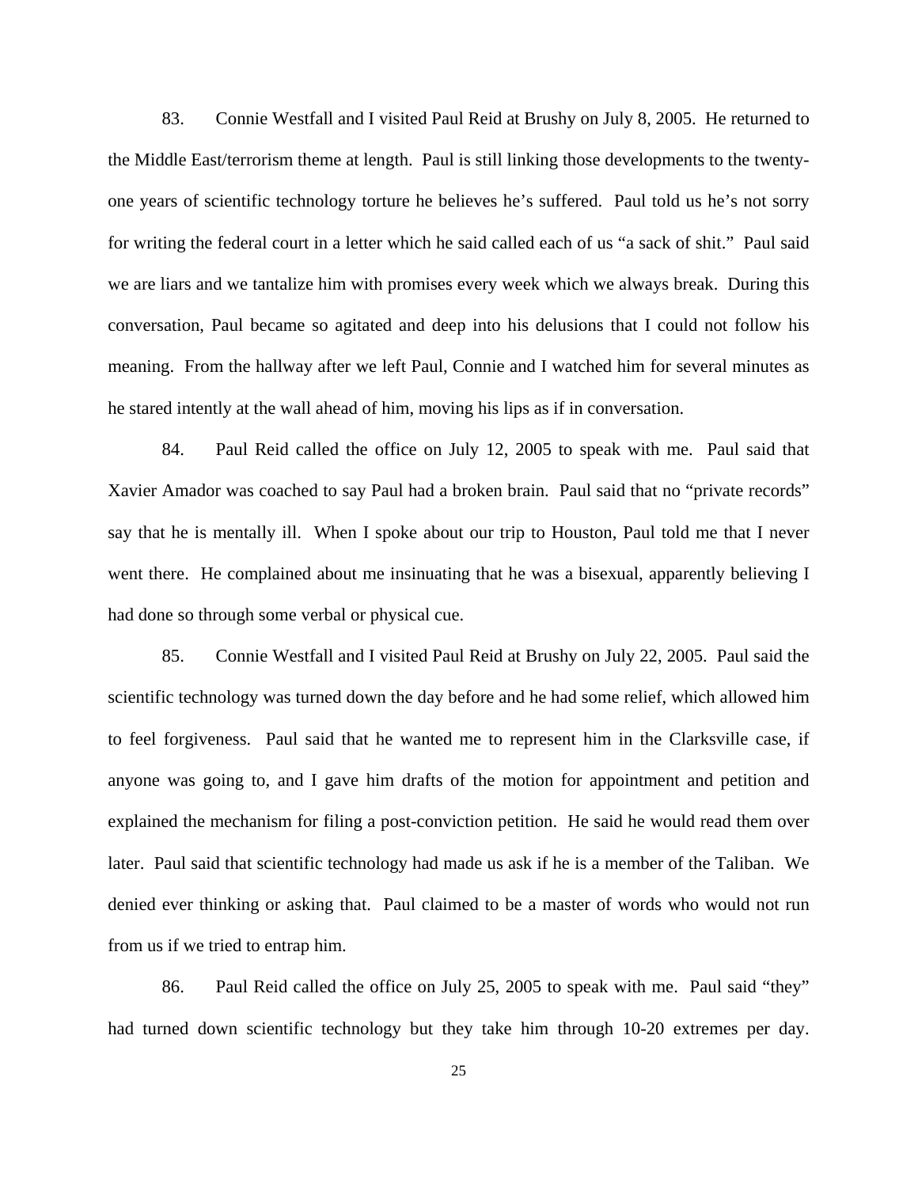83. Connie Westfall and I visited Paul Reid at Brushy on July 8, 2005. He returned to the Middle East/terrorism theme at length. Paul is still linking those developments to the twenty-one years of scientific technology torture he believes he's suffered. Paul told us he's not sorry for writing the federal court in a letter which he said called each of us "a sack of shit." Paul said we are liars and we tantalize him with promises every week which we always break. During this conversation, Paul became so agitated and deep into his delusions that I could not follow his meaning. From the hallway after we left Paul, Connie and I watched him for several minutes as he stared intently at the wall ahead of him, moving his lips as if in conversation.

84. Paul Reid called the office on July 12, 2005 to speak with me. Paul said that Xavier Amador was coached to say Paul had a broken brain. Paul said that no "private records" say that he is mentally ill. When I spoke about our trip to Houston, Paul told me that I never went there. He complained about me insinuating that he was a bisexual, apparently believing I had done so through some verbal or physical cue.

85. Connie Westfall and I visited Paul Reid at Brushy on July 22, 2005. Paul said the scientific technology was turned down the day before and he had some relief, which allowed him to feel forgiveness. Paul said that he wanted me to represent him in the Clarksville case, if anyone was going to, and I gave him drafts of the motion for appointment and petition and explained the mechanism for filing a post-conviction petition. He said he would read them over later. Paul said that scientific technology had made us ask if he is a member of the Taliban. We denied ever thinking or asking that. Paul claimed to be a master of words who would not run from us if we tried to entrap him.

86. Paul Reid called the office on July 25, 2005 to speak with me. Paul said "they" had turned down scientific technology but they take him through 10-20 extremes per day.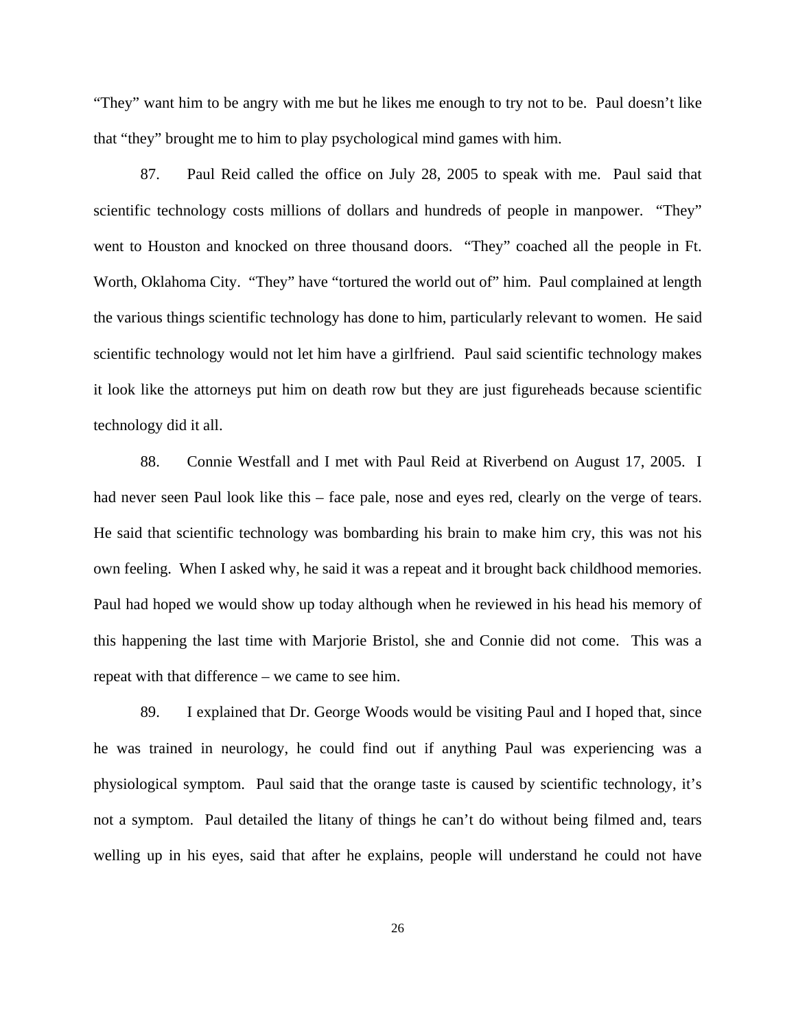"They" want him to be angry with me but he likes me enough to try not to be. Paul doesn't like that "they" brought me to him to play psychological mind games with him.

87. Paul Reid called the office on July 28, 2005 to speak with me. Paul said that scientific technology costs millions of dollars and hundreds of people in manpower. "They" went to Houston and knocked on three thousand doors. "They" coached all the people in Ft. Worth, Oklahoma City. "They" have "tortured the world out of" him. Paul complained at length the various things scientific technology has done to him, particularly relevant to women. He said scientific technology would not let him have a girlfriend. Paul said scientific technology makes it look like the attorneys put him on death row but they are just figureheads because scientific technology did it all.

88. Connie Westfall and I met with Paul Reid at Riverbend on August 17, 2005. I had never seen Paul look like this – face pale, nose and eyes red, clearly on the verge of tears. He said that scientific technology was bombarding his brain to make him cry, this was not his own feeling. When I asked why, he said it was a repeat and it brought back childhood memories. Paul had hoped we would show up today although when he reviewed in his head his memory of this happening the last time with Marjorie Bristol, she and Connie did not come. This was a repeat with that difference – we came to see him.

89. I explained that Dr. George Woods would be visiting Paul and I hoped that, since he was trained in neurology, he could find out if anything Paul was experiencing was a physiological symptom. Paul said that the orange taste is caused by scientific technology, it's not a symptom. Paul detailed the litany of things he can't do without being filmed and, tears welling up in his eyes, said that after he explains, people will understand he could not have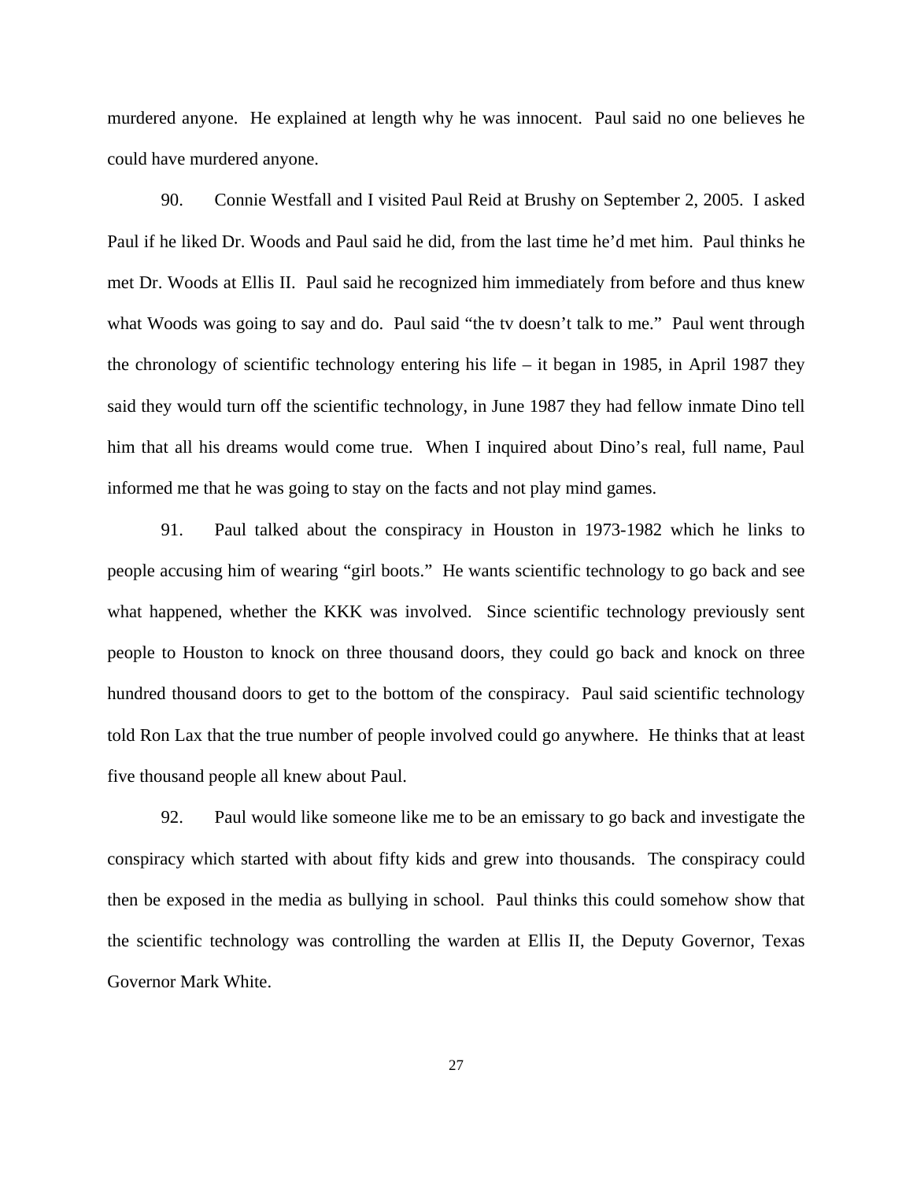murdered anyone. He explained at length why he was innocent. Paul said no one believes he could have murdered anyone.

90. Connie Westfall and I visited Paul Reid at Brushy on September 2, 2005. I asked Paul if he liked Dr. Woods and Paul said he did, from the last time he'd met him. Paul thinks he met Dr. Woods at Ellis II. Paul said he recognized him immediately from before and thus knew what Woods was going to say and do. Paul said "the tv doesn't talk to me." Paul went through the chronology of scientific technology entering his life – it began in 1985, in April 1987 they said they would turn off the scientific technology, in June 1987 they had fellow inmate Dino tell him that all his dreams would come true. When I inquired about Dino's real, full name, Paul informed me that he was going to stay on the facts and not play mind games.

91. Paul talked about the conspiracy in Houston in 1973-1982 which he links to people accusing him of wearing "girl boots." He wants scientific technology to go back and see what happened, whether the KKK was involved. Since scientific technology previously sent people to Houston to knock on three thousand doors, they could go back and knock on three hundred thousand doors to get to the bottom of the conspiracy. Paul said scientific technology told Ron Lax that the true number of people involved could go anywhere. He thinks that at least five thousand people all knew about Paul.

92. Paul would like someone like me to be an emissary to go back and investigate the conspiracy which started with about fifty kids and grew into thousands. The conspiracy could then be exposed in the media as bullying in school. Paul thinks this could somehow show that the scientific technology was controlling the warden at Ellis II, the Deputy Governor, Texas Governor Mark White.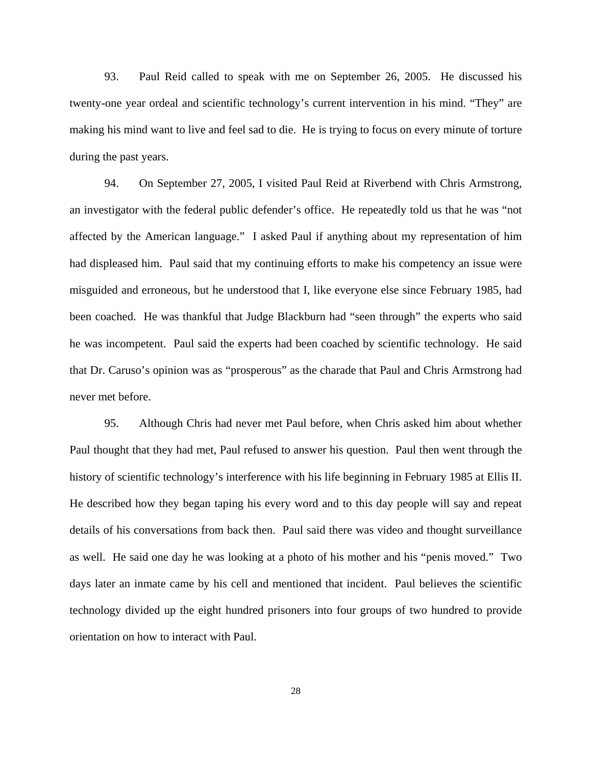93. Paul Reid called to speak with me on September 26, 2005. He discussed his twenty-one year ordeal and scientific technology's current intervention in his mind. "They" are making his mind want to live and feel sad to die. He is trying to focus on every minute of torture during the past years.

94. On September 27, 2005, I visited Paul Reid at Riverbend with Chris Armstrong, an investigator with the federal public defender's office. He repeatedly told us that he was "not affected by the American language." I asked Paul if anything about my representation of him had displeased him. Paul said that my continuing efforts to make his competency an issue were misguided and erroneous, but he understood that I, like everyone else since February 1985, had been coached. He was thankful that Judge Blackburn had "seen through" the experts who said he was incompetent. Paul said the experts had been coached by scientific technology. He said that Dr. Caruso's opinion was as "prosperous" as the charade that Paul and Chris Armstrong had never met before.

95. Although Chris had never met Paul before, when Chris asked him about whether Paul thought that they had met, Paul refused to answer his question. Paul then went through the history of scientific technology's interference with his life beginning in February 1985 at Ellis II. He described how they began taping his every word and to this day people will say and repeat details of his conversations from back then. Paul said there was video and thought surveillance as well. He said one day he was looking at a photo of his mother and his "penis moved." Two days later an inmate came by his cell and mentioned that incident. Paul believes the scientific technology divided up the eight hundred prisoners into four groups of two hundred to provide orientation on how to interact with Paul.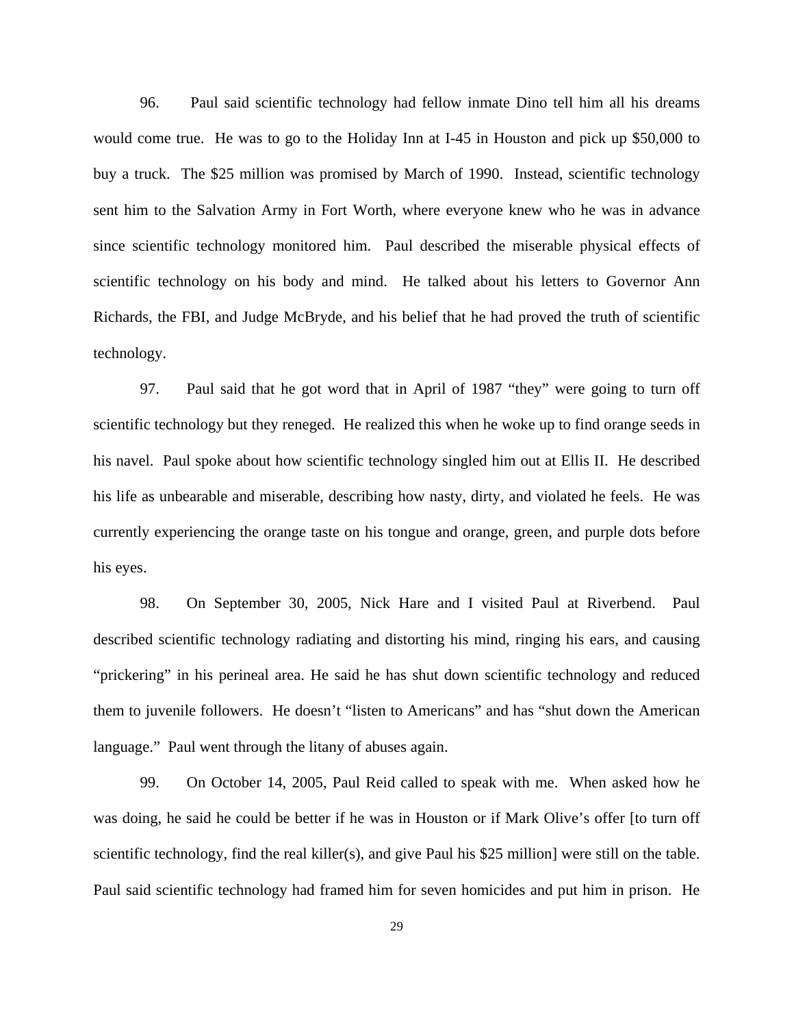96. Paul said scientific technology had fellow inmate Dino tell him all his dreams would come true. He was to go to the Holiday Inn at I-45 in Houston and pick up $50,000 to buy a truck. The $25 million was promised by March of 1990. Instead, scientific technology sent him to the Salvation Army in Fort Worth, where everyone knew who he was in advance since scientific technology monitored him. Paul described the miserable physical effects of scientific technology on his body and mind. He talked about his letters to Governor Ann Richards, the FBI, and Judge McBryde, and his belief that he had proved the truth of scientific technology.

97. Paul said that he got word that in April of 1987 "they" were going to turn off scientific technology but they reneged. He realized this when he woke up to find orange seeds in his navel. Paul spoke about how scientific technology singled him out at Ellis II. He described his life as unbearable and miserable, describing how nasty, dirty, and violated he feels. He was currently experiencing the orange taste on his tongue and orange, green, and purple dots before his eyes.

98. On September 30, 2005, Nick Hare and I visited Paul at Riverbend. Paul described scientific technology radiating and distorting his mind, ringing his ears, and causing "prickering" in his perineal area. He said he has shut down scientific technology and reduced them to juvenile followers. He doesn't "listen to Americans" and has "shut down the American language." Paul went through the litany of abuses again.

99. On October 14, 2005, Paul Reid called to speak with me. When asked how he was doing, he said he could be better if he was in Houston or if Mark Olive's offer [to turn off scientific technology, find the real killer(s), and give Paul his $25 million] were still on the table. Paul said scientific technology had framed him for seven homicides and put him in prison. He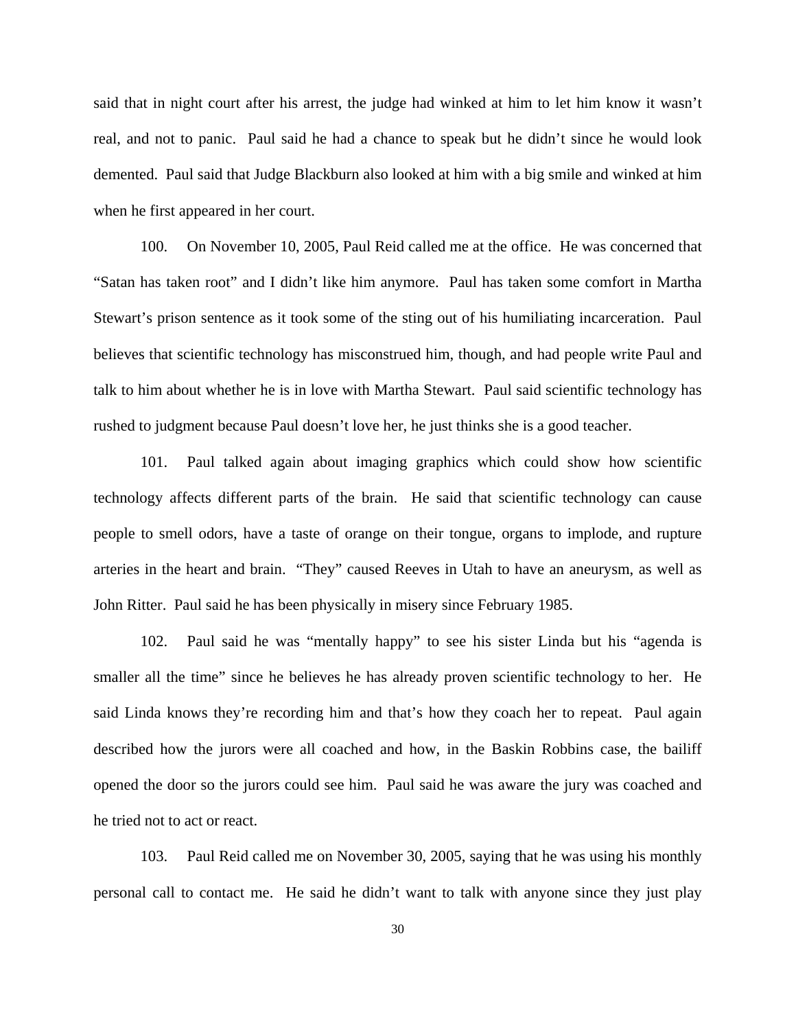said that in night court after his arrest, the judge had winked at him to let him know it wasn't real, and not to panic. Paul said he had a chance to speak but he didn't since he would look demented. Paul said that Judge Blackburn also looked at him with a big smile and winked at him when he first appeared in her court.

100. On November 10, 2005, Paul Reid called me at the office. He was concerned that "Satan has taken root" and I didn't like him anymore. Paul has taken some comfort in Martha Stewart's prison sentence as it took some of the sting out of his humiliating incarceration. Paul believes that scientific technology has misconstrued him, though, and had people write Paul and talk to him about whether he is in love with Martha Stewart. Paul said scientific technology has rushed to judgment because Paul doesn't love her, he just thinks she is a good teacher.

101. Paul talked again about imaging graphics which could show how scientific technology affects different parts of the brain. He said that scientific technology can cause people to smell odors, have a taste of orange on their tongue, organs to implode, and rupture arteries in the heart and brain. "They" caused Reeves in Utah to have an aneurysm, as well as John Ritter. Paul said he has been physically in misery since February 1985.

102. Paul said he was "mentally happy" to see his sister Linda but his "agenda is smaller all the time" since he believes he has already proven scientific technology to her. He said Linda knows they're recording him and that's how they coach her to repeat. Paul again described how the jurors were all coached and how, in the Baskin Robbins case, the bailiff opened the door so the jurors could see him. Paul said he was aware the jury was coached and he tried not to act or react.

103. Paul Reid called me on November 30, 2005, saying that he was using his monthly personal call to contact me. He said he didn't want to talk with anyone since they just play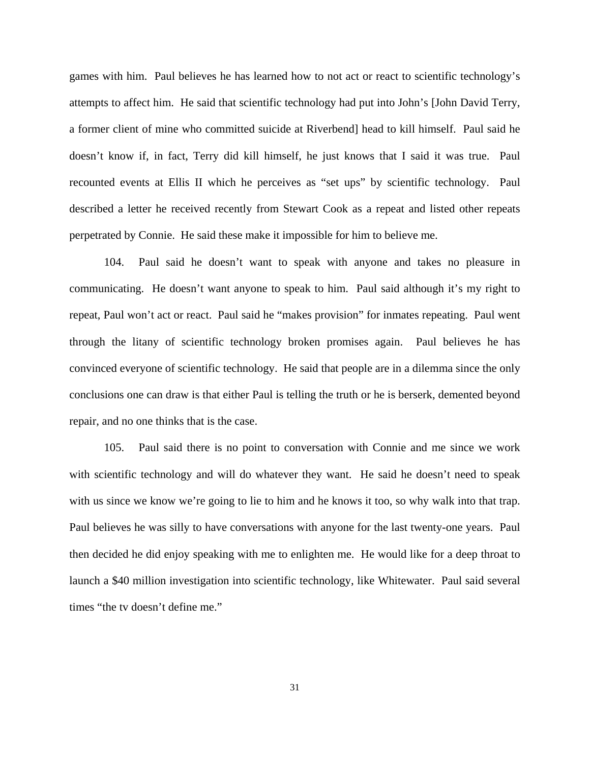games with him. Paul believes he has learned how to not act or react to scientific technology's attempts to affect him. He said that scientific technology had put into John's [John David Terry, a former client of mine who committed suicide at Riverbend] head to kill himself. Paul said he doesn't know if, in fact, Terry did kill himself, he just knows that I said it was true. Paul recounted events at Ellis II which he perceives as "set ups" by scientific technology. Paul described a letter he received recently from Stewart Cook as a repeat and listed other repeats perpetrated by Connie. He said these make it impossible for him to believe me.

104. Paul said he doesn't want to speak with anyone and takes no pleasure in communicating. He doesn't want anyone to speak to him. Paul said although it's my right to repeat, Paul won't act or react. Paul said he "makes provision" for inmates repeating. Paul went through the litany of scientific technology broken promises again. Paul believes he has convinced everyone of scientific technology. He said that people are in a dilemma since the only conclusions one can draw is that either Paul is telling the truth or he is berserk, demented beyond repair, and no one thinks that is the case.

105. Paul said there is no point to conversation with Connie and me since we work with scientific technology and will do whatever they want. He said he doesn't need to speak with us since we know we're going to lie to him and he knows it too, so why walk into that trap. Paul believes he was silly to have conversations with anyone for the last twenty-one years. Paul then decided he did enjoy speaking with me to enlighten me. He would like for a deep throat to launch a $40 million investigation into scientific technology, like Whitewater. Paul said several times "the tv doesn't define me."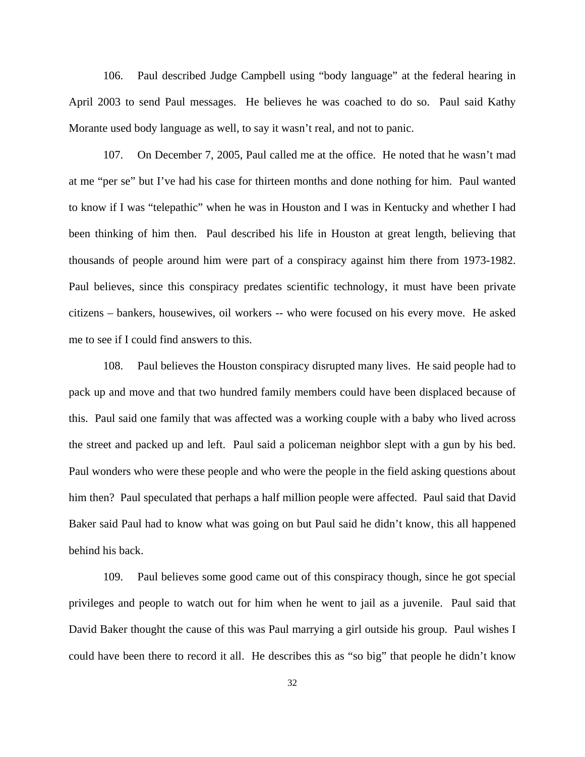106. Paul described Judge Campbell using "body language" at the federal hearing in April 2003 to send Paul messages. He believes he was coached to do so. Paul said Kathy Morante used body language as well, to say it wasn't real, and not to panic.

107. On December 7, 2005, Paul called me at the office. He noted that he wasn't mad at me "per se" but I've had his case for thirteen months and done nothing for him. Paul wanted to know if I was "telepathic" when he was in Houston and I was in Kentucky and whether I had been thinking of him then. Paul described his life in Houston at great length, believing that thousands of people around him were part of a conspiracy against him there from 1973-1982. Paul believes, since this conspiracy predates scientific technology, it must have been private citizens – bankers, housewives, oil workers -- who were focused on his every move. He asked me to see if I could find answers to this.

108. Paul believes the Houston conspiracy disrupted many lives. He said people had to pack up and move and that two hundred family members could have been displaced because of this. Paul said one family that was affected was a working couple with a baby who lived across the street and packed up and left. Paul said a policeman neighbor slept with a gun by his bed. Paul wonders who were these people and who were the people in the field asking questions about him then? Paul speculated that perhaps a half million people were affected. Paul said that David Baker said Paul had to know what was going on but Paul said he didn't know, this all happened behind his back.

109. Paul believes some good came out of this conspiracy though, since he got special privileges and people to watch out for him when he went to jail as a juvenile. Paul said that David Baker thought the cause of this was Paul marrying a girl outside his group. Paul wishes I could have been there to record it all. He describes this as "so big" that people he didn't know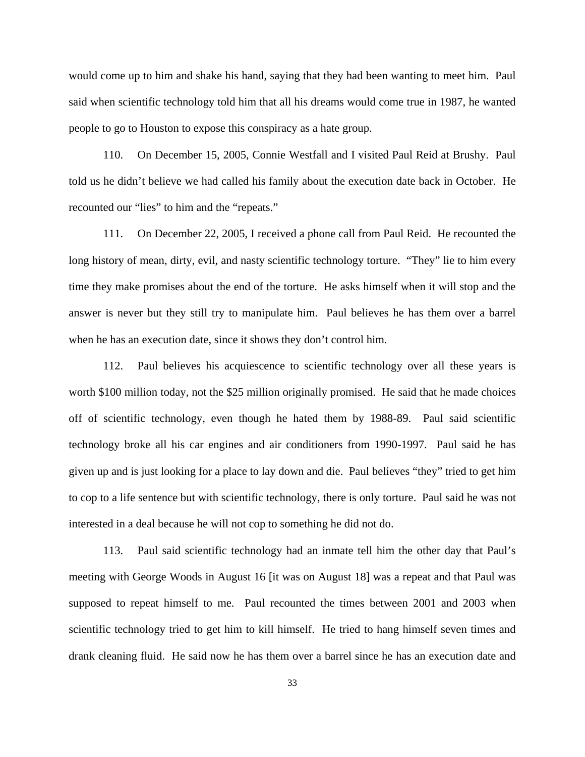would come up to him and shake his hand, saying that they had been wanting to meet him. Paul said when scientific technology told him that all his dreams would come true in 1987, he wanted people to go to Houston to expose this conspiracy as a hate group.

110. On December 15, 2005, Connie Westfall and I visited Paul Reid at Brushy. Paul told us he didn't believe we had called his family about the execution date back in October. He recounted our "lies" to him and the "repeats."

111. On December 22, 2005, I received a phone call from Paul Reid. He recounted the long history of mean, dirty, evil, and nasty scientific technology torture. "They" lie to him every time they make promises about the end of the torture. He asks himself when it will stop and the answer is never but they still try to manipulate him. Paul believes he has them over a barrel when he has an execution date, since it shows they don't control him.

112. Paul believes his acquiescence to scientific technology over all these years is worth $100 million today, not the $25 million originally promised. He said that he made choices off of scientific technology, even though he hated them by 1988-89. Paul said scientific technology broke all his car engines and air conditioners from 1990-1997. Paul said he has given up and is just looking for a place to lay down and die. Paul believes "they" tried to get him to cop to a life sentence but with scientific technology, there is only torture. Paul said he was not interested in a deal because he will not cop to something he did not do.

113. Paul said scientific technology had an inmate tell him the other day that Paul's meeting with George Woods in August 16 [it was on August 18] was a repeat and that Paul was supposed to repeat himself to me. Paul recounted the times between 2001 and 2003 when scientific technology tried to get him to kill himself. He tried to hang himself seven times and drank cleaning fluid. He said now he has them over a barrel since he has an execution date and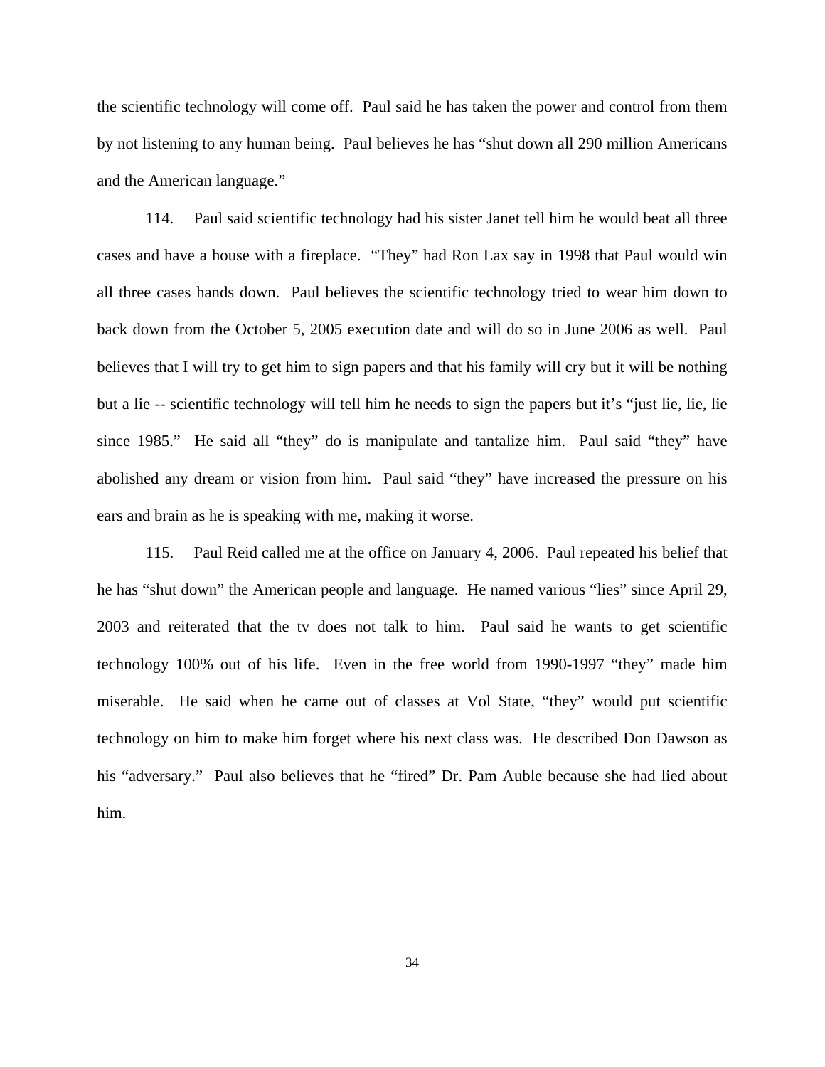the scientific technology will come off. Paul said he has taken the power and control from them by not listening to any human being. Paul believes he has "shut down all 290 million Americans and the American language."

114. Paul said scientific technology had his sister Janet tell him he would beat all three cases and have a house with a fireplace. "They" had Ron Lax say in 1998 that Paul would win all three cases hands down. Paul believes the scientific technology tried to wear him down to back down from the October 5, 2005 execution date and will do so in June 2006 as well. Paul believes that I will try to get him to sign papers and that his family will cry but it will be nothing but a lie -- scientific technology will tell him he needs to sign the papers but it's "just lie, lie, lie since 1985." He said all "they" do is manipulate and tantalize him. Paul said "they" have abolished any dream or vision from him. Paul said "they" have increased the pressure on his ears and brain as he is speaking with me, making it worse.

115. Paul Reid called me at the office on January 4, 2006. Paul repeated his belief that he has "shut down" the American people and language. He named various "lies" since April 29, 2003 and reiterated that the tv does not talk to him. Paul said he wants to get scientific technology 100% out of his life. Even in the free world from 1990-1997 "they" made him miserable. He said when he came out of classes at Vol State, "they" would put scientific technology on him to make him forget where his next class was. He described Don Dawson as his "adversary." Paul also believes that he "fired" Dr. Pam Auble because she had lied about him.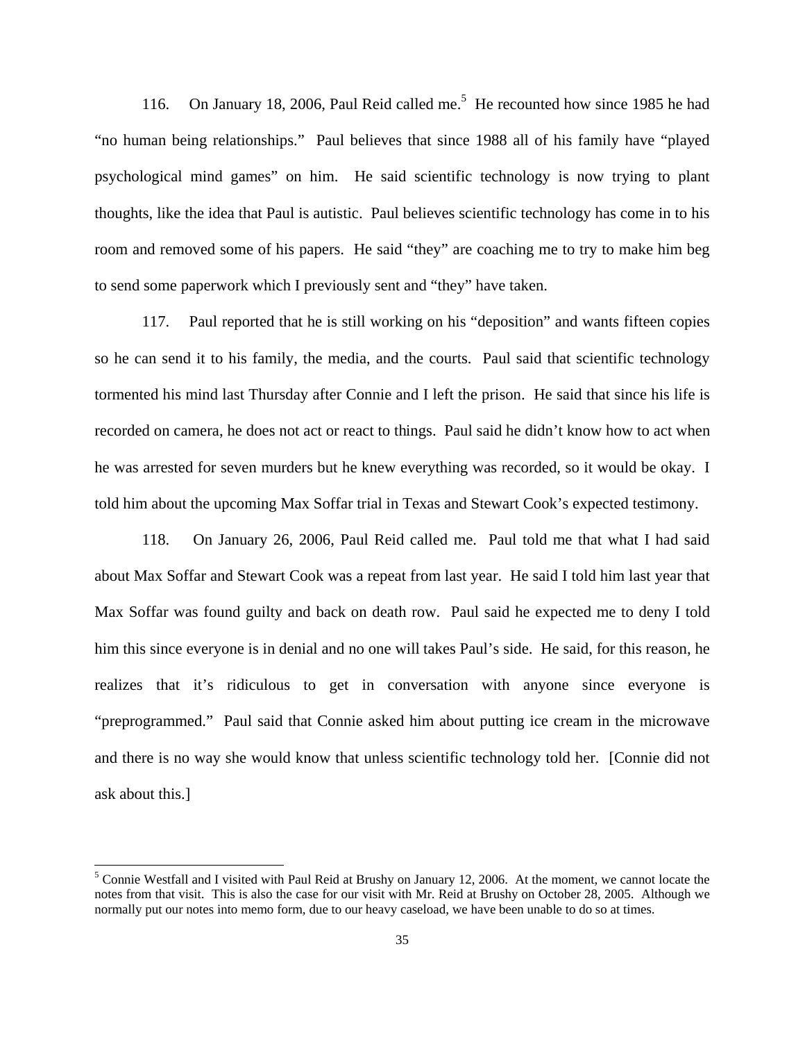116. On January 18, 2006, Paul Reid called me.[5] He recounted how since 1985 he had "no human being relationships." Paul believes that since 1988 all of his family have "played psychological mind games" on him. He said scientific technology is now trying to plant thoughts, like the idea that Paul is autistic. Paul believes scientific technology has come in to his room and removed some of his papers. He said "they" are coaching me to try to make him beg to send some paperwork which I previously sent and "they" have taken.

117. Paul reported that he is still working on his "deposition" and wants fifteen copies so he can send it to his family, the media, and the courts. Paul said that scientific technology tormented his mind last Thursday after Connie and I left the prison. He said that since his life is recorded on camera, he does not act or react to things. Paul said he didn't know how to act when he was arrested for seven murders but he knew everything was recorded, so it would be okay. I told him about the upcoming Max Soffar trial in Texas and Stewart Cook's expected testimony.

118. On January 26, 2006, Paul Reid called me. Paul told me that what I had said about Max Soffar and Stewart Cook was a repeat from last year. He said I told him last year that Max Soffar was found guilty and back on death row. Paul said he expected me to deny I told him this since everyone is in denial and no one will takes Paul's side. He said, for this reason, he realizes that it's ridiculous to get in conversation with anyone since everyone is "preprogrammed." Paul said that Connie asked him about putting ice cream in the microwave and there is no way she would know that unless scientific technology told her. [Connie did not ask about this.]

---

[5] Connie Westfall and I visited with Paul Reid at Brushy on January 12, 2006. At the moment, we cannot locate the notes from that visit. This is also the case for our visit with Mr. Reid at Brushy on October 28, 2005. Although we normally put our notes into memo form, due to our heavy caseload, we have been unable to do so at times.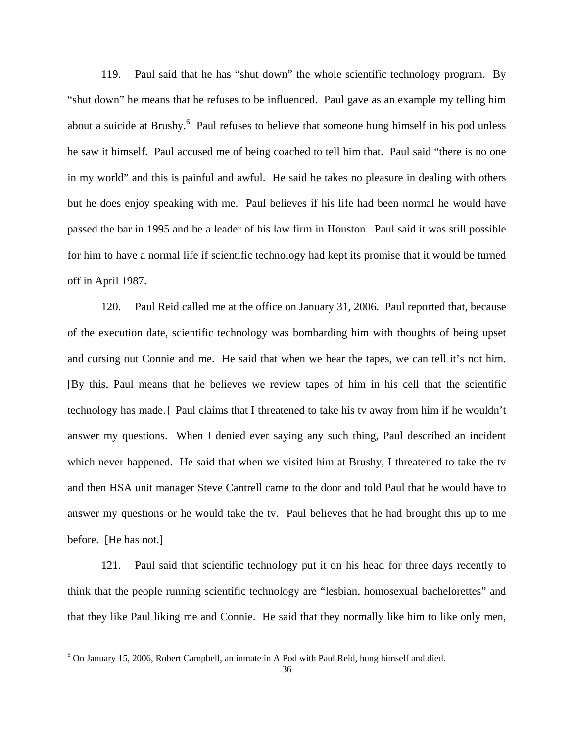119. Paul said that he has "shut down" the whole scientific technology program. By "shut down" he means that he refuses to be influenced. Paul gave as an example my telling him about a suicide at Brushy.[6] Paul refuses to believe that someone hung himself in his pod unless he saw it himself. Paul accused me of being coached to tell him that. Paul said "there is no one in my world" and this is painful and awful. He said he takes no pleasure in dealing with others but he does enjoy speaking with me. Paul believes if his life had been normal he would have passed the bar in 1995 and be a leader of his law firm in Houston. Paul said it was still possible for him to have a normal life if scientific technology had kept its promise that it would be turned off in April 1987.

120. Paul Reid called me at the office on January 31, 2006. Paul reported that, because of the execution date, scientific technology was bombarding him with thoughts of being upset and cursing out Connie and me. He said that when we hear the tapes, we can tell it's not him. [By this, Paul means that he believes we review tapes of him in his cell that the scientific technology has made.] Paul claims that I threatened to take his tv away from him if he wouldn't answer my questions. When I denied ever saying any such thing, Paul described an incident which never happened. He said that when we visited him at Brushy, I threatened to take the tv and then HSA unit manager Steve Cantrell came to the door and told Paul that he would have to answer my questions or he would take the tv. Paul believes that he had brought this up to me before. [He has not.]

121. Paul said that scientific technology put it on his head for three days recently to think that the people running scientific technology are "lesbian, homosexual bachelorettes" and that they like Paul liking me and Connie. He said that they normally like him to like only men,

[6] On January 15, 2006, Robert Campbell, an inmate in A Pod with Paul Reid, hung himself and died.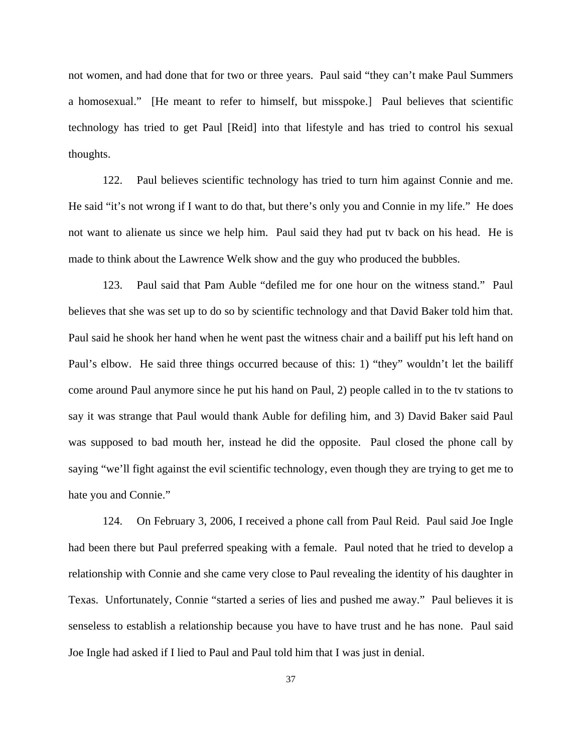not women, and had done that for two or three years. Paul said "they can't make Paul Summers a homosexual." [He meant to refer to himself, but misspoke.] Paul believes that scientific technology has tried to get Paul [Reid] into that lifestyle and has tried to control his sexual thoughts.

122. Paul believes scientific technology has tried to turn him against Connie and me. He said "it's not wrong if I want to do that, but there's only you and Connie in my life." He does not want to alienate us since we help him. Paul said they had put tv back on his head. He is made to think about the Lawrence Welk show and the guy who produced the bubbles.

123. Paul said that Pam Auble "defiled me for one hour on the witness stand." Paul believes that she was set up to do so by scientific technology and that David Baker told him that. Paul said he shook her hand when he went past the witness chair and a bailiff put his left hand on Paul's elbow. He said three things occurred because of this: 1) "they" wouldn't let the bailiff come around Paul anymore since he put his hand on Paul, 2) people called in to the tv stations to say it was strange that Paul would thank Auble for defiling him, and 3) David Baker said Paul was supposed to bad mouth her, instead he did the opposite. Paul closed the phone call by saying "we'll fight against the evil scientific technology, even though they are trying to get me to hate you and Connie."

124. On February 3, 2006, I received a phone call from Paul Reid. Paul said Joe Ingle had been there but Paul preferred speaking with a female. Paul noted that he tried to develop a relationship with Connie and she came very close to Paul revealing the identity of his daughter in Texas. Unfortunately, Connie "started a series of lies and pushed me away." Paul believes it is senseless to establish a relationship because you have to have trust and he has none. Paul said Joe Ingle had asked if I lied to Paul and Paul told him that I was just in denial.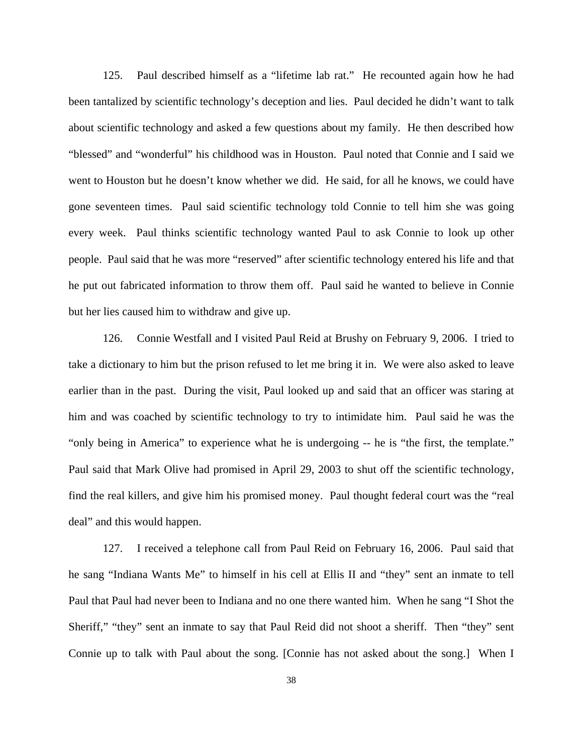125. Paul described himself as a "lifetime lab rat." He recounted again how he had been tantalized by scientific technology's deception and lies. Paul decided he didn't want to talk about scientific technology and asked a few questions about my family. He then described how "blessed" and "wonderful" his childhood was in Houston. Paul noted that Connie and I said we went to Houston but he doesn't know whether we did. He said, for all he knows, we could have gone seventeen times. Paul said scientific technology told Connie to tell him she was going every week. Paul thinks scientific technology wanted Paul to ask Connie to look up other people. Paul said that he was more "reserved" after scientific technology entered his life and that he put out fabricated information to throw them off. Paul said he wanted to believe in Connie but her lies caused him to withdraw and give up.

126. Connie Westfall and I visited Paul Reid at Brushy on February 9, 2006. I tried to take a dictionary to him but the prison refused to let me bring it in. We were also asked to leave earlier than in the past. During the visit, Paul looked up and said that an officer was staring at him and was coached by scientific technology to try to intimidate him. Paul said he was the "only being in America" to experience what he is undergoing -- he is "the first, the template." Paul said that Mark Olive had promised in April 29, 2003 to shut off the scientific technology, find the real killers, and give him his promised money. Paul thought federal court was the "real deal" and this would happen.

127. I received a telephone call from Paul Reid on February 16, 2006. Paul said that he sang "Indiana Wants Me" to himself in his cell at Ellis II and "they" sent an inmate to tell Paul that Paul had never been to Indiana and no one there wanted him. When he sang "I Shot the Sheriff," "they" sent an inmate to say that Paul Reid did not shoot a sheriff. Then "they" sent Connie up to talk with Paul about the song. [Connie has not asked about the song.] When I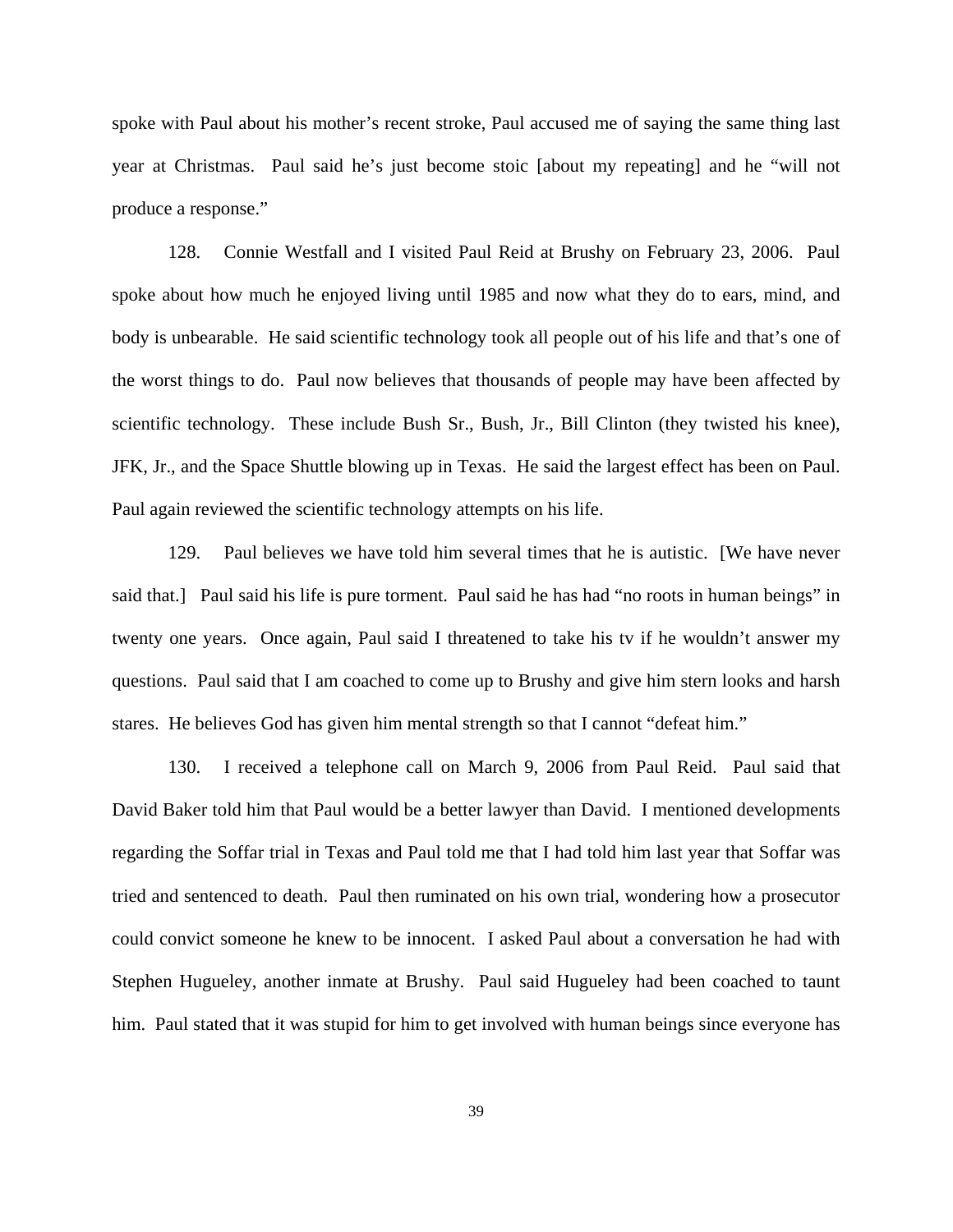spoke with Paul about his mother's recent stroke, Paul accused me of saying the same thing last year at Christmas. Paul said he's just become stoic [about my repeating] and he "will not produce a response."

128. Connie Westfall and I visited Paul Reid at Brushy on February 23, 2006. Paul spoke about how much he enjoyed living until 1985 and now what they do to ears, mind, and body is unbearable. He said scientific technology took all people out of his life and that's one of the worst things to do. Paul now believes that thousands of people may have been affected by scientific technology. These include Bush Sr., Bush, Jr., Bill Clinton (they twisted his knee), JFK, Jr., and the Space Shuttle blowing up in Texas. He said the largest effect has been on Paul. Paul again reviewed the scientific technology attempts on his life.

129. Paul believes we have told him several times that he is autistic. [We have never said that.] Paul said his life is pure torment. Paul said he has had "no roots in human beings" in twenty one years. Once again, Paul said I threatened to take his tv if he wouldn't answer my questions. Paul said that I am coached to come up to Brushy and give him stern looks and harsh stares. He believes God has given him mental strength so that I cannot "defeat him."

130. I received a telephone call on March 9, 2006 from Paul Reid. Paul said that David Baker told him that Paul would be a better lawyer than David. I mentioned developments regarding the Soffar trial in Texas and Paul told me that I had told him last year that Soffar was tried and sentenced to death. Paul then ruminated on his own trial, wondering how a prosecutor could convict someone he knew to be innocent. I asked Paul about a conversation he had with Stephen Hugueley, another inmate at Brushy. Paul said Hugueley had been coached to taunt him. Paul stated that it was stupid for him to get involved with human beings since everyone has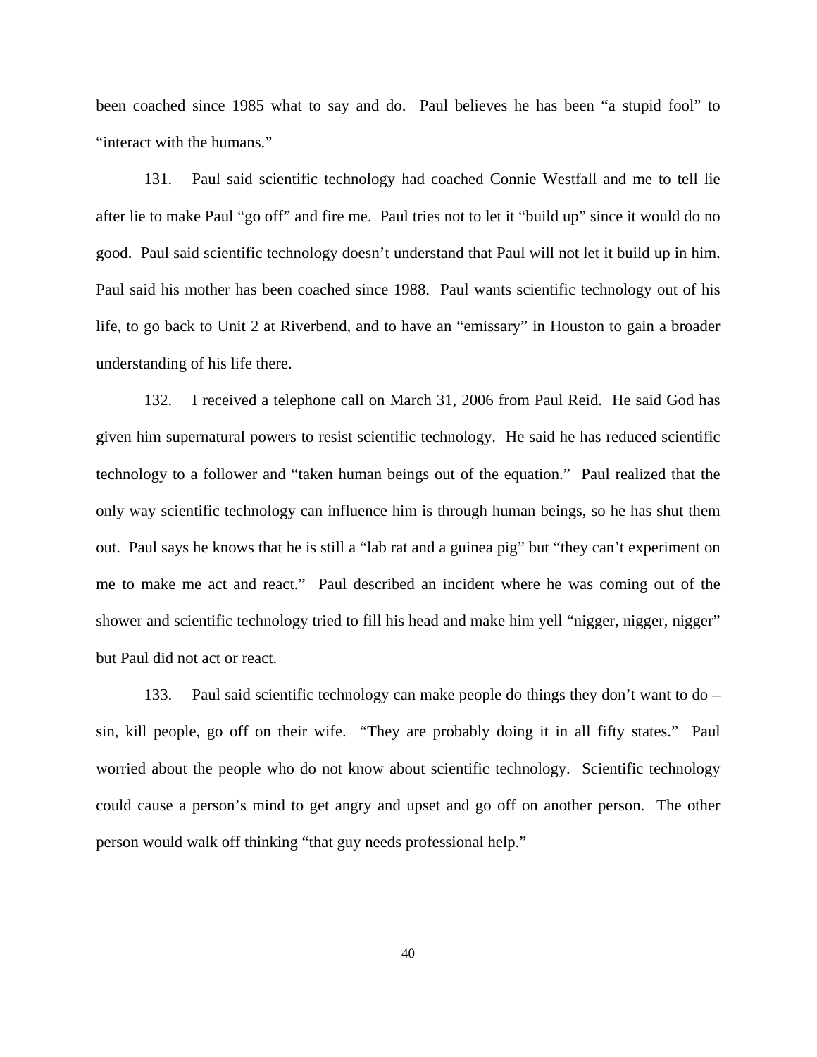been coached since 1985 what to say and do. Paul believes he has been "a stupid fool" to "interact with the humans."

131. Paul said scientific technology had coached Connie Westfall and me to tell lie after lie to make Paul "go off" and fire me. Paul tries not to let it "build up" since it would do no good. Paul said scientific technology doesn't understand that Paul will not let it build up in him. Paul said his mother has been coached since 1988. Paul wants scientific technology out of his life, to go back to Unit 2 at Riverbend, and to have an "emissary" in Houston to gain a broader understanding of his life there.

132. I received a telephone call on March 31, 2006 from Paul Reid. He said God has given him supernatural powers to resist scientific technology. He said he has reduced scientific technology to a follower and "taken human beings out of the equation." Paul realized that the only way scientific technology can influence him is through human beings, so he has shut them out. Paul says he knows that he is still a "lab rat and a guinea pig" but "they can't experiment on me to make me act and react." Paul described an incident where he was coming out of the shower and scientific technology tried to fill his head and make him yell "nigger, nigger, nigger" but Paul did not act or react.

133. Paul said scientific technology can make people do things they don't want to do – sin, kill people, go off on their wife. "They are probably doing it in all fifty states." Paul worried about the people who do not know about scientific technology. Scientific technology could cause a person's mind to get angry and upset and go off on another person. The other person would walk off thinking "that guy needs professional help."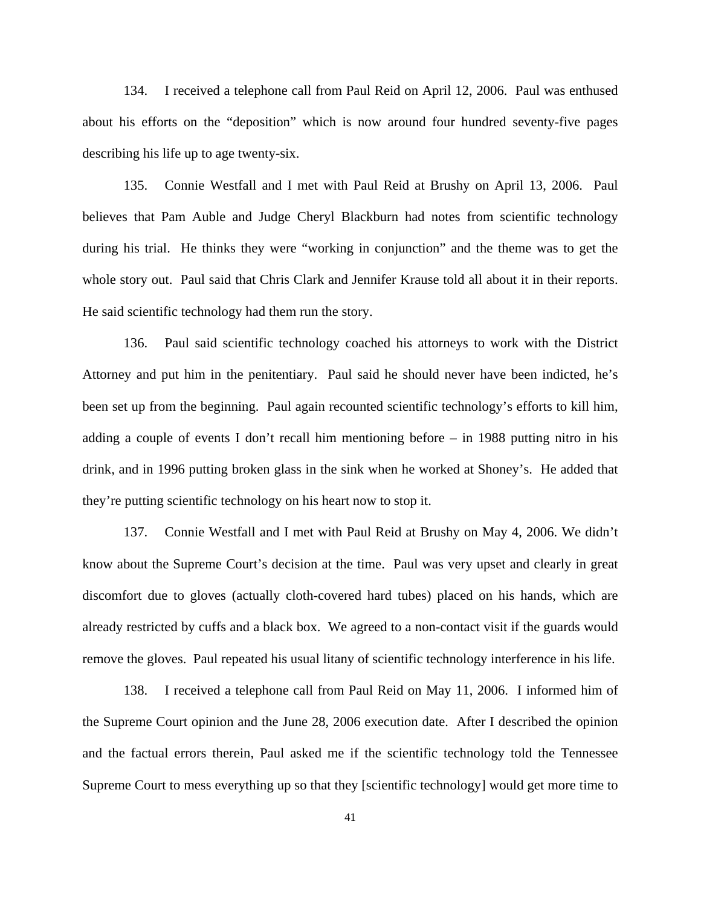134. I received a telephone call from Paul Reid on April 12, 2006. Paul was enthused about his efforts on the "deposition" which is now around four hundred seventy-five pages describing his life up to age twenty-six.

135. Connie Westfall and I met with Paul Reid at Brushy on April 13, 2006. Paul believes that Pam Auble and Judge Cheryl Blackburn had notes from scientific technology during his trial. He thinks they were "working in conjunction" and the theme was to get the whole story out. Paul said that Chris Clark and Jennifer Krause told all about it in their reports. He said scientific technology had them run the story.

136. Paul said scientific technology coached his attorneys to work with the District Attorney and put him in the penitentiary. Paul said he should never have been indicted, he's been set up from the beginning. Paul again recounted scientific technology's efforts to kill him, adding a couple of events I don't recall him mentioning before – in 1988 putting nitro in his drink, and in 1996 putting broken glass in the sink when he worked at Shoney's. He added that they're putting scientific technology on his heart now to stop it.

137. Connie Westfall and I met with Paul Reid at Brushy on May 4, 2006. We didn't know about the Supreme Court's decision at the time. Paul was very upset and clearly in great discomfort due to gloves (actually cloth-covered hard tubes) placed on his hands, which are already restricted by cuffs and a black box. We agreed to a non-contact visit if the guards would remove the gloves. Paul repeated his usual litany of scientific technology interference in his life.

138. I received a telephone call from Paul Reid on May 11, 2006. I informed him of the Supreme Court opinion and the June 28, 2006 execution date. After I described the opinion and the factual errors therein, Paul asked me if the scientific technology told the Tennessee Supreme Court to mess everything up so that they [scientific technology] would get more time to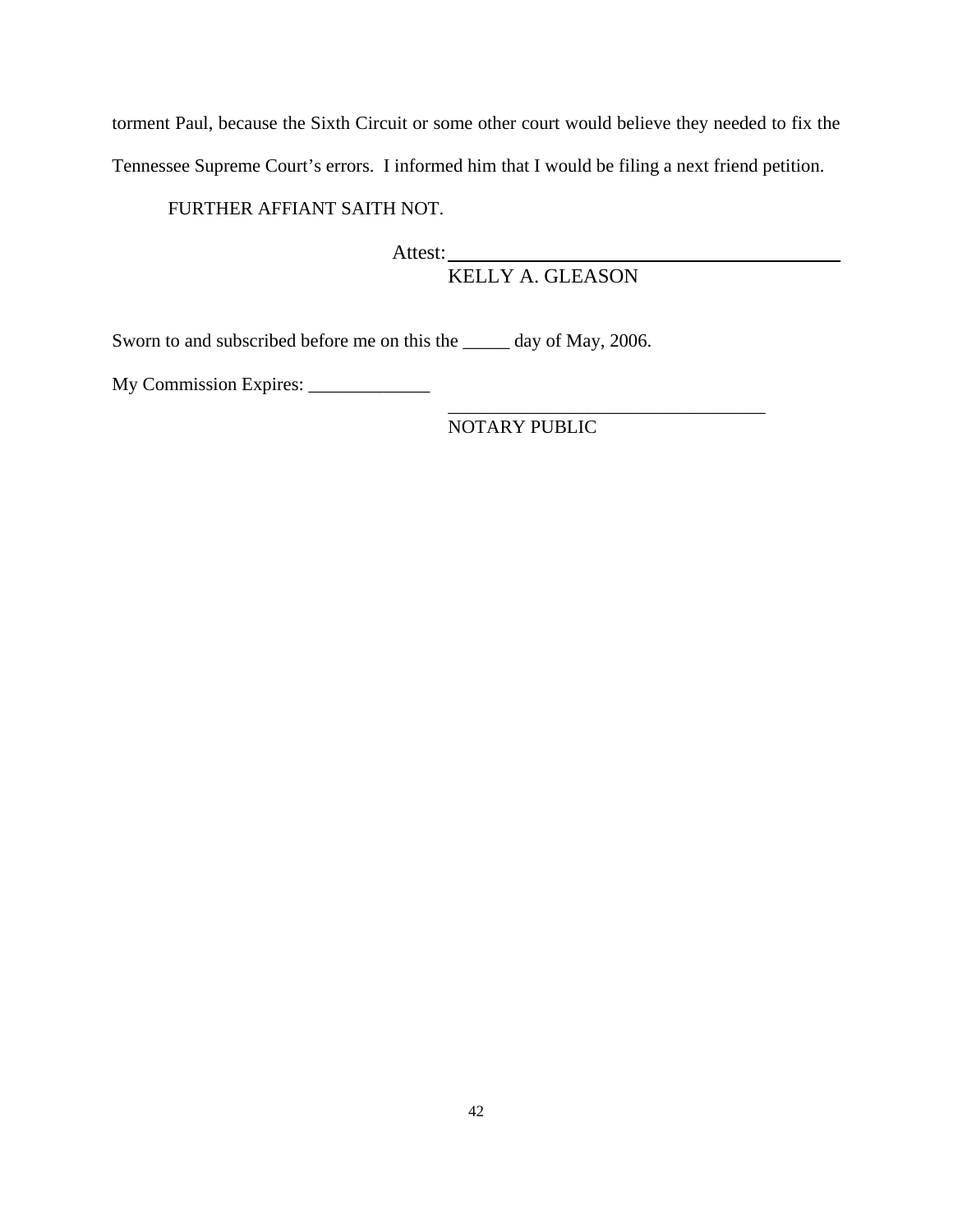torment Paul, because the Sixth Circuit or some other court would believe they needed to fix the Tennessee Supreme Court's errors. I informed him that I would be filing a next friend petition.

FURTHER AFFIANT SAITH NOT.

Attest: ____________________________________
KELLY A. GLEASON

Sworn to and subscribed before me on this the _____ day of May, 2006.

My Commission Expires: _____________

__________________________________
NOTARY PUBLIC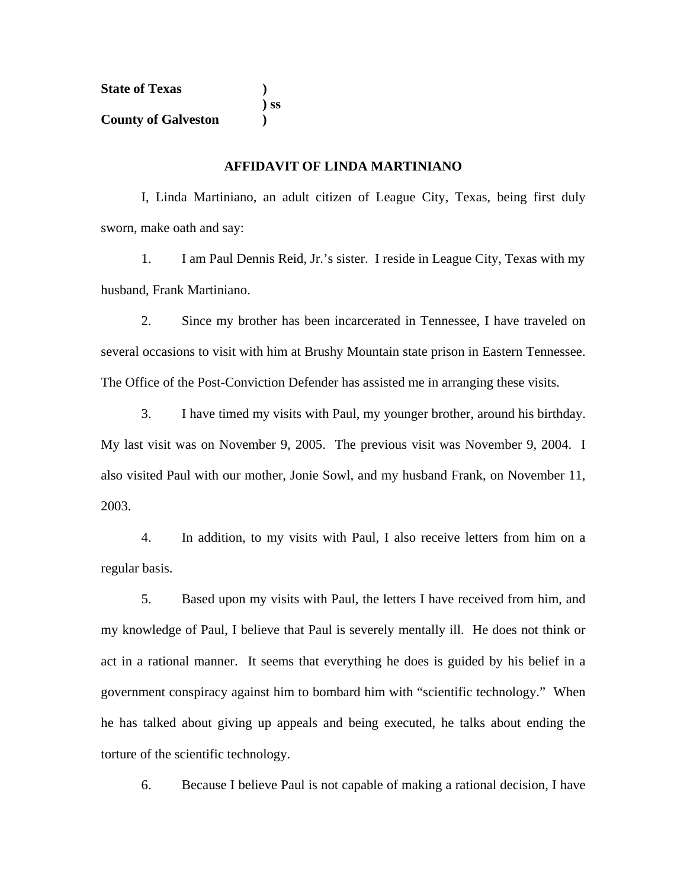**State of Texas** )
) **ss**
**County of Galveston** )

**AFFIDAVIT OF LINDA MARTINIANO**

I, Linda Martiniano, an adult citizen of League City, Texas, being first duly sworn, make oath and say:

1. I am Paul Dennis Reid, Jr.'s sister. I reside in League City, Texas with my husband, Frank Martiniano.

2. Since my brother has been incarcerated in Tennessee, I have traveled on several occasions to visit with him at Brushy Mountain state prison in Eastern Tennessee. The Office of the Post-Conviction Defender has assisted me in arranging these visits.

3. I have timed my visits with Paul, my younger brother, around his birthday. My last visit was on November 9, 2005. The previous visit was November 9, 2004. I also visited Paul with our mother, Jonie Sowl, and my husband Frank, on November 11, 2003.

4. In addition, to my visits with Paul, I also receive letters from him on a regular basis.

5. Based upon my visits with Paul, the letters I have received from him, and my knowledge of Paul, I believe that Paul is severely mentally ill. He does not think or act in a rational manner. It seems that everything he does is guided by his belief in a government conspiracy against him to bombard him with "scientific technology." When he has talked about giving up appeals and being executed, he talks about ending the torture of the scientific technology.

6. Because I believe Paul is not capable of making a rational decision, I have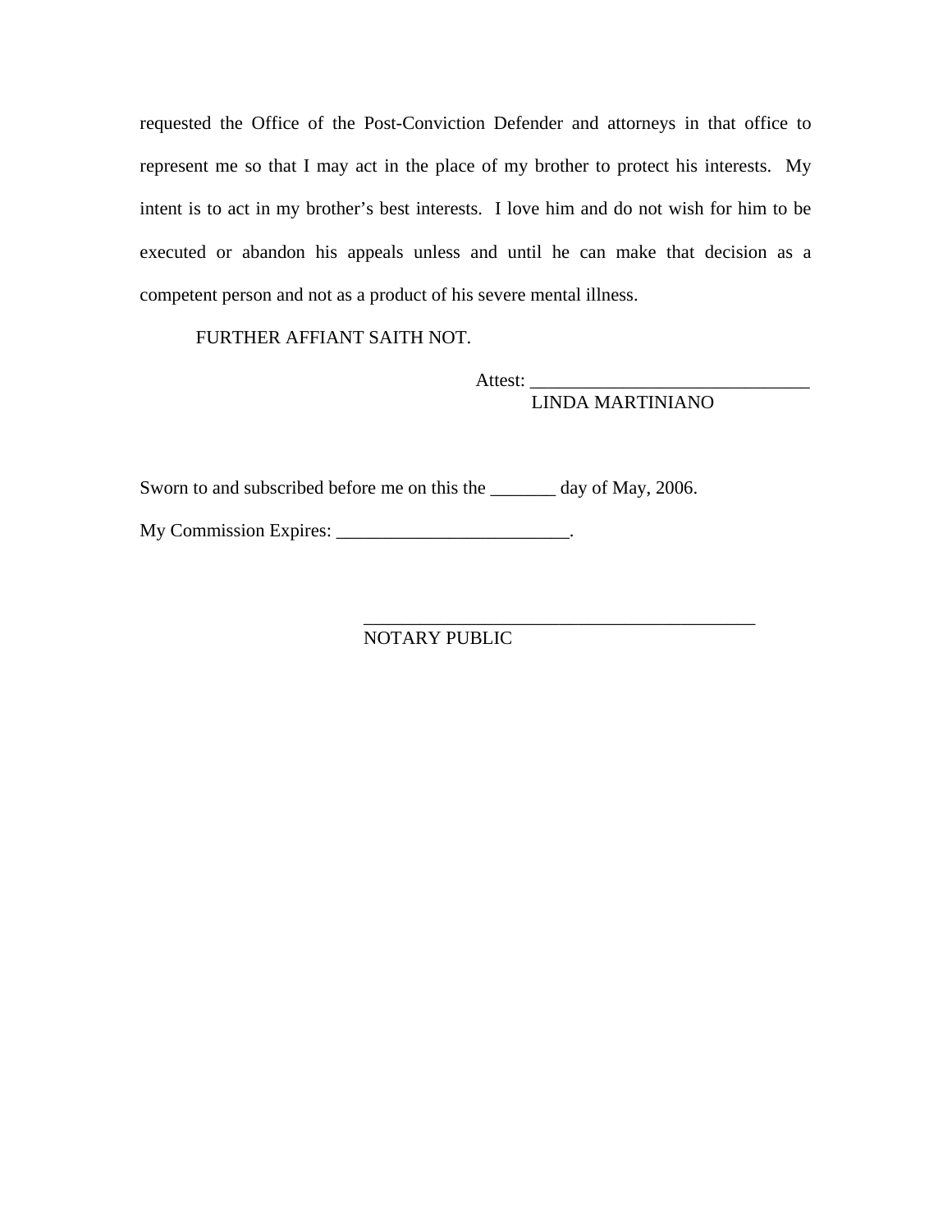requested the Office of the Post-Conviction Defender and attorneys in that office to represent me so that I may act in the place of my brother to protect his interests. My intent is to act in my brother's best interests. I love him and do not wish for him to be executed or abandon his appeals unless and until he can make that decision as a competent person and not as a product of his severe mental illness.

FURTHER AFFIANT SAITH NOT.

Attest: ______________________________
LINDA MARTINIANO

Sworn to and subscribed before me on this the _______ day of May, 2006.

My Commission Expires: _________________________.

___________________________________________
NOTARY PUBLIC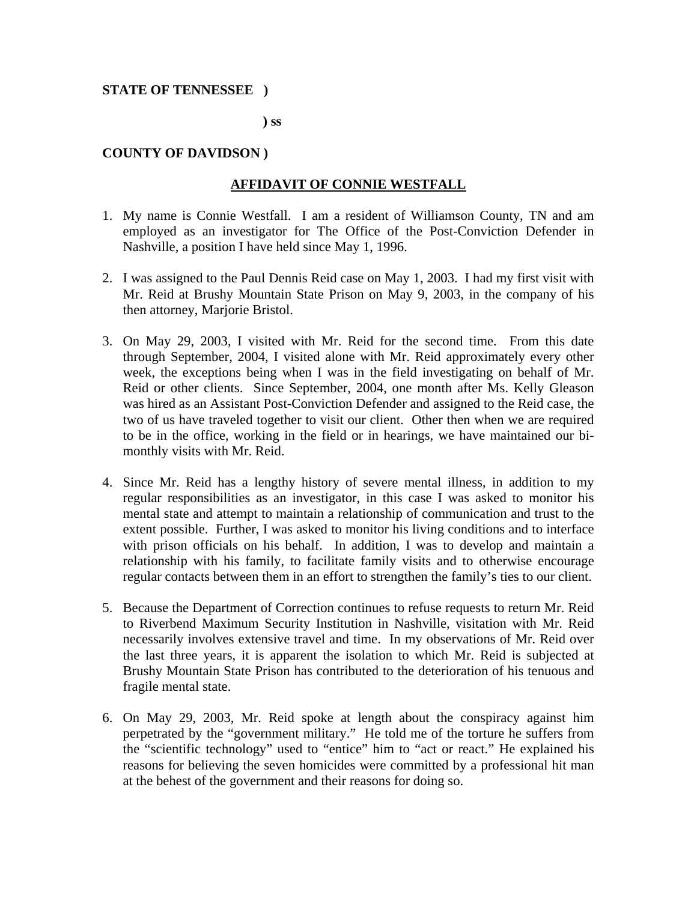**STATE OF TENNESSEE )**

**) ss**

**COUNTY OF DAVIDSON )**

**AFFIDAVIT OF CONNIE WESTFALL**

1. My name is Connie Westfall. I am a resident of Williamson County, TN and am employed as an investigator for The Office of the Post-Conviction Defender in Nashville, a position I have held since May 1, 1996.

2. I was assigned to the Paul Dennis Reid case on May 1, 2003. I had my first visit with Mr. Reid at Brushy Mountain State Prison on May 9, 2003, in the company of his then attorney, Marjorie Bristol.

3. On May 29, 2003, I visited with Mr. Reid for the second time. From this date through September, 2004, I visited alone with Mr. Reid approximately every other week, the exceptions being when I was in the field investigating on behalf of Mr. Reid or other clients. Since September, 2004, one month after Ms. Kelly Gleason was hired as an Assistant Post-Conviction Defender and assigned to the Reid case, the two of us have traveled together to visit our client. Other then when we are required to be in the office, working in the field or in hearings, we have maintained our bi-monthly visits with Mr. Reid.

4. Since Mr. Reid has a lengthy history of severe mental illness, in addition to my regular responsibilities as an investigator, in this case I was asked to monitor his mental state and attempt to maintain a relationship of communication and trust to the extent possible. Further, I was asked to monitor his living conditions and to interface with prison officials on his behalf. In addition, I was to develop and maintain a relationship with his family, to facilitate family visits and to otherwise encourage regular contacts between them in an effort to strengthen the family's ties to our client.

5. Because the Department of Correction continues to refuse requests to return Mr. Reid to Riverbend Maximum Security Institution in Nashville, visitation with Mr. Reid necessarily involves extensive travel and time. In my observations of Mr. Reid over the last three years, it is apparent the isolation to which Mr. Reid is subjected at Brushy Mountain State Prison has contributed to the deterioration of his tenuous and fragile mental state.

6. On May 29, 2003, Mr. Reid spoke at length about the conspiracy against him perpetrated by the "government military." He told me of the torture he suffers from the "scientific technology" used to "entice" him to "act or react." He explained his reasons for believing the seven homicides were committed by a professional hit man at the behest of the government and their reasons for doing so.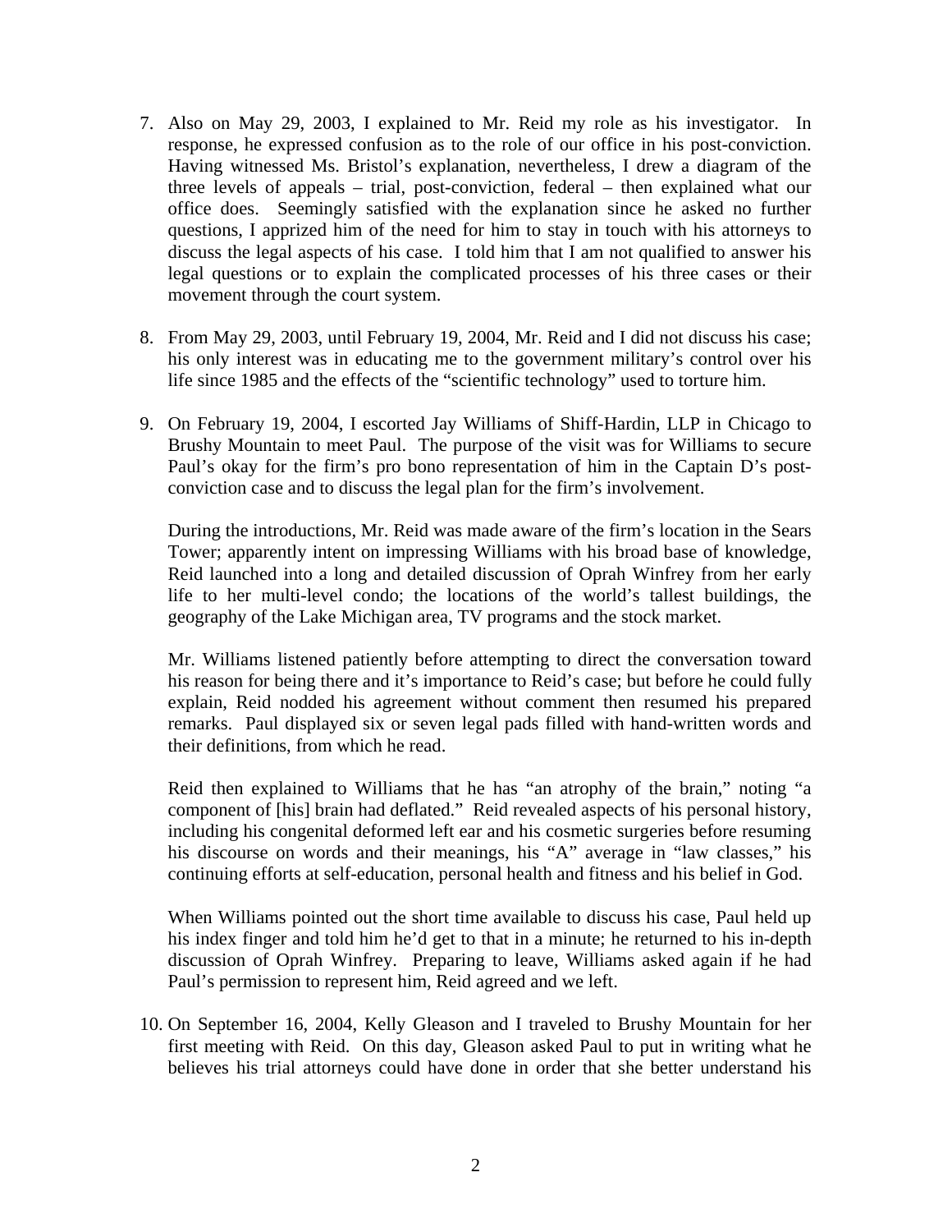7. Also on May 29, 2003, I explained to Mr. Reid my role as his investigator. In response, he expressed confusion as to the role of our office in his post-conviction. Having witnessed Ms. Bristol's explanation, nevertheless, I drew a diagram of the three levels of appeals – trial, post-conviction, federal – then explained what our office does. Seemingly satisfied with the explanation since he asked no further questions, I apprized him of the need for him to stay in touch with his attorneys to discuss the legal aspects of his case. I told him that I am not qualified to answer his legal questions or to explain the complicated processes of his three cases or their movement through the court system.

8. From May 29, 2003, until February 19, 2004, Mr. Reid and I did not discuss his case; his only interest was in educating me to the government military's control over his life since 1985 and the effects of the "scientific technology" used to torture him.

9. On February 19, 2004, I escorted Jay Williams of Shiff-Hardin, LLP in Chicago to Brushy Mountain to meet Paul. The purpose of the visit was for Williams to secure Paul's okay for the firm's pro bono representation of him in the Captain D's post-conviction case and to discuss the legal plan for the firm's involvement.

   During the introductions, Mr. Reid was made aware of the firm's location in the Sears Tower; apparently intent on impressing Williams with his broad base of knowledge, Reid launched into a long and detailed discussion of Oprah Winfrey from her early life to her multi-level condo; the locations of the world's tallest buildings, the geography of the Lake Michigan area, TV programs and the stock market.

   Mr. Williams listened patiently before attempting to direct the conversation toward his reason for being there and it's importance to Reid's case; but before he could fully explain, Reid nodded his agreement without comment then resumed his prepared remarks. Paul displayed six or seven legal pads filled with hand-written words and their definitions, from which he read.

   Reid then explained to Williams that he has "an atrophy of the brain," noting "a component of [his] brain had deflated." Reid revealed aspects of his personal history, including his congenital deformed left ear and his cosmetic surgeries before resuming his discourse on words and their meanings, his "A" average in "law classes," his continuing efforts at self-education, personal health and fitness and his belief in God.

   When Williams pointed out the short time available to discuss his case, Paul held up his index finger and told him he'd get to that in a minute; he returned to his in-depth discussion of Oprah Winfrey. Preparing to leave, Williams asked again if he had Paul's permission to represent him, Reid agreed and we left.

10. On September 16, 2004, Kelly Gleason and I traveled to Brushy Mountain for her first meeting with Reid. On this day, Gleason asked Paul to put in writing what he believes his trial attorneys could have done in order that she better understand his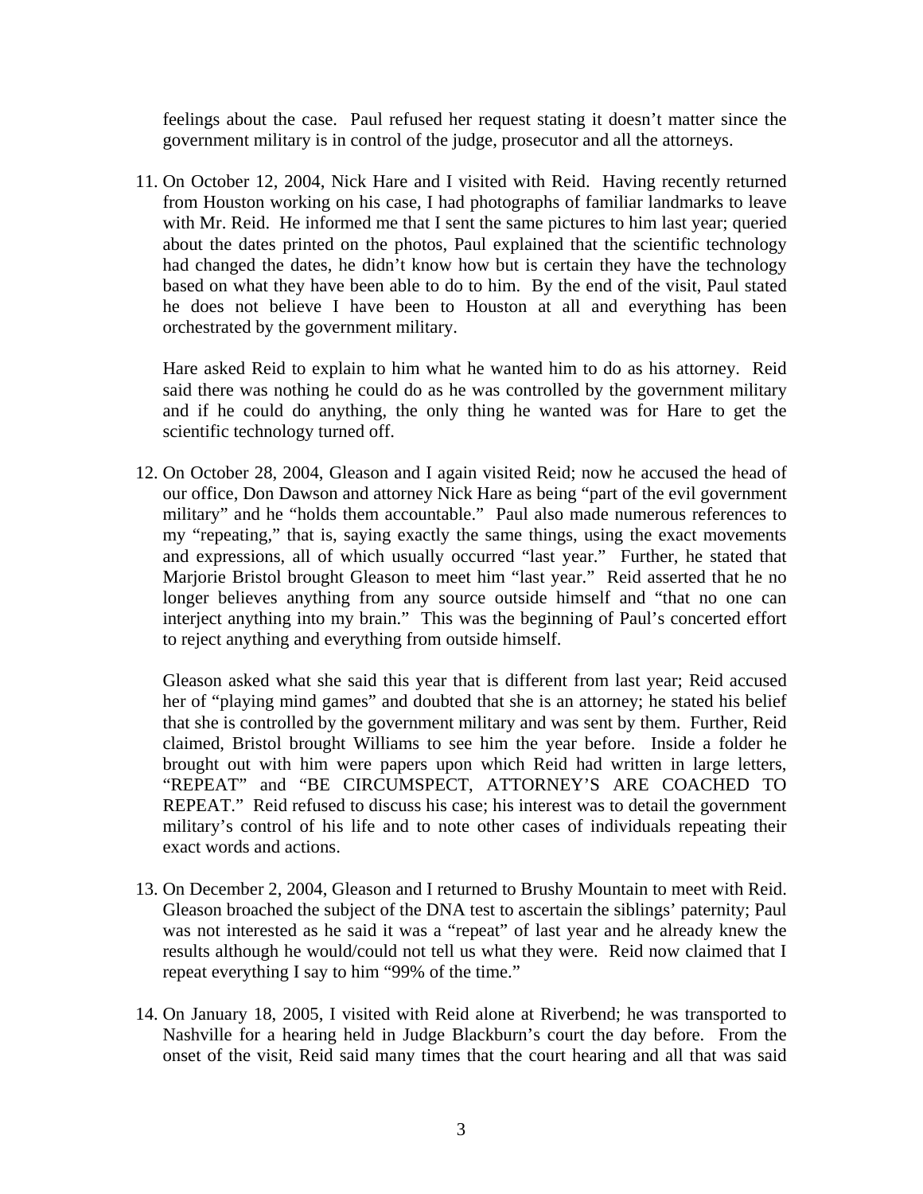feelings about the case. Paul refused her request stating it doesn't matter since the government military is in control of the judge, prosecutor and all the attorneys.

11. On October 12, 2004, Nick Hare and I visited with Reid. Having recently returned from Houston working on his case, I had photographs of familiar landmarks to leave with Mr. Reid. He informed me that I sent the same pictures to him last year; queried about the dates printed on the photos, Paul explained that the scientific technology had changed the dates, he didn't know how but is certain they have the technology based on what they have been able to do to him. By the end of the visit, Paul stated he does not believe I have been to Houston at all and everything has been orchestrated by the government military.

    Hare asked Reid to explain to him what he wanted him to do as his attorney. Reid said there was nothing he could do as he was controlled by the government military and if he could do anything, the only thing he wanted was for Hare to get the scientific technology turned off.

12. On October 28, 2004, Gleason and I again visited Reid; now he accused the head of our office, Don Dawson and attorney Nick Hare as being "part of the evil government military" and he "holds them accountable." Paul also made numerous references to my "repeating," that is, saying exactly the same things, using the exact movements and expressions, all of which usually occurred "last year." Further, he stated that Marjorie Bristol brought Gleason to meet him "last year." Reid asserted that he no longer believes anything from any source outside himself and "that no one can interject anything into my brain." This was the beginning of Paul's concerted effort to reject anything and everything from outside himself.

    Gleason asked what she said this year that is different from last year; Reid accused her of "playing mind games" and doubted that she is an attorney; he stated his belief that she is controlled by the government military and was sent by them. Further, Reid claimed, Bristol brought Williams to see him the year before. Inside a folder he brought out with him were papers upon which Reid had written in large letters, "REPEAT" and "BE CIRCUMSPECT, ATTORNEY'S ARE COACHED TO REPEAT." Reid refused to discuss his case; his interest was to detail the government military's control of his life and to note other cases of individuals repeating their exact words and actions.

13. On December 2, 2004, Gleason and I returned to Brushy Mountain to meet with Reid. Gleason broached the subject of the DNA test to ascertain the siblings' paternity; Paul was not interested as he said it was a "repeat" of last year and he already knew the results although he would/could not tell us what they were. Reid now claimed that I repeat everything I say to him "99% of the time."

14. On January 18, 2005, I visited with Reid alone at Riverbend; he was transported to Nashville for a hearing held in Judge Blackburn's court the day before. From the onset of the visit, Reid said many times that the court hearing and all that was said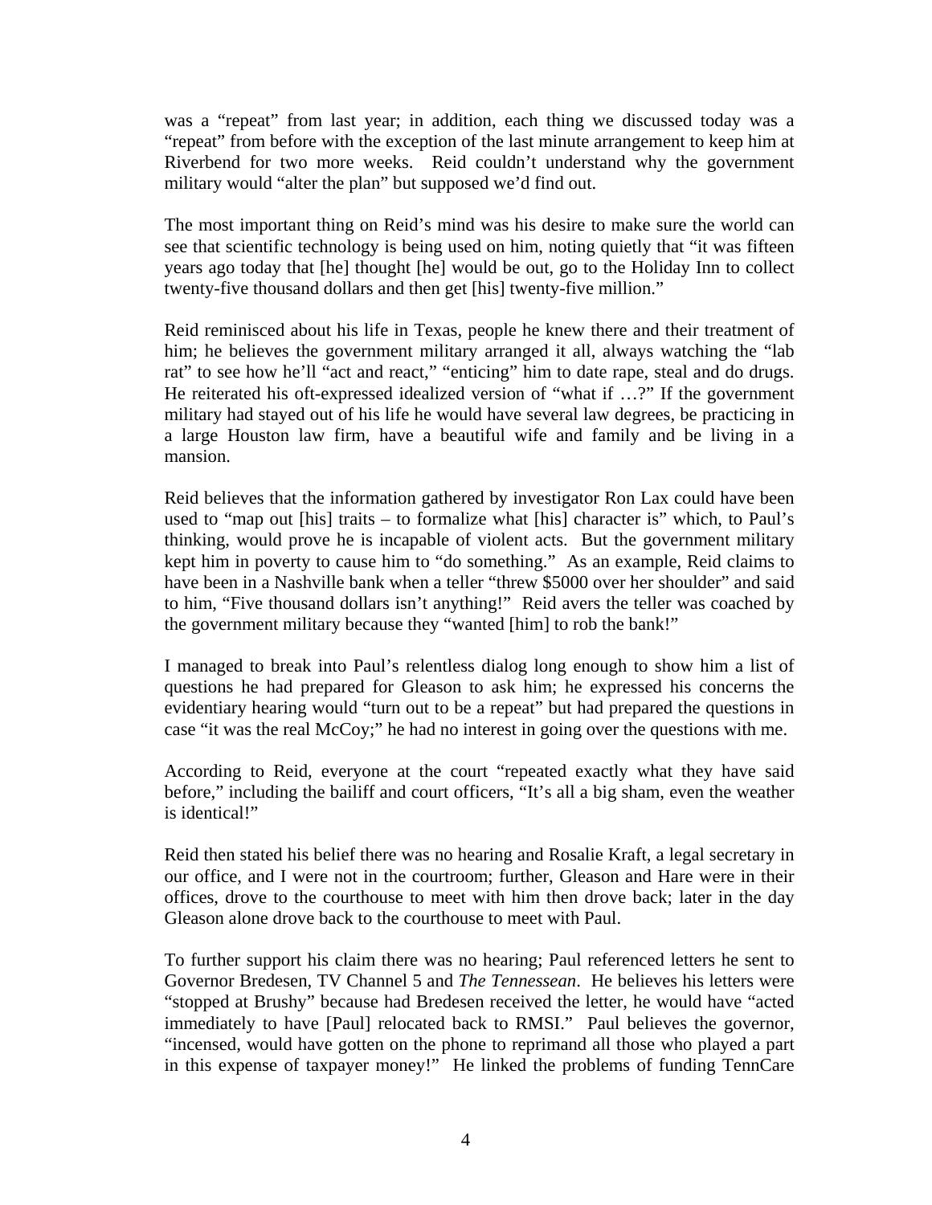was a "repeat" from last year; in addition, each thing we discussed today was a "repeat" from before with the exception of the last minute arrangement to keep him at Riverbend for two more weeks. Reid couldn't understand why the government military would "alter the plan" but supposed we'd find out.

The most important thing on Reid's mind was his desire to make sure the world can see that scientific technology is being used on him, noting quietly that "it was fifteen years ago today that [he] thought [he] would be out, go to the Holiday Inn to collect twenty-five thousand dollars and then get [his] twenty-five million."

Reid reminisced about his life in Texas, people he knew there and their treatment of him; he believes the government military arranged it all, always watching the "lab rat" to see how he'll "act and react," "enticing" him to date rape, steal and do drugs. He reiterated his oft-expressed idealized version of "what if …?" If the government military had stayed out of his life he would have several law degrees, be practicing in a large Houston law firm, have a beautiful wife and family and be living in a mansion.

Reid believes that the information gathered by investigator Ron Lax could have been used to "map out [his] traits – to formalize what [his] character is" which, to Paul's thinking, would prove he is incapable of violent acts. But the government military kept him in poverty to cause him to "do something." As an example, Reid claims to have been in a Nashville bank when a teller "threw $5000 over her shoulder" and said to him, "Five thousand dollars isn't anything!" Reid avers the teller was coached by the government military because they "wanted [him] to rob the bank!"

I managed to break into Paul's relentless dialog long enough to show him a list of questions he had prepared for Gleason to ask him; he expressed his concerns the evidentiary hearing would "turn out to be a repeat" but had prepared the questions in case "it was the real McCoy;" he had no interest in going over the questions with me.

According to Reid, everyone at the court "repeated exactly what they have said before," including the bailiff and court officers, "It's all a big sham, even the weather is identical!"

Reid then stated his belief there was no hearing and Rosalie Kraft, a legal secretary in our office, and I were not in the courtroom; further, Gleason and Hare were in their offices, drove to the courthouse to meet with him then drove back; later in the day Gleason alone drove back to the courthouse to meet with Paul.

To further support his claim there was no hearing; Paul referenced letters he sent to Governor Bredesen, TV Channel 5 and *The Tennessean*. He believes his letters were "stopped at Brushy" because had Bredesen received the letter, he would have "acted immediately to have [Paul] relocated back to RMSI." Paul believes the governor, "incensed, would have gotten on the phone to reprimand all those who played a part in this expense of taxpayer money!" He linked the problems of funding TennCare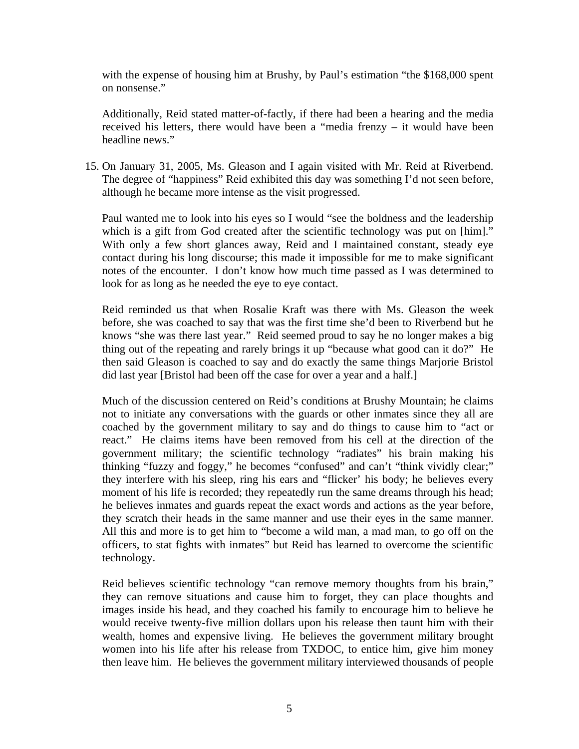with the expense of housing him at Brushy, by Paul's estimation "the $168,000 spent on nonsense."

Additionally, Reid stated matter-of-factly, if there had been a hearing and the media received his letters, there would have been a "media frenzy – it would have been headline news."

15. On January 31, 2005, Ms. Gleason and I again visited with Mr. Reid at Riverbend. The degree of "happiness" Reid exhibited this day was something I'd not seen before, although he became more intense as the visit progressed.

    Paul wanted me to look into his eyes so I would "see the boldness and the leadership which is a gift from God created after the scientific technology was put on [him]." With only a few short glances away, Reid and I maintained constant, steady eye contact during his long discourse; this made it impossible for me to make significant notes of the encounter. I don't know how much time passed as I was determined to look for as long as he needed the eye to eye contact.

    Reid reminded us that when Rosalie Kraft was there with Ms. Gleason the week before, she was coached to say that was the first time she'd been to Riverbend but he knows "she was there last year." Reid seemed proud to say he no longer makes a big thing out of the repeating and rarely brings it up "because what good can it do?" He then said Gleason is coached to say and do exactly the same things Marjorie Bristol did last year [Bristol had been off the case for over a year and a half.]

    Much of the discussion centered on Reid's conditions at Brushy Mountain; he claims not to initiate any conversations with the guards or other inmates since they all are coached by the government military to say and do things to cause him to "act or react." He claims items have been removed from his cell at the direction of the government military; the scientific technology "radiates" his brain making his thinking "fuzzy and foggy," he becomes "confused" and can't "think vividly clear;" they interfere with his sleep, ring his ears and "flicker' his body; he believes every moment of his life is recorded; they repeatedly run the same dreams through his head; he believes inmates and guards repeat the exact words and actions as the year before, they scratch their heads in the same manner and use their eyes in the same manner. All this and more is to get him to "become a wild man, a mad man, to go off on the officers, to stat fights with inmates" but Reid has learned to overcome the scientific technology.

    Reid believes scientific technology "can remove memory thoughts from his brain," they can remove situations and cause him to forget, they can place thoughts and images inside his head, and they coached his family to encourage him to believe he would receive twenty-five million dollars upon his release then taunt him with their wealth, homes and expensive living. He believes the government military brought women into his life after his release from TXDOC, to entice him, give him money then leave him. He believes the government military interviewed thousands of people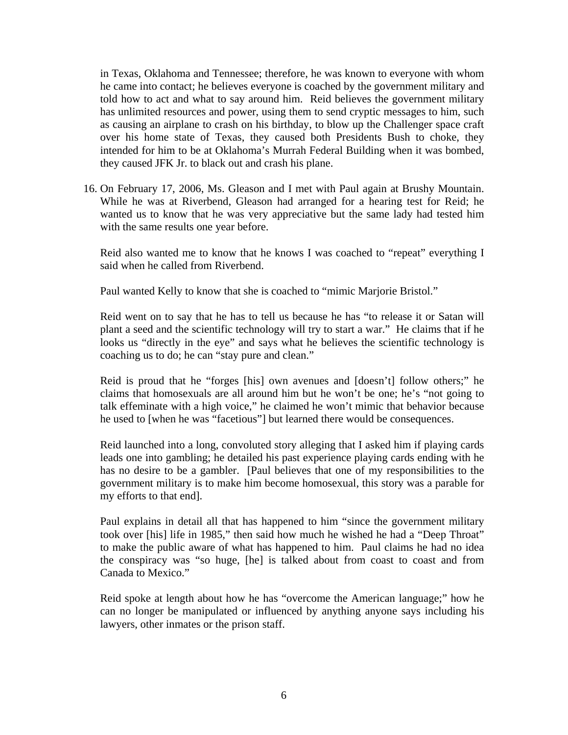in Texas, Oklahoma and Tennessee; therefore, he was known to everyone with whom he came into contact; he believes everyone is coached by the government military and told how to act and what to say around him. Reid believes the government military has unlimited resources and power, using them to send cryptic messages to him, such as causing an airplane to crash on his birthday, to blow up the Challenger space craft over his home state of Texas, they caused both Presidents Bush to choke, they intended for him to be at Oklahoma's Murrah Federal Building when it was bombed, they caused JFK Jr. to black out and crash his plane.

16. On February 17, 2006, Ms. Gleason and I met with Paul again at Brushy Mountain. While he was at Riverbend, Gleason had arranged for a hearing test for Reid; he wanted us to know that he was very appreciative but the same lady had tested him with the same results one year before.

    Reid also wanted me to know that he knows I was coached to "repeat" everything I said when he called from Riverbend.

    Paul wanted Kelly to know that she is coached to "mimic Marjorie Bristol."

    Reid went on to say that he has to tell us because he has "to release it or Satan will plant a seed and the scientific technology will try to start a war." He claims that if he looks us "directly in the eye" and says what he believes the scientific technology is coaching us to do; he can "stay pure and clean."

    Reid is proud that he "forges [his] own avenues and [doesn't] follow others;" he claims that homosexuals are all around him but he won't be one; he's "not going to talk effeminate with a high voice," he claimed he won't mimic that behavior because he used to [when he was "facetious"] but learned there would be consequences.

    Reid launched into a long, convoluted story alleging that I asked him if playing cards leads one into gambling; he detailed his past experience playing cards ending with he has no desire to be a gambler. [Paul believes that one of my responsibilities to the government military is to make him become homosexual, this story was a parable for my efforts to that end].

    Paul explains in detail all that has happened to him "since the government military took over [his] life in 1985," then said how much he wished he had a "Deep Throat" to make the public aware of what has happened to him. Paul claims he had no idea the conspiracy was "so huge, [he] is talked about from coast to coast and from Canada to Mexico."

    Reid spoke at length about how he has "overcome the American language;" how he can no longer be manipulated or influenced by anything anyone says including his lawyers, other inmates or the prison staff.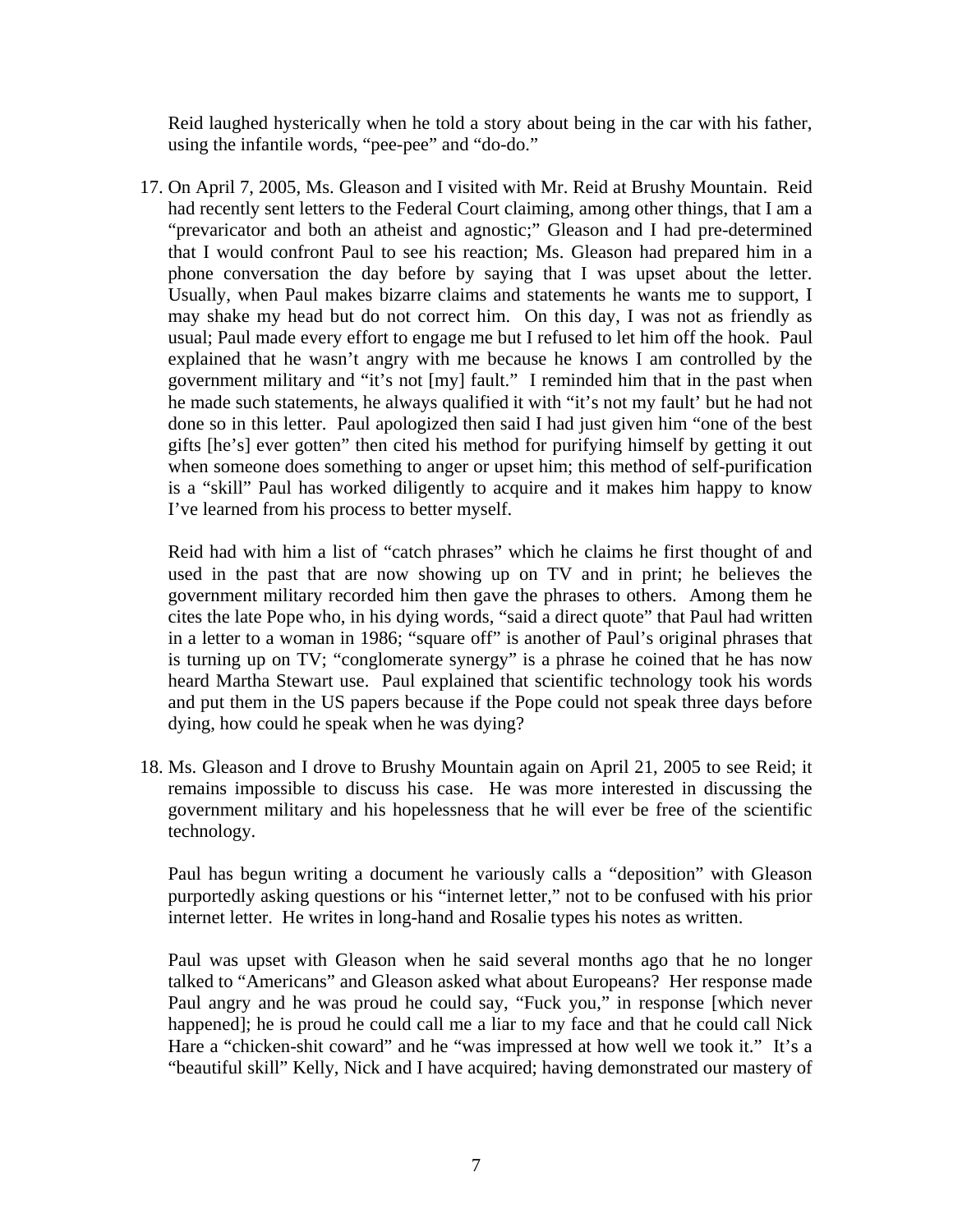Reid laughed hysterically when he told a story about being in the car with his father, using the infantile words, "pee-pee" and "do-do."

17. On April 7, 2005, Ms. Gleason and I visited with Mr. Reid at Brushy Mountain. Reid had recently sent letters to the Federal Court claiming, among other things, that I am a "prevaricator and both an atheist and agnostic;" Gleason and I had pre-determined that I would confront Paul to see his reaction; Ms. Gleason had prepared him in a phone conversation the day before by saying that I was upset about the letter. Usually, when Paul makes bizarre claims and statements he wants me to support, I may shake my head but do not correct him. On this day, I was not as friendly as usual; Paul made every effort to engage me but I refused to let him off the hook. Paul explained that he wasn't angry with me because he knows I am controlled by the government military and "it's not [my] fault." I reminded him that in the past when he made such statements, he always qualified it with "it's not my fault' but he had not done so in this letter. Paul apologized then said I had just given him "one of the best gifts [he's] ever gotten" then cited his method for purifying himself by getting it out when someone does something to anger or upset him; this method of self-purification is a "skill" Paul has worked diligently to acquire and it makes him happy to know I've learned from his process to better myself.

    Reid had with him a list of "catch phrases" which he claims he first thought of and used in the past that are now showing up on TV and in print; he believes the government military recorded him then gave the phrases to others. Among them he cites the late Pope who, in his dying words, "said a direct quote" that Paul had written in a letter to a woman in 1986; "square off" is another of Paul's original phrases that is turning up on TV; "conglomerate synergy" is a phrase he coined that he has now heard Martha Stewart use. Paul explained that scientific technology took his words and put them in the US papers because if the Pope could not speak three days before dying, how could he speak when he was dying?

18. Ms. Gleason and I drove to Brushy Mountain again on April 21, 2005 to see Reid; it remains impossible to discuss his case. He was more interested in discussing the government military and his hopelessness that he will ever be free of the scientific technology.

    Paul has begun writing a document he variously calls a "deposition" with Gleason purportedly asking questions or his "internet letter," not to be confused with his prior internet letter. He writes in long-hand and Rosalie types his notes as written.

    Paul was upset with Gleason when he said several months ago that he no longer talked to "Americans" and Gleason asked what about Europeans? Her response made Paul angry and he was proud he could say, "Fuck you," in response [which never happened]; he is proud he could call me a liar to my face and that he could call Nick Hare a "chicken-shit coward" and he "was impressed at how well we took it." It's a "beautiful skill" Kelly, Nick and I have acquired; having demonstrated our mastery of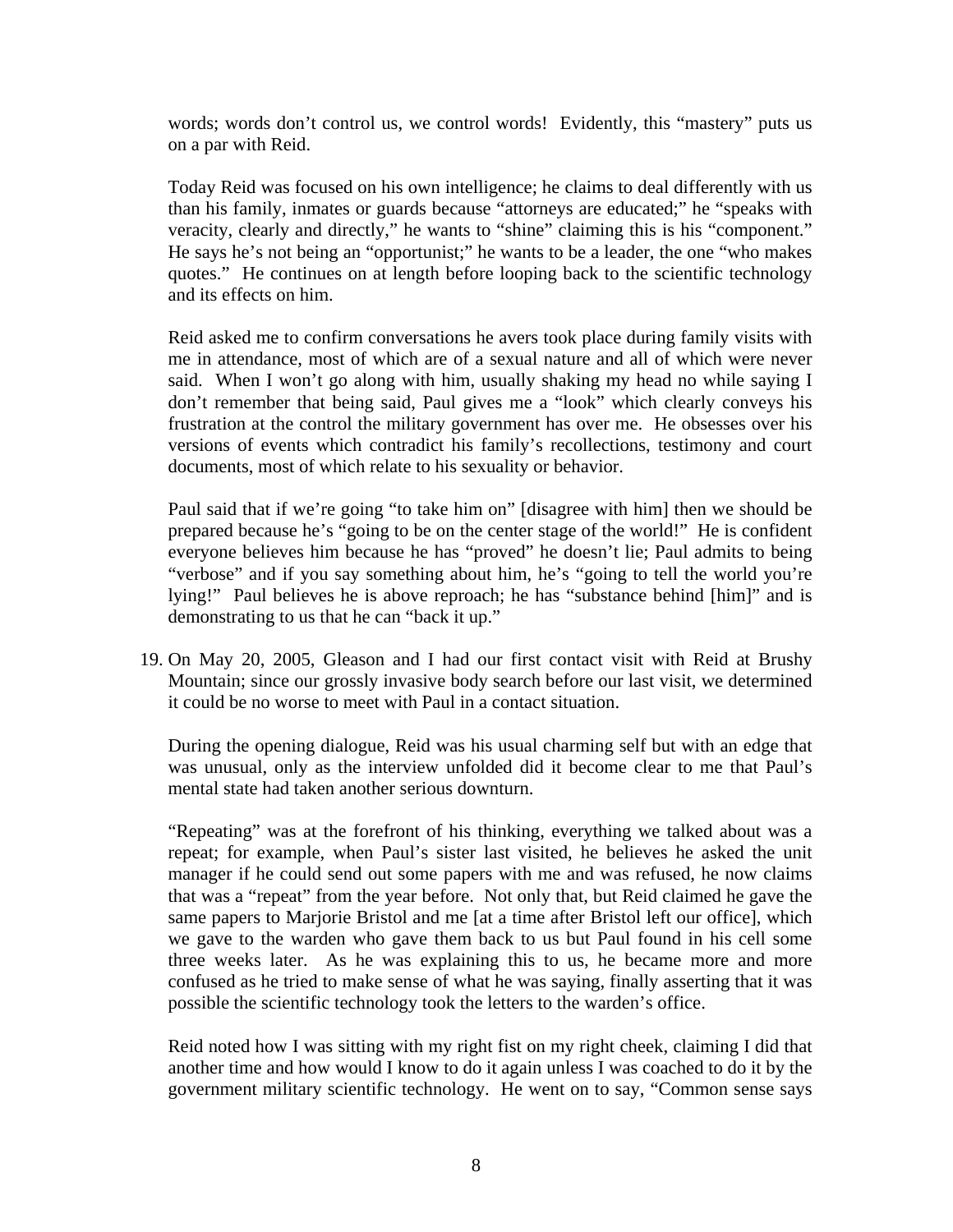words; words don't control us, we control words! Evidently, this "mastery" puts us on a par with Reid.

Today Reid was focused on his own intelligence; he claims to deal differently with us than his family, inmates or guards because "attorneys are educated;" he "speaks with veracity, clearly and directly," he wants to "shine" claiming this is his "component." He says he's not being an "opportunist;" he wants to be a leader, the one "who makes quotes." He continues on at length before looping back to the scientific technology and its effects on him.

Reid asked me to confirm conversations he avers took place during family visits with me in attendance, most of which are of a sexual nature and all of which were never said. When I won't go along with him, usually shaking my head no while saying I don't remember that being said, Paul gives me a "look" which clearly conveys his frustration at the control the military government has over me. He obsesses over his versions of events which contradict his family's recollections, testimony and court documents, most of which relate to his sexuality or behavior.

Paul said that if we're going "to take him on" [disagree with him] then we should be prepared because he's "going to be on the center stage of the world!" He is confident everyone believes him because he has "proved" he doesn't lie; Paul admits to being "verbose" and if you say something about him, he's "going to tell the world you're lying!" Paul believes he is above reproach; he has "substance behind [him]" and is demonstrating to us that he can "back it up."

19. On May 20, 2005, Gleason and I had our first contact visit with Reid at Brushy Mountain; since our grossly invasive body search before our last visit, we determined it could be no worse to meet with Paul in a contact situation.

    During the opening dialogue, Reid was his usual charming self but with an edge that was unusual, only as the interview unfolded did it become clear to me that Paul's mental state had taken another serious downturn.

    "Repeating" was at the forefront of his thinking, everything we talked about was a repeat; for example, when Paul's sister last visited, he believes he asked the unit manager if he could send out some papers with me and was refused, he now claims that was a "repeat" from the year before. Not only that, but Reid claimed he gave the same papers to Marjorie Bristol and me [at a time after Bristol left our office], which we gave to the warden who gave them back to us but Paul found in his cell some three weeks later. As he was explaining this to us, he became more and more confused as he tried to make sense of what he was saying, finally asserting that it was possible the scientific technology took the letters to the warden's office.

    Reid noted how I was sitting with my right fist on my right cheek, claiming I did that another time and how would I know to do it again unless I was coached to do it by the government military scientific technology. He went on to say, "Common sense says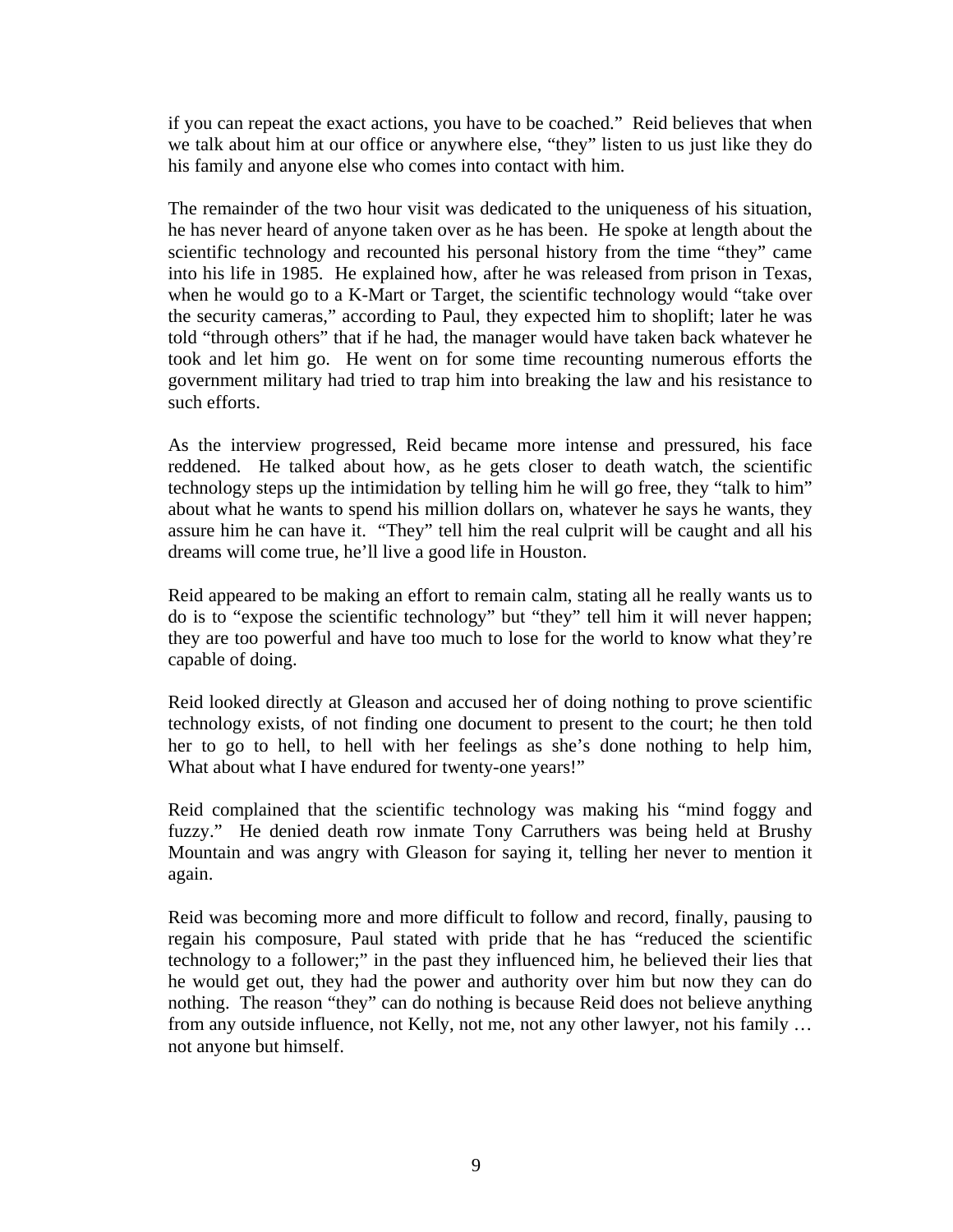if you can repeat the exact actions, you have to be coached." Reid believes that when we talk about him at our office or anywhere else, "they" listen to us just like they do his family and anyone else who comes into contact with him.

The remainder of the two hour visit was dedicated to the uniqueness of his situation, he has never heard of anyone taken over as he has been. He spoke at length about the scientific technology and recounted his personal history from the time "they" came into his life in 1985. He explained how, after he was released from prison in Texas, when he would go to a K-Mart or Target, the scientific technology would "take over the security cameras," according to Paul, they expected him to shoplift; later he was told "through others" that if he had, the manager would have taken back whatever he took and let him go. He went on for some time recounting numerous efforts the government military had tried to trap him into breaking the law and his resistance to such efforts.

As the interview progressed, Reid became more intense and pressured, his face reddened. He talked about how, as he gets closer to death watch, the scientific technology steps up the intimidation by telling him he will go free, they "talk to him" about what he wants to spend his million dollars on, whatever he says he wants, they assure him he can have it. "They" tell him the real culprit will be caught and all his dreams will come true, he'll live a good life in Houston.

Reid appeared to be making an effort to remain calm, stating all he really wants us to do is to "expose the scientific technology" but "they" tell him it will never happen; they are too powerful and have too much to lose for the world to know what they're capable of doing.

Reid looked directly at Gleason and accused her of doing nothing to prove scientific technology exists, of not finding one document to present to the court; he then told her to go to hell, to hell with her feelings as she's done nothing to help him, What about what I have endured for twenty-one years!"

Reid complained that the scientific technology was making his "mind foggy and fuzzy." He denied death row inmate Tony Carruthers was being held at Brushy Mountain and was angry with Gleason for saying it, telling her never to mention it again.

Reid was becoming more and more difficult to follow and record, finally, pausing to regain his composure, Paul stated with pride that he has "reduced the scientific technology to a follower;" in the past they influenced him, he believed their lies that he would get out, they had the power and authority over him but now they can do nothing. The reason "they" can do nothing is because Reid does not believe anything from any outside influence, not Kelly, not me, not any other lawyer, not his family … not anyone but himself.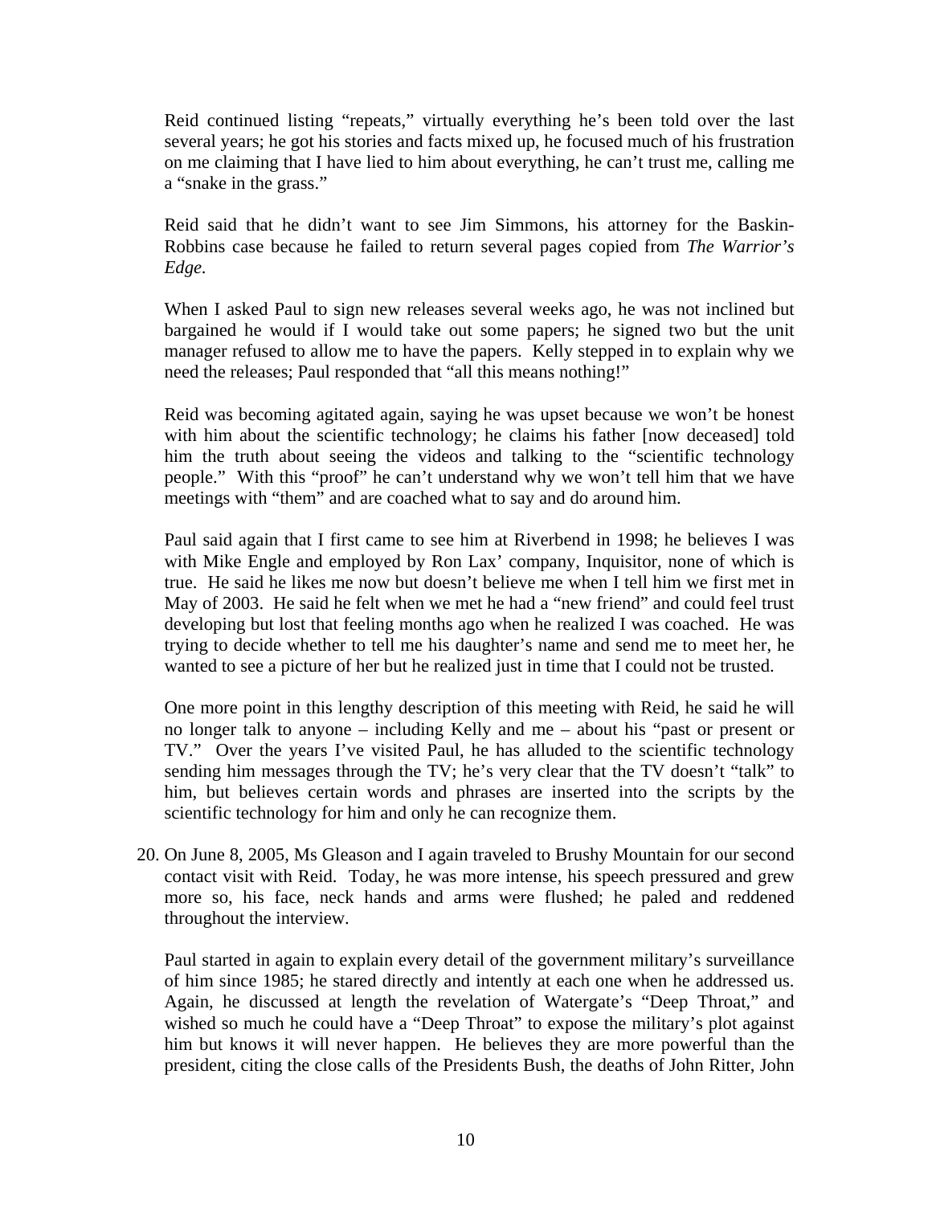Reid continued listing "repeats," virtually everything he's been told over the last several years; he got his stories and facts mixed up, he focused much of his frustration on me claiming that I have lied to him about everything, he can't trust me, calling me a "snake in the grass."

Reid said that he didn't want to see Jim Simmons, his attorney for the Baskin-Robbins case because he failed to return several pages copied from *The Warrior's Edge*.

When I asked Paul to sign new releases several weeks ago, he was not inclined but bargained he would if I would take out some papers; he signed two but the unit manager refused to allow me to have the papers. Kelly stepped in to explain why we need the releases; Paul responded that "all this means nothing!"

Reid was becoming agitated again, saying he was upset because we won't be honest with him about the scientific technology; he claims his father [now deceased] told him the truth about seeing the videos and talking to the "scientific technology people." With this "proof" he can't understand why we won't tell him that we have meetings with "them" and are coached what to say and do around him.

Paul said again that I first came to see him at Riverbend in 1998; he believes I was with Mike Engle and employed by Ron Lax' company, Inquisitor, none of which is true. He said he likes me now but doesn't believe me when I tell him we first met in May of 2003. He said he felt when we met he had a "new friend" and could feel trust developing but lost that feeling months ago when he realized I was coached. He was trying to decide whether to tell me his daughter's name and send me to meet her, he wanted to see a picture of her but he realized just in time that I could not be trusted.

One more point in this lengthy description of this meeting with Reid, he said he will no longer talk to anyone – including Kelly and me – about his "past or present or TV." Over the years I've visited Paul, he has alluded to the scientific technology sending him messages through the TV; he's very clear that the TV doesn't "talk" to him, but believes certain words and phrases are inserted into the scripts by the scientific technology for him and only he can recognize them.

20. On June 8, 2005, Ms Gleason and I again traveled to Brushy Mountain for our second contact visit with Reid. Today, he was more intense, his speech pressured and grew more so, his face, neck hands and arms were flushed; he paled and reddened throughout the interview.

    Paul started in again to explain every detail of the government military's surveillance of him since 1985; he stared directly and intently at each one when he addressed us. Again, he discussed at length the revelation of Watergate's "Deep Throat," and wished so much he could have a "Deep Throat" to expose the military's plot against him but knows it will never happen. He believes they are more powerful than the president, citing the close calls of the Presidents Bush, the deaths of John Ritter, John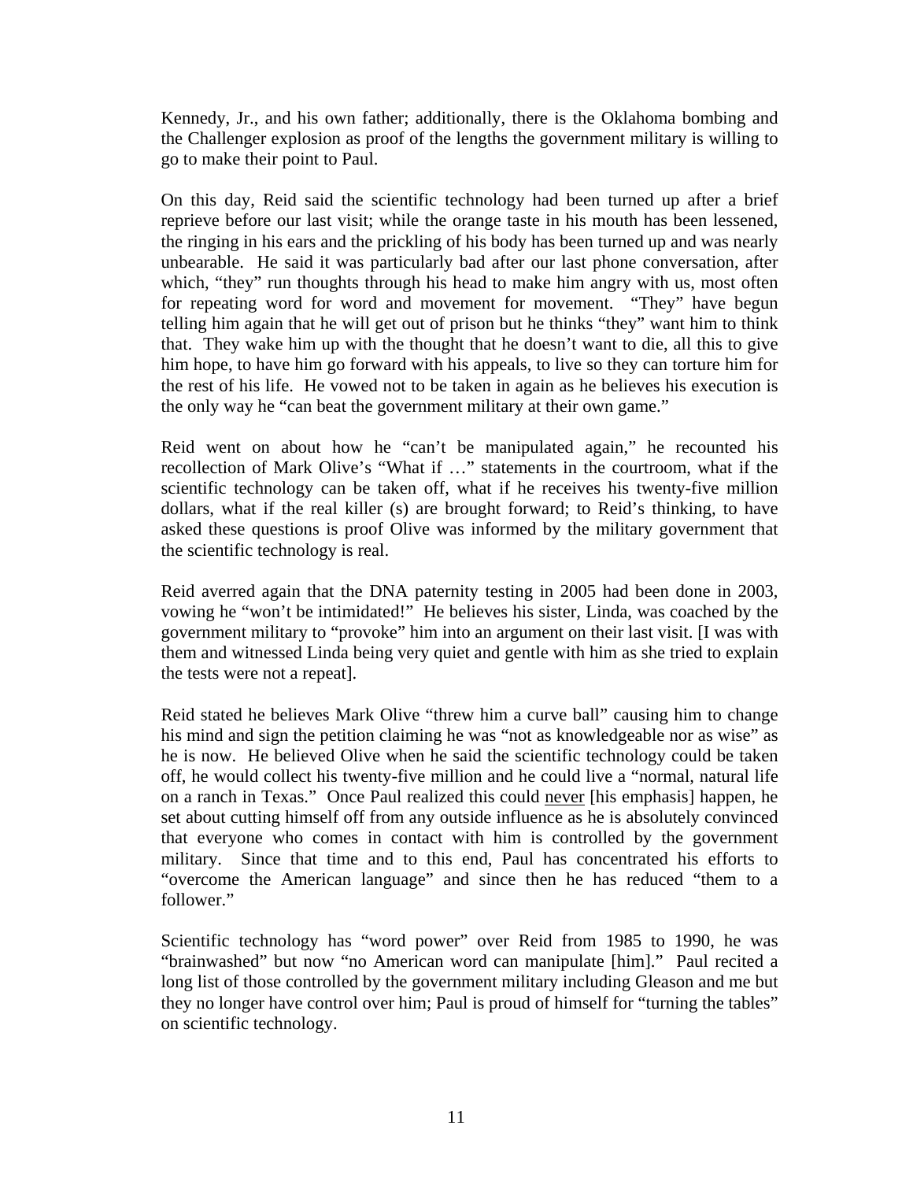Kennedy, Jr., and his own father; additionally, there is the Oklahoma bombing and the Challenger explosion as proof of the lengths the government military is willing to go to make their point to Paul.

On this day, Reid said the scientific technology had been turned up after a brief reprieve before our last visit; while the orange taste in his mouth has been lessened, the ringing in his ears and the prickling of his body has been turned up and was nearly unbearable. He said it was particularly bad after our last phone conversation, after which, "they" run thoughts through his head to make him angry with us, most often for repeating word for word and movement for movement. "They" have begun telling him again that he will get out of prison but he thinks "they" want him to think that. They wake him up with the thought that he doesn't want to die, all this to give him hope, to have him go forward with his appeals, to live so they can torture him for the rest of his life. He vowed not to be taken in again as he believes his execution is the only way he "can beat the government military at their own game."

Reid went on about how he "can't be manipulated again," he recounted his recollection of Mark Olive's "What if …" statements in the courtroom, what if the scientific technology can be taken off, what if he receives his twenty-five million dollars, what if the real killer (s) are brought forward; to Reid's thinking, to have asked these questions is proof Olive was informed by the military government that the scientific technology is real.

Reid averred again that the DNA paternity testing in 2005 had been done in 2003, vowing he "won't be intimidated!" He believes his sister, Linda, was coached by the government military to "provoke" him into an argument on their last visit. [I was with them and witnessed Linda being very quiet and gentle with him as she tried to explain the tests were not a repeat].

Reid stated he believes Mark Olive "threw him a curve ball" causing him to change his mind and sign the petition claiming he was "not as knowledgeable nor as wise" as he is now. He believed Olive when he said the scientific technology could be taken off, he would collect his twenty-five million and he could live a "normal, natural life on a ranch in Texas." Once Paul realized this could <u>never</u> [his emphasis] happen, he set about cutting himself off from any outside influence as he is absolutely convinced that everyone who comes in contact with him is controlled by the government military. Since that time and to this end, Paul has concentrated his efforts to "overcome the American language" and since then he has reduced "them to a follower."

Scientific technology has "word power" over Reid from 1985 to 1990, he was "brainwashed" but now "no American word can manipulate [him]." Paul recited a long list of those controlled by the government military including Gleason and me but they no longer have control over him; Paul is proud of himself for "turning the tables" on scientific technology.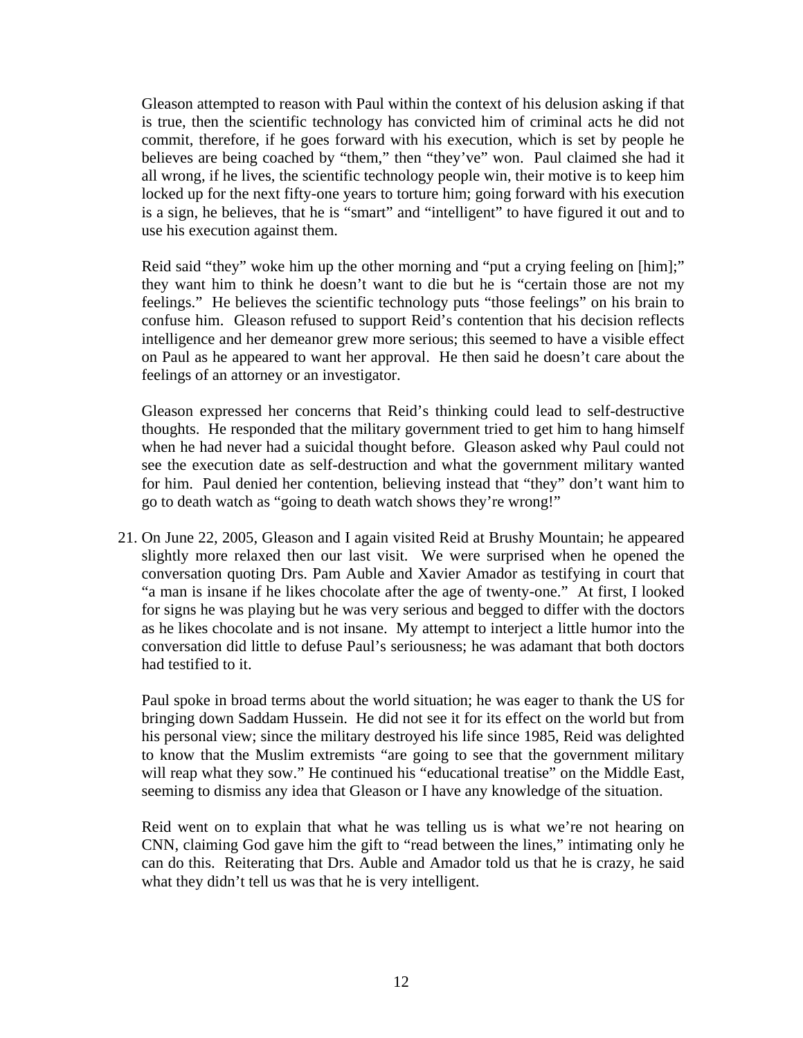Gleason attempted to reason with Paul within the context of his delusion asking if that is true, then the scientific technology has convicted him of criminal acts he did not commit, therefore, if he goes forward with his execution, which is set by people he believes are being coached by "them," then "they've" won. Paul claimed she had it all wrong, if he lives, the scientific technology people win, their motive is to keep him locked up for the next fifty-one years to torture him; going forward with his execution is a sign, he believes, that he is "smart" and "intelligent" to have figured it out and to use his execution against them.

Reid said "they" woke him up the other morning and "put a crying feeling on [him];" they want him to think he doesn't want to die but he is "certain those are not my feelings." He believes the scientific technology puts "those feelings" on his brain to confuse him. Gleason refused to support Reid's contention that his decision reflects intelligence and her demeanor grew more serious; this seemed to have a visible effect on Paul as he appeared to want her approval. He then said he doesn't care about the feelings of an attorney or an investigator.

Gleason expressed her concerns that Reid's thinking could lead to self-destructive thoughts. He responded that the military government tried to get him to hang himself when he had never had a suicidal thought before. Gleason asked why Paul could not see the execution date as self-destruction and what the government military wanted for him. Paul denied her contention, believing instead that "they" don't want him to go to death watch as "going to death watch shows they're wrong!"

21. On June 22, 2005, Gleason and I again visited Reid at Brushy Mountain; he appeared slightly more relaxed then our last visit. We were surprised when he opened the conversation quoting Drs. Pam Auble and Xavier Amador as testifying in court that "a man is insane if he likes chocolate after the age of twenty-one." At first, I looked for signs he was playing but he was very serious and begged to differ with the doctors as he likes chocolate and is not insane. My attempt to interject a little humor into the conversation did little to defuse Paul's seriousness; he was adamant that both doctors had testified to it.

    Paul spoke in broad terms about the world situation; he was eager to thank the US for bringing down Saddam Hussein. He did not see it for its effect on the world but from his personal view; since the military destroyed his life since 1985, Reid was delighted to know that the Muslim extremists "are going to see that the government military will reap what they sow." He continued his "educational treatise" on the Middle East, seeming to dismiss any idea that Gleason or I have any knowledge of the situation.

    Reid went on to explain that what he was telling us is what we're not hearing on CNN, claiming God gave him the gift to "read between the lines," intimating only he can do this. Reiterating that Drs. Auble and Amador told us that he is crazy, he said what they didn't tell us was that he is very intelligent.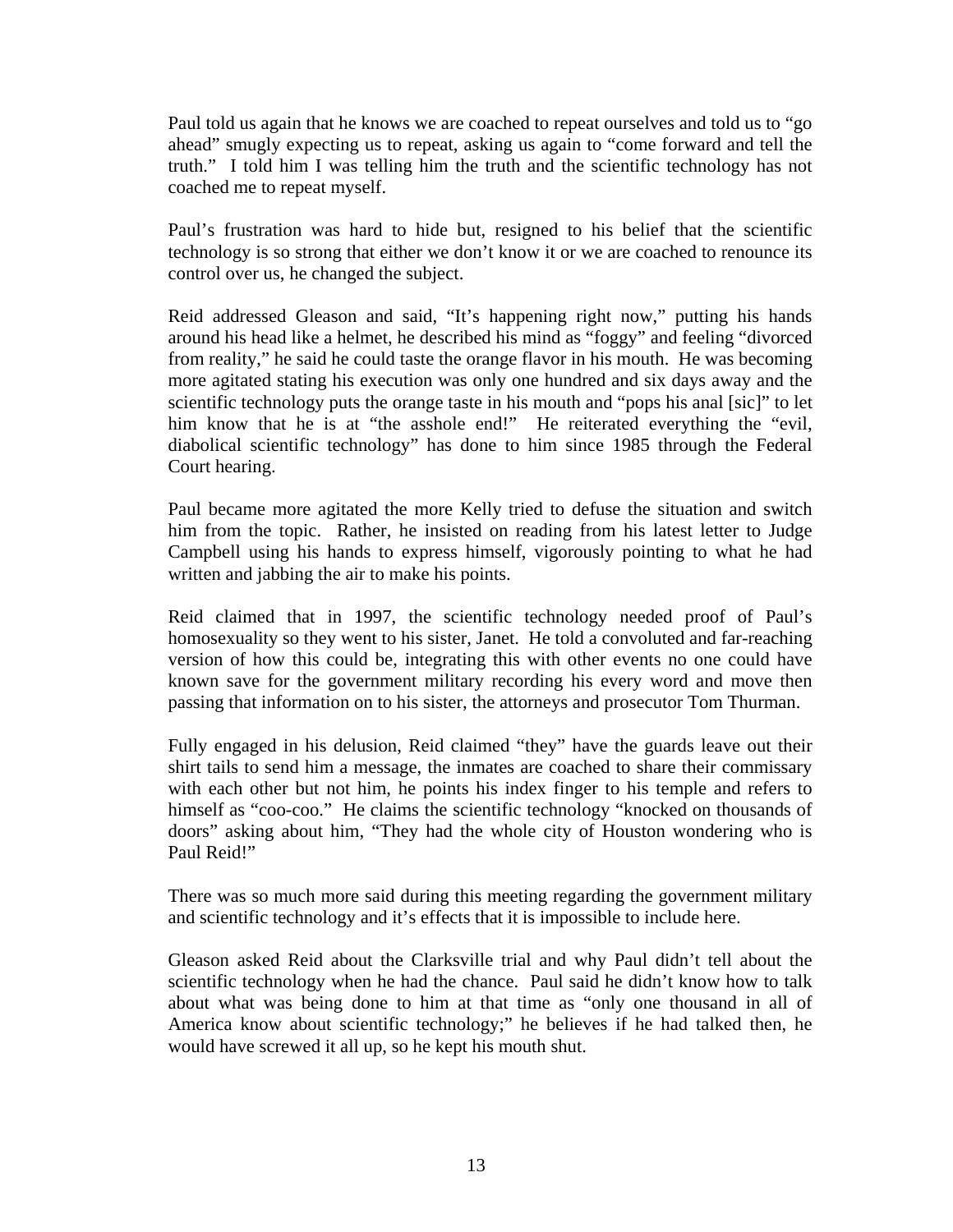Paul told us again that he knows we are coached to repeat ourselves and told us to "go ahead" smugly expecting us to repeat, asking us again to "come forward and tell the truth." I told him I was telling him the truth and the scientific technology has not coached me to repeat myself.

Paul's frustration was hard to hide but, resigned to his belief that the scientific technology is so strong that either we don't know it or we are coached to renounce its control over us, he changed the subject.

Reid addressed Gleason and said, "It's happening right now," putting his hands around his head like a helmet, he described his mind as "foggy" and feeling "divorced from reality," he said he could taste the orange flavor in his mouth. He was becoming more agitated stating his execution was only one hundred and six days away and the scientific technology puts the orange taste in his mouth and "pops his anal [sic]" to let him know that he is at "the asshole end!" He reiterated everything the "evil, diabolical scientific technology" has done to him since 1985 through the Federal Court hearing.

Paul became more agitated the more Kelly tried to defuse the situation and switch him from the topic. Rather, he insisted on reading from his latest letter to Judge Campbell using his hands to express himself, vigorously pointing to what he had written and jabbing the air to make his points.

Reid claimed that in 1997, the scientific technology needed proof of Paul's homosexuality so they went to his sister, Janet. He told a convoluted and far-reaching version of how this could be, integrating this with other events no one could have known save for the government military recording his every word and move then passing that information on to his sister, the attorneys and prosecutor Tom Thurman.

Fully engaged in his delusion, Reid claimed "they" have the guards leave out their shirt tails to send him a message, the inmates are coached to share their commissary with each other but not him, he points his index finger to his temple and refers to himself as "coo-coo." He claims the scientific technology "knocked on thousands of doors" asking about him, "They had the whole city of Houston wondering who is Paul Reid!"

There was so much more said during this meeting regarding the government military and scientific technology and it's effects that it is impossible to include here.

Gleason asked Reid about the Clarksville trial and why Paul didn't tell about the scientific technology when he had the chance. Paul said he didn't know how to talk about what was being done to him at that time as "only one thousand in all of America know about scientific technology;" he believes if he had talked then, he would have screwed it all up, so he kept his mouth shut.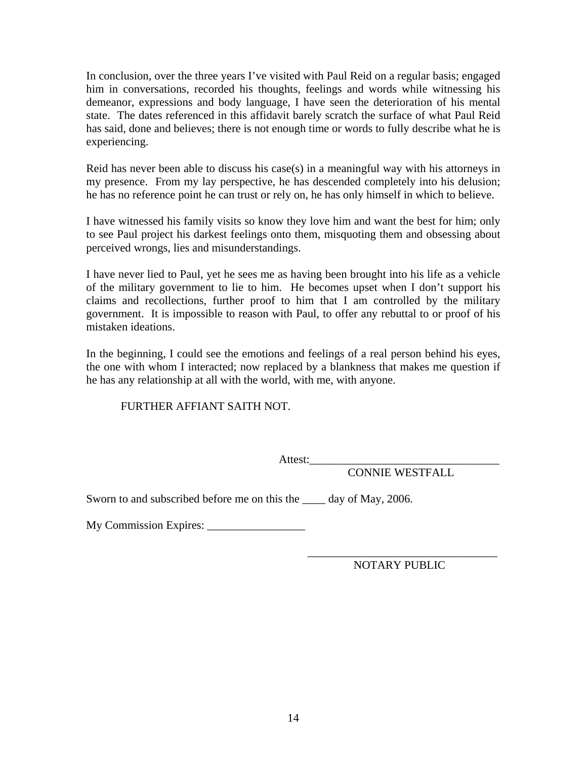In conclusion, over the three years I've visited with Paul Reid on a regular basis; engaged him in conversations, recorded his thoughts, feelings and words while witnessing his demeanor, expressions and body language, I have seen the deterioration of his mental state. The dates referenced in this affidavit barely scratch the surface of what Paul Reid has said, done and believes; there is not enough time or words to fully describe what he is experiencing.

Reid has never been able to discuss his case(s) in a meaningful way with his attorneys in my presence. From my lay perspective, he has descended completely into his delusion; he has no reference point he can trust or rely on, he has only himself in which to believe.

I have witnessed his family visits so know they love him and want the best for him; only to see Paul project his darkest feelings onto them, misquoting them and obsessing about perceived wrongs, lies and misunderstandings.

I have never lied to Paul, yet he sees me as having been brought into his life as a vehicle of the military government to lie to him. He becomes upset when I don't support his claims and recollections, further proof to him that I am controlled by the military government. It is impossible to reason with Paul, to offer any rebuttal to or proof of his mistaken ideations.

In the beginning, I could see the emotions and feelings of a real person behind his eyes, the one with whom I interacted; now replaced by a blankness that makes me question if he has any relationship at all with the world, with me, with anyone.

FURTHER AFFIANT SAITH NOT.

Attest:_________________________________
CONNIE WESTFALL

Sworn to and subscribed before me on this the ____ day of May, 2006.

My Commission Expires: _________________

_________________________________
NOTARY PUBLIC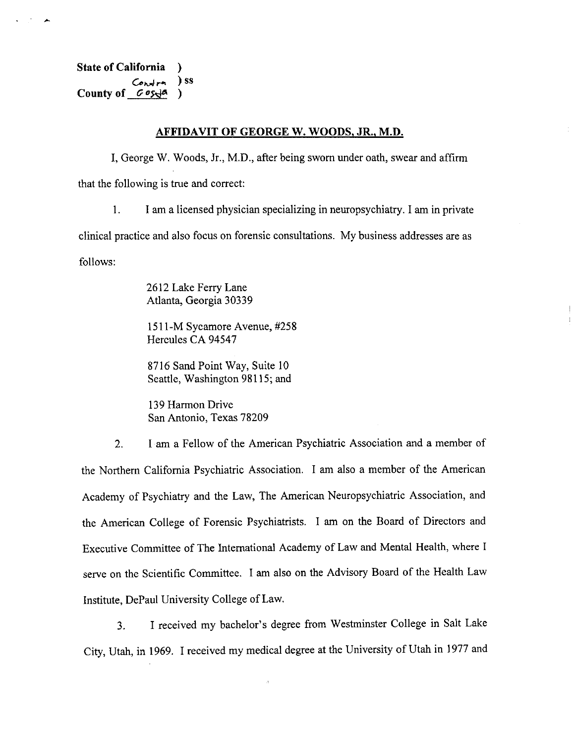State of California )
Contra ) ss
County of Costa )

**AFFIDAVIT OF GEORGE W. WOODS, JR., M.D.**

I, George W. Woods, Jr., M.D., after being sworn under oath, swear and affirm that the following is true and correct:

1. I am a licensed physician specializing in neuropsychiatry. I am in private clinical practice and also focus on forensic consultations. My business addresses are as follows:

   2612 Lake Ferry Lane
   Atlanta, Georgia 30339

   1511-M Sycamore Avenue, #258
   Hercules CA 94547

   8716 Sand Point Way, Suite 10
   Seattle, Washington 98115; and

   139 Harmon Drive
   San Antonio, Texas 78209

2. I am a Fellow of the American Psychiatric Association and a member of the Northern California Psychiatric Association. I am also a member of the American Academy of Psychiatry and the Law, The American Neuropsychiatric Association, and the American College of Forensic Psychiatrists. I am on the Board of Directors and Executive Committee of The International Academy of Law and Mental Health, where I serve on the Scientific Committee. I am also on the Advisory Board of the Health Law Institute, DePaul University College of Law.

3. I received my bachelor's degree from Westminster College in Salt Lake City, Utah, in 1969. I received my medical degree at the University of Utah in 1977 and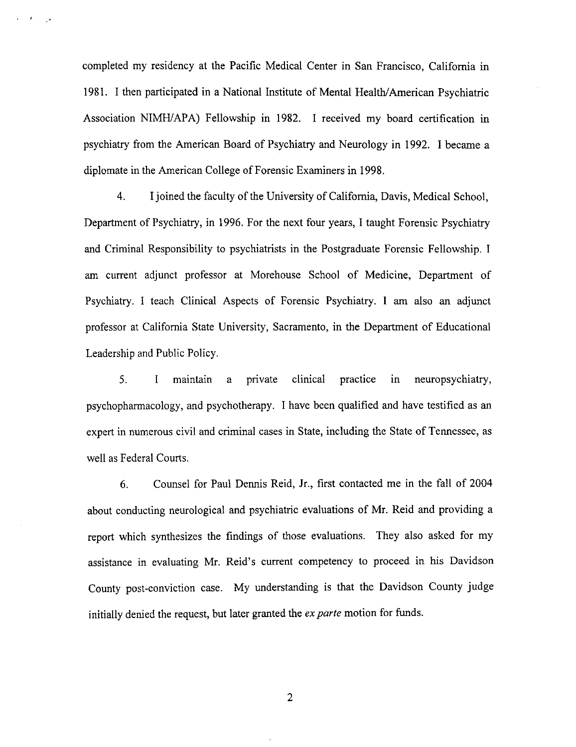completed my residency at the Pacific Medical Center in San Francisco, California in 1981. I then participated in a National Institute of Mental Health/American Psychiatric Association NIMH/APA) Fellowship in 1982. I received my board certification in psychiatry from the American Board of Psychiatry and Neurology in 1992. I became a diplomate in the American College of Forensic Examiners in 1998.

4. I joined the faculty of the University of California, Davis, Medical School, Department of Psychiatry, in 1996. For the next four years, I taught Forensic Psychiatry and Criminal Responsibility to psychiatrists in the Postgraduate Forensic Fellowship. I am current adjunct professor at Morehouse School of Medicine, Department of Psychiatry. I teach Clinical Aspects of Forensic Psychiatry. I am also an adjunct professor at California State University, Sacramento, in the Department of Educational Leadership and Public Policy.

5. I maintain a private clinical practice in neuropsychiatry, psychopharmacology, and psychotherapy. I have been qualified and have testified as an expert in numerous civil and criminal cases in State, including the State of Tennessee, as well as Federal Courts.

6. Counsel for Paul Dennis Reid, Jr., first contacted me in the fall of 2004 about conducting neurological and psychiatric evaluations of Mr. Reid and providing a report which synthesizes the findings of those evaluations. They also asked for my assistance in evaluating Mr. Reid's current competency to proceed in his Davidson County post-conviction case. My understanding is that the Davidson County judge initially denied the request, but later granted the *ex parte* motion for funds.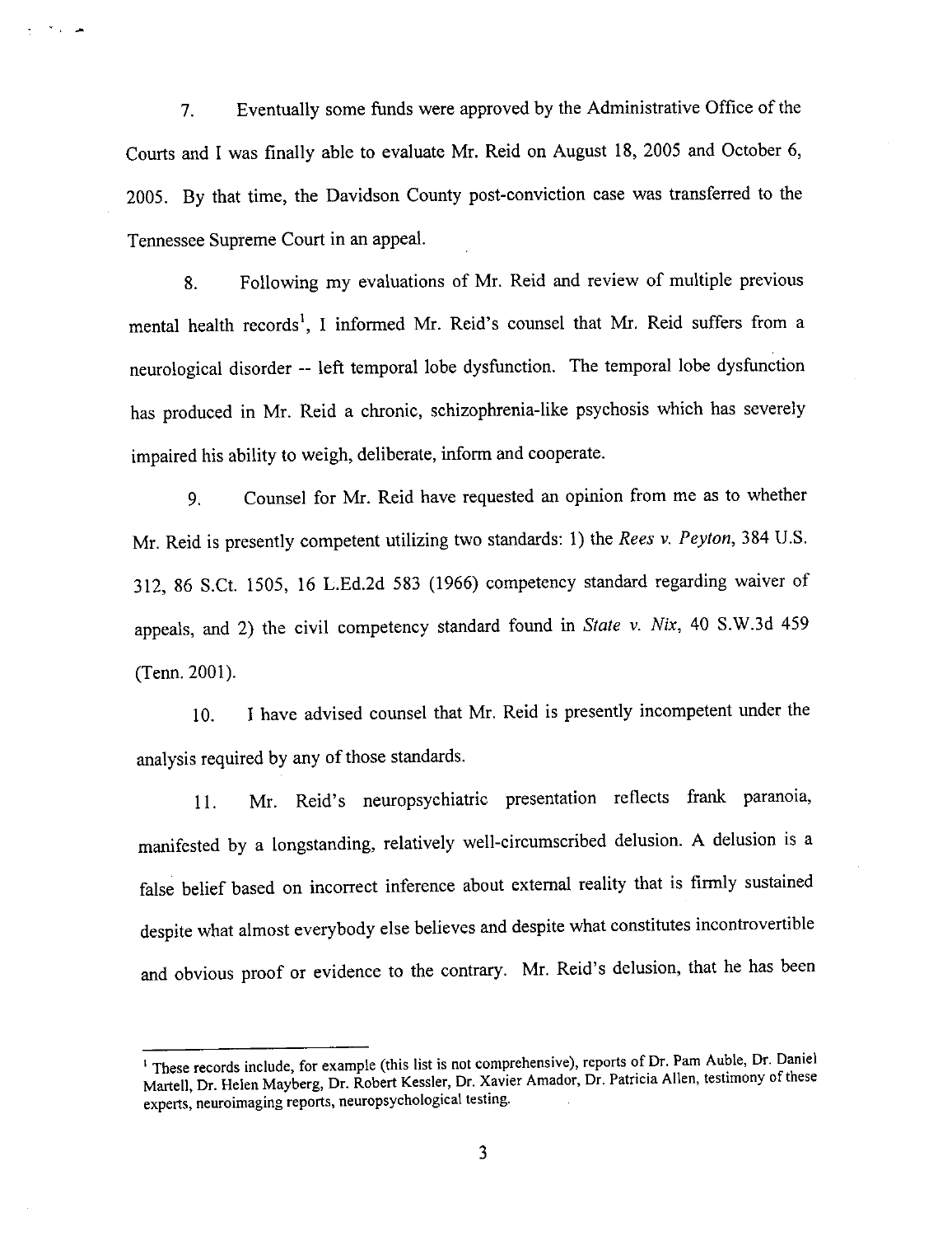7. Eventually some funds were approved by the Administrative Office of the Courts and I was finally able to evaluate Mr. Reid on August 18, 2005 and October 6, 2005. By that time, the Davidson County post-conviction case was transferred to the Tennessee Supreme Court in an appeal.

8. Following my evaluations of Mr. Reid and review of multiple previous mental health records[1], I informed Mr. Reid's counsel that Mr. Reid suffers from a neurological disorder -- left temporal lobe dysfunction. The temporal lobe dysfunction has produced in Mr. Reid a chronic, schizophrenia-like psychosis which has severely impaired his ability to weigh, deliberate, inform and cooperate.

9. Counsel for Mr. Reid have requested an opinion from me as to whether Mr. Reid is presently competent utilizing two standards: 1) the *Rees v. Peyton*, 384 U.S. 312, 86 S.Ct. 1505, 16 L.Ed.2d 583 (1966) competency standard regarding waiver of appeals, and 2) the civil competency standard found in *State v. Nix*, 40 S.W.3d 459 (Tenn. 2001).

10. I have advised counsel that Mr. Reid is presently incompetent under the analysis required by any of those standards.

11. Mr. Reid's neuropsychiatric presentation reflects frank paranoia, manifested by a longstanding, relatively well-circumscribed delusion. A delusion is a false belief based on incorrect inference about external reality that is firmly sustained despite what almost everybody else believes and despite what constitutes incontrovertible and obvious proof or evidence to the contrary. Mr. Reid's delusion, that he has been

---

[1] These records include, for example (this list is not comprehensive), reports of Dr. Pam Auble, Dr. Daniel Martell, Dr. Helen Mayberg, Dr. Robert Kessler, Dr. Xavier Amador, Dr. Patricia Allen, testimony of these experts, neuroimaging reports, neuropsychological testing.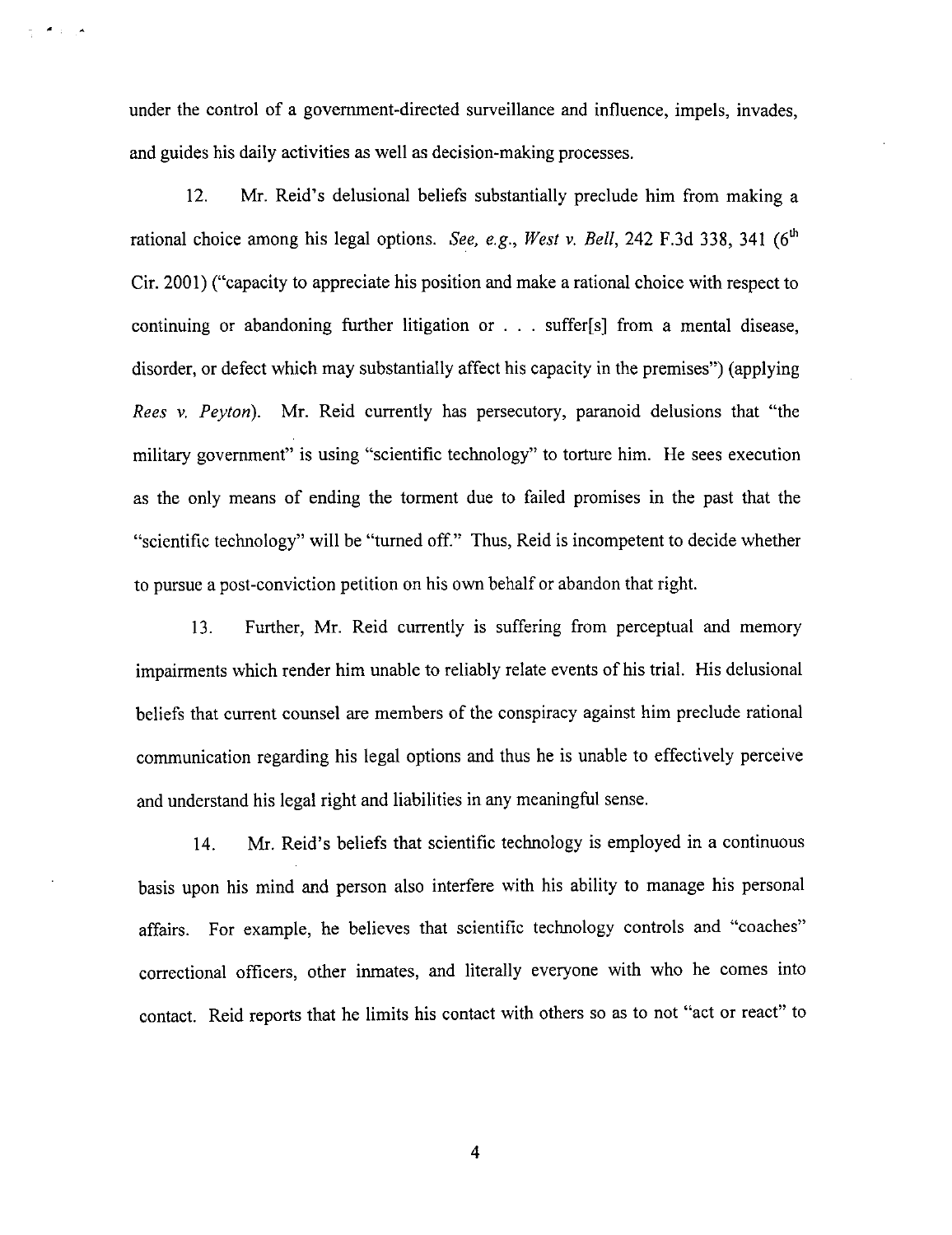under the control of a government-directed surveillance and influence, impels, invades, and guides his daily activities as well as decision-making processes.

12. Mr. Reid's delusional beliefs substantially preclude him from making a rational choice among his legal options. *See, e.g., West v. Bell*, 242 F.3d 338, 341 (6th Cir. 2001) ("capacity to appreciate his position and make a rational choice with respect to continuing or abandoning further litigation or . . . suffer[s] from a mental disease, disorder, or defect which may substantially affect his capacity in the premises") (applying *Rees v. Peyton*). Mr. Reid currently has persecutory, paranoid delusions that "the military government" is using "scientific technology" to torture him. He sees execution as the only means of ending the torment due to failed promises in the past that the "scientific technology" will be "turned off." Thus, Reid is incompetent to decide whether to pursue a post-conviction petition on his own behalf or abandon that right.

13. Further, Mr. Reid currently is suffering from perceptual and memory impairments which render him unable to reliably relate events of his trial. His delusional beliefs that current counsel are members of the conspiracy against him preclude rational communication regarding his legal options and thus he is unable to effectively perceive and understand his legal right and liabilities in any meaningful sense.

14. Mr. Reid's beliefs that scientific technology is employed in a continuous basis upon his mind and person also interfere with his ability to manage his personal affairs. For example, he believes that scientific technology controls and "coaches" correctional officers, other inmates, and literally everyone with who he comes into contact. Reid reports that he limits his contact with others so as to not "act or react" to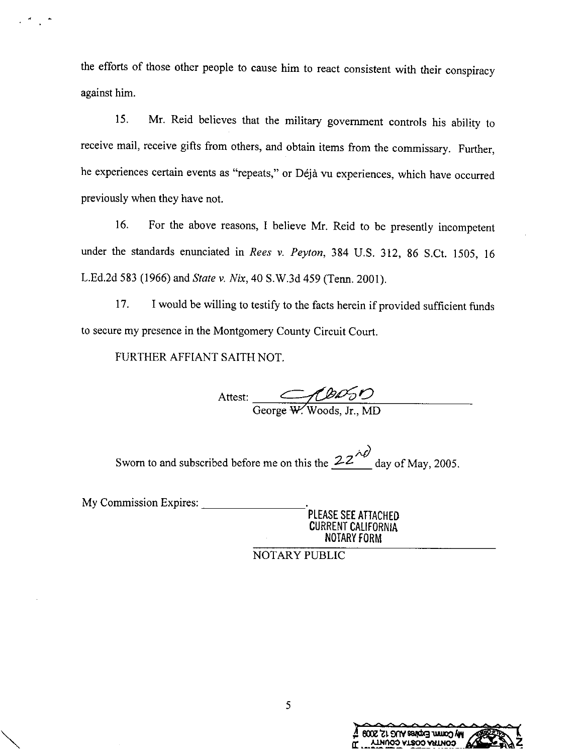the efforts of those other people to cause him to react consistent with their conspiracy against him.

15. Mr. Reid believes that the military government controls his ability to receive mail, receive gifts from others, and obtain items from the commissary. Further, he experiences certain events as "repeats," or Déjà vu experiences, which have occurred previously when they have not.

16. For the above reasons, I believe Mr. Reid to be presently incompetent under the standards enunciated in *Rees v. Peyton*, 384 U.S. 312, 86 S.Ct. 1505, 16 L.Ed.2d 583 (1966) and *State v. Nix*, 40 S.W.3d 459 (Tenn. 2001).

17. I would be willing to testify to the facts herein if provided sufficient funds to secure my presence in the Montgomery County Circuit Court.

FURTHER AFFIANT SAITH NOT.

Attest: ______________________
George W. Woods, Jr., MD

Sworn to and subscribed before me on this the 22nd day of May, 2005.

My Commission Expires: __________.

PLEASE SEE ATTACHED
CURRENT CALIFORNIA
NOTARY FORM

NOTARY PUBLIC

My Comm. Expires AUG 12, 2009
CONTRA COSTA COUNTY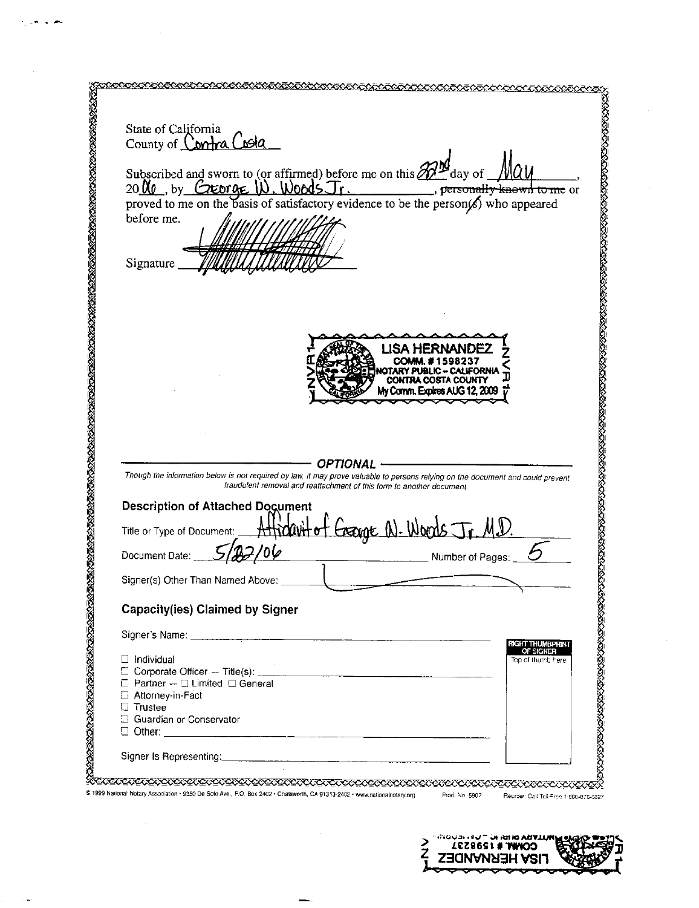State of California
County of Contra Costa

Subscribed and sworn to (or affirmed) before me on this 22nd day of May, 2006, by George W. Woods Jr., ~~personally known to me~~ or proved to me on the basis of satisfactory evidence to be the person(~~s~~) who appeared before me.

Signature [signature]

LISA HERNANDEZ
COMM. # 1598237
NOTARY PUBLIC - CALIFORNIA
CONTRA COSTA COUNTY
My Comm. Expires AUG 12, 2009

**OPTIONAL**

*Though the information below is not required by law, it may prove valuable to persons relying on the document and could prevent fraudulent removal and reattachment of this form to another document.*

### Description of Attached Document

Title or Type of Document: Affidavit of George W. Woods Jr. M.D.

Document Date: 5/22/06 Number of Pages: 5

Signer(s) Other Than Named Above: ______

### Capacity(ies) Claimed by Signer

Signer's Name: ______

- ☐ Individual
- ☐ Corporate Officer — Title(s): ______
- ☐ Partner — ☐ Limited ☐ General
- ☐ Attorney-in-Fact
- ☐ Trustee
- ☐ Guardian or Conservator
- ☐ Other: ______

Signer Is Representing: ______

RIGHT THUMBPRINT OF SIGNER
Top of thumb here

© 1999 National Notary Association • 9350 De Soto Ave., P.O. Box 2402 • Chatsworth, CA 91313-2402 • www.nationalnotary.org Prod. No. 5907 Reorder: Call Toll-Free 1-800-876-6827